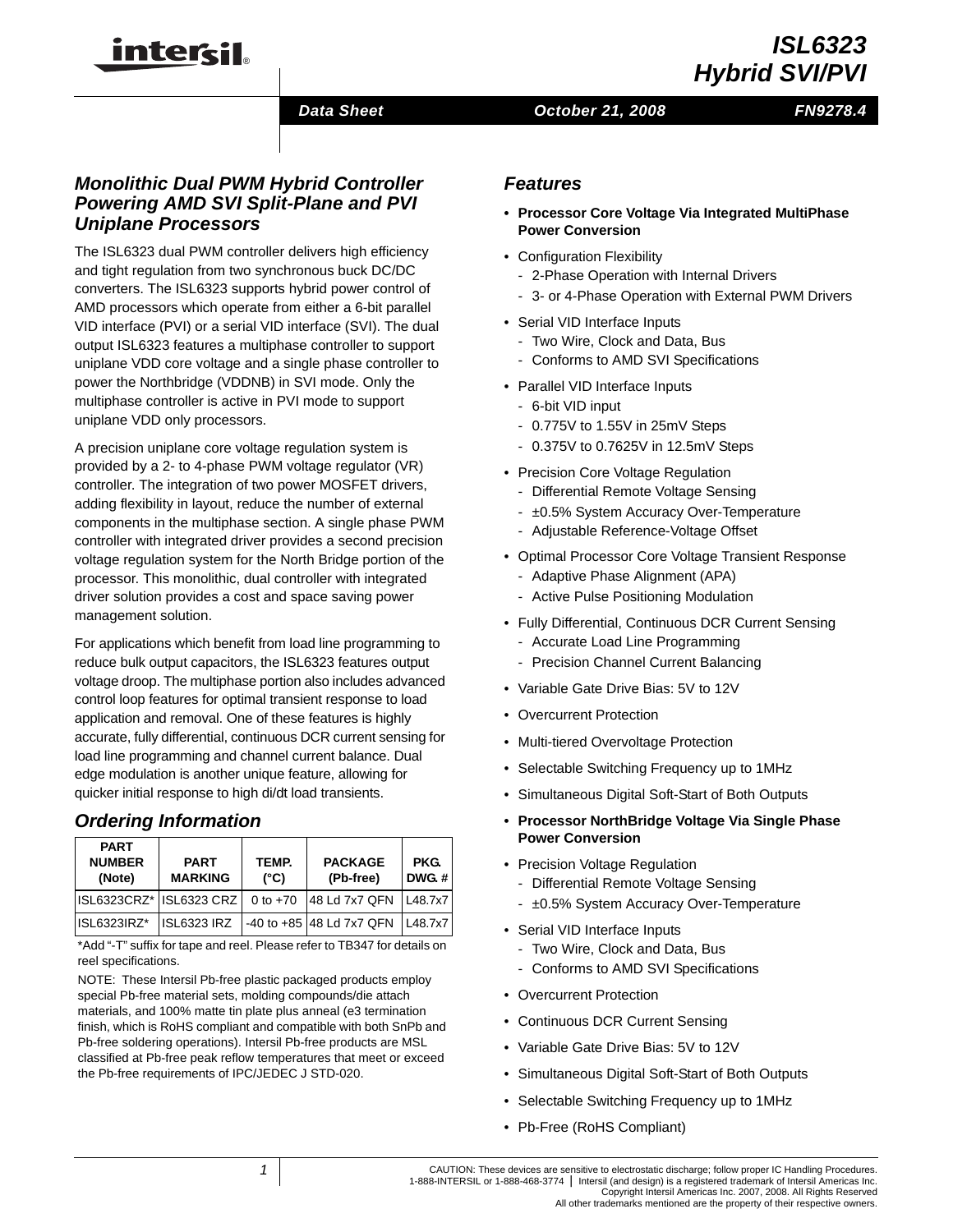# ISL6323
# Hybrid SVI/PVI

Data Sheet | October 21, 2008 | FN9278.4

## Monolithic Dual PWM Hybrid Controller Powering AMD SVI Split-Plane and PVI Uniplane Processors

The ISL6323 dual PWM controller delivers high efficiency and tight regulation from two synchronous buck DC/DC converters. The ISL6323 supports hybrid power control of AMD processors which operate from either a 6-bit parallel VID interface (PVI) or a serial VID interface (SVI). The dual output ISL6323 features a multiphase controller to support uniplane VDD core voltage and a single phase controller to power the Northbridge (VDDNB) in SVI mode. Only the multiphase controller is active in PVI mode to support uniplane VDD only processors.

A precision uniplane core voltage regulation system is provided by a 2- to 4-phase PWM voltage regulator (VR) controller. The integration of two power MOSFET drivers, adding flexibility in layout, reduce the number of external components in the multiphase section. A single phase PWM controller with integrated driver provides a second precision voltage regulation system for the North Bridge portion of the processor. This monolithic, dual controller with integrated driver solution provides a cost and space saving power management solution.

For applications which benefit from load line programming to reduce bulk output capacitors, the ISL6323 features output voltage droop. The multiphase portion also includes advanced control loop features for optimal transient response to load application and removal. One of these features is highly accurate, fully differential, continuous DCR current sensing for load line programming and channel current balance. Dual edge modulation is another unique feature, allowing for quicker initial response to high di/dt load transients.

## Ordering Information

| PART NUMBER (Note) | PART MARKING | TEMP. (°C) | PACKAGE (Pb-free) | PKG. DWG. # |
|---|---|---|---|---|
| ISL6323CRZ* | ISL6323 CRZ | 0 to +70 | 48 Ld 7x7 QFN | L48.7x7 |
| ISL6323IRZ* | ISL6323 IRZ | -40 to +85 | 48 Ld 7x7 QFN | L48.7x7 |

*Add "-T" suffix for tape and reel. Please refer to TB347 for details on reel specifications.

NOTE: These Intersil Pb-free plastic packaged products employ special Pb-free material sets, molding compounds/die attach materials, and 100% matte tin plate plus anneal (e3 termination finish, which is RoHS compliant and compatible with both SnPb and Pb-free soldering operations). Intersil Pb-free products are MSL classified at Pb-free peak reflow temperatures that meet or exceed the Pb-free requirements of IPC/JEDEC J STD-020.

## Features

- **Processor Core Voltage Via Integrated MultiPhase Power Conversion**
- Configuration Flexibility
  - 2-Phase Operation with Internal Drivers
  - 3- or 4-Phase Operation with External PWM Drivers
- Serial VID Interface Inputs
  - Two Wire, Clock and Data, Bus
  - Conforms to AMD SVI Specifications
- Parallel VID Interface Inputs
  - 6-bit VID input
  - 0.775V to 1.55V in 25mV Steps
  - 0.375V to 0.7625V in 12.5mV Steps
- Precision Core Voltage Regulation
  - Differential Remote Voltage Sensing
  - ±0.5% System Accuracy Over-Temperature
  - Adjustable Reference-Voltage Offset
- Optimal Processor Core Voltage Transient Response
  - Adaptive Phase Alignment (APA)
  - Active Pulse Positioning Modulation
- Fully Differential, Continuous DCR Current Sensing
  - Accurate Load Line Programming
  - Precision Channel Current Balancing
- Variable Gate Drive Bias: 5V to 12V
- Overcurrent Protection
- Multi-tiered Overvoltage Protection
- Selectable Switching Frequency up to 1MHz
- Simultaneous Digital Soft-Start of Both Outputs
- **Processor NorthBridge Voltage Via Single Phase Power Conversion**
- Precision Voltage Regulation
  - Differential Remote Voltage Sensing
  - ±0.5% System Accuracy Over-Temperature
- Serial VID Interface Inputs
  - Two Wire, Clock and Data, Bus
  - Conforms to AMD SVI Specifications
- Overcurrent Protection
- Continuous DCR Current Sensing
- Variable Gate Drive Bias: 5V to 12V
- Simultaneous Digital Soft-Start of Both Outputs
- Selectable Switching Frequency up to 1MHz
- Pb-Free (RoHS Compliant)

CAUTION: These devices are sensitive to electrostatic discharge; follow proper IC Handling Procedures.
1-888-INTERSIL or 1-888-468-3774 | Intersil (and design) is a registered trademark of Intersil Americas Inc.
Copyright Intersil Americas Inc. 2007, 2008. All Rights Reserved
All other trademarks mentioned are the property of their respective owners.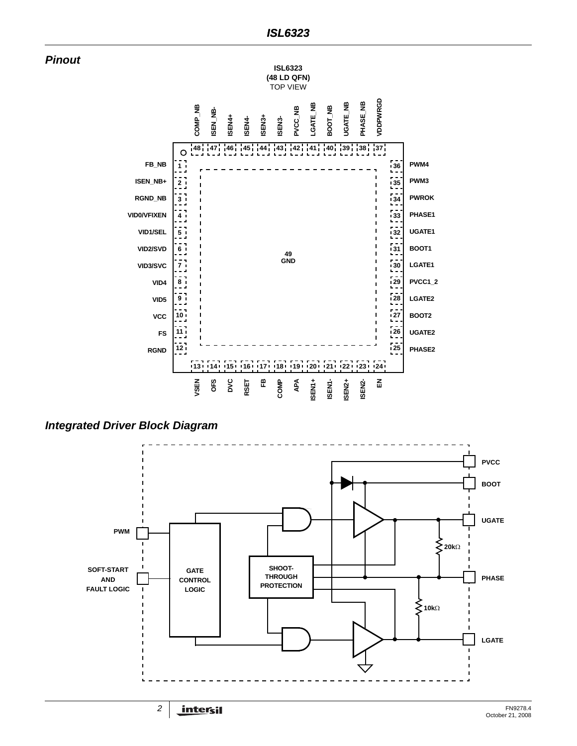## Pinout

ISL6323
(48 LD QFN)
TOP VIEW

| Pin | Name | Pin | Name |
|---|---|---|---|
| 1 | FB_NB | 25 | PHASE2 |
| 2 | ISEN_NB+ | 26 | UGATE2 |
| 3 | RGND_NB | 27 | BOOT2 |
| 4 | VID0/VFIXEN | 28 | LGATE2 |
| 5 | VID1/SEL | 29 | PVCC1_2 |
| 6 | VID2/SVD | 30 | LGATE1 |
| 7 | VID3/SVC | 31 | BOOT1 |
| 8 | VID4 | 32 | UGATE1 |
| 9 | VID5 | 33 | PHASE1 |
| 10 | VCC | 34 | PWROK |
| 11 | FS | 35 | PWM3 |
| 12 | RGND | 36 | PWM4 |
| 13 | VSEN | 37 | VDDPWRGD |
| 14 | OFS | 38 | PHASE_NB |
| 15 | DVC | 39 | UGATE_NB |
| 16 | RSET | 40 | BOOT_NB |
| 17 | FB | 41 | LGATE_NB |
| 18 | COMP | 42 | PVCC_NB |
| 19 | APA | 43 | ISEN3- |
| 20 | ISEN1+ | 44 | ISEN3+ |
| 21 | ISEN1- | 45 | ISEN4- |
| 22 | ISEN2+ | 46 | ISEN4+ |
| 23 | ISEN2- | 47 | ISEN_NB- |
| 24 | EN | 48 | COMP_NB |
| 49 | GND | | |

## Integrated Driver Block Diagram

PVCC
BOOT
UGATE
PHASE
LGATE
PWM
SOFT-START AND FAULT LOGIC
GATE CONTROL LOGIC
SHOOT-THROUGH PROTECTION
20kΩ
10kΩ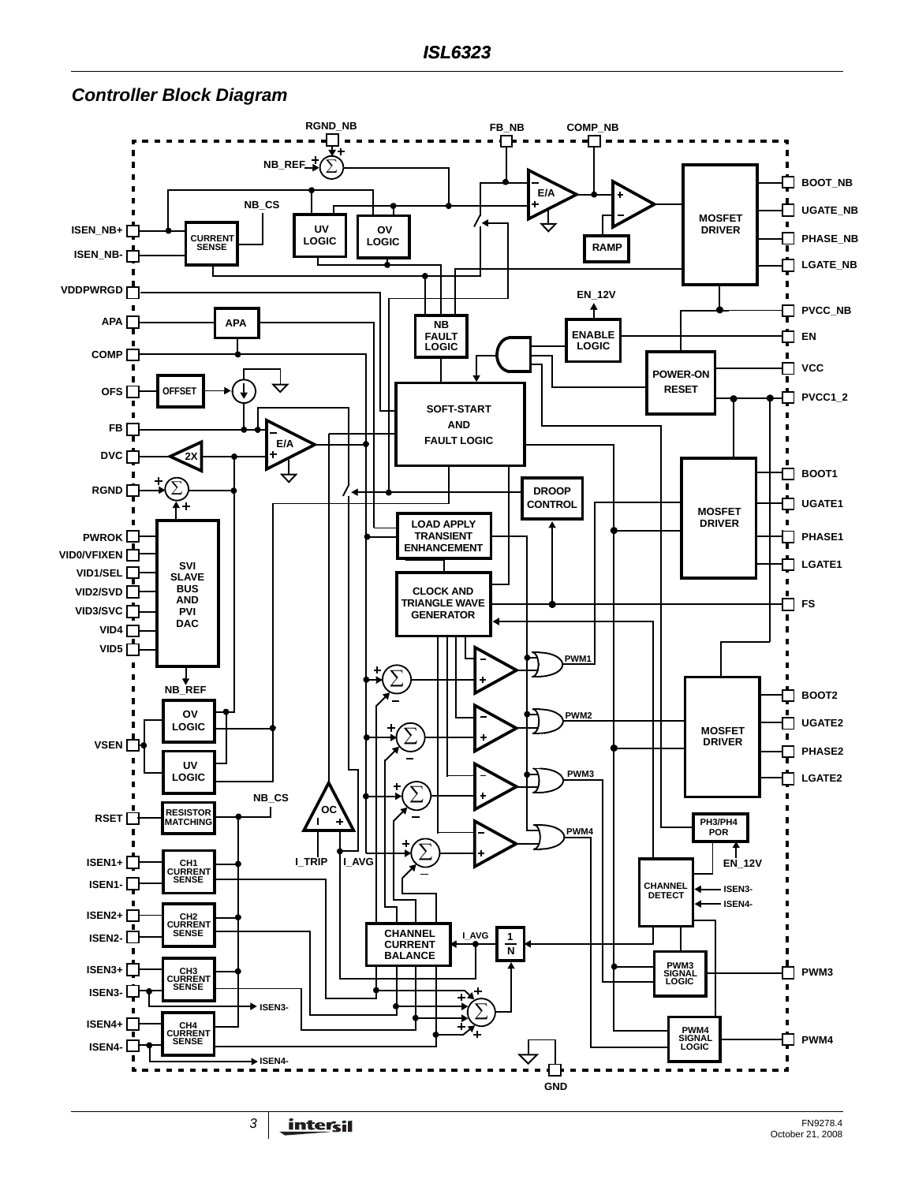## Controller Block Diagram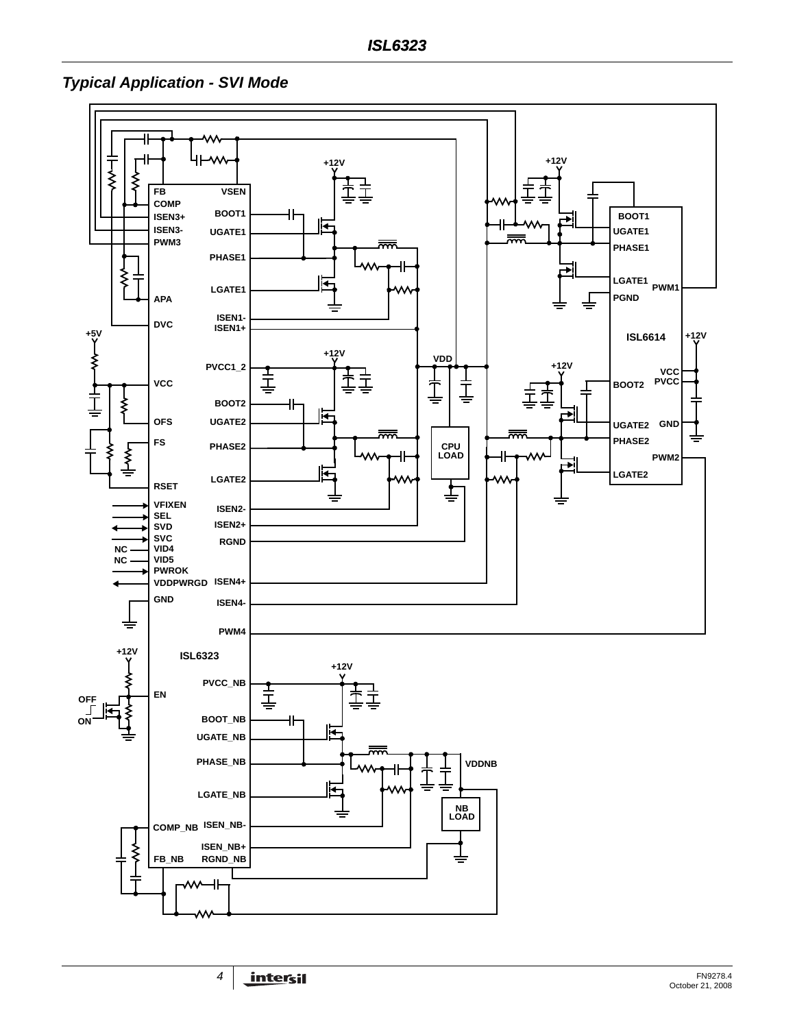## Typical Application - SVI Mode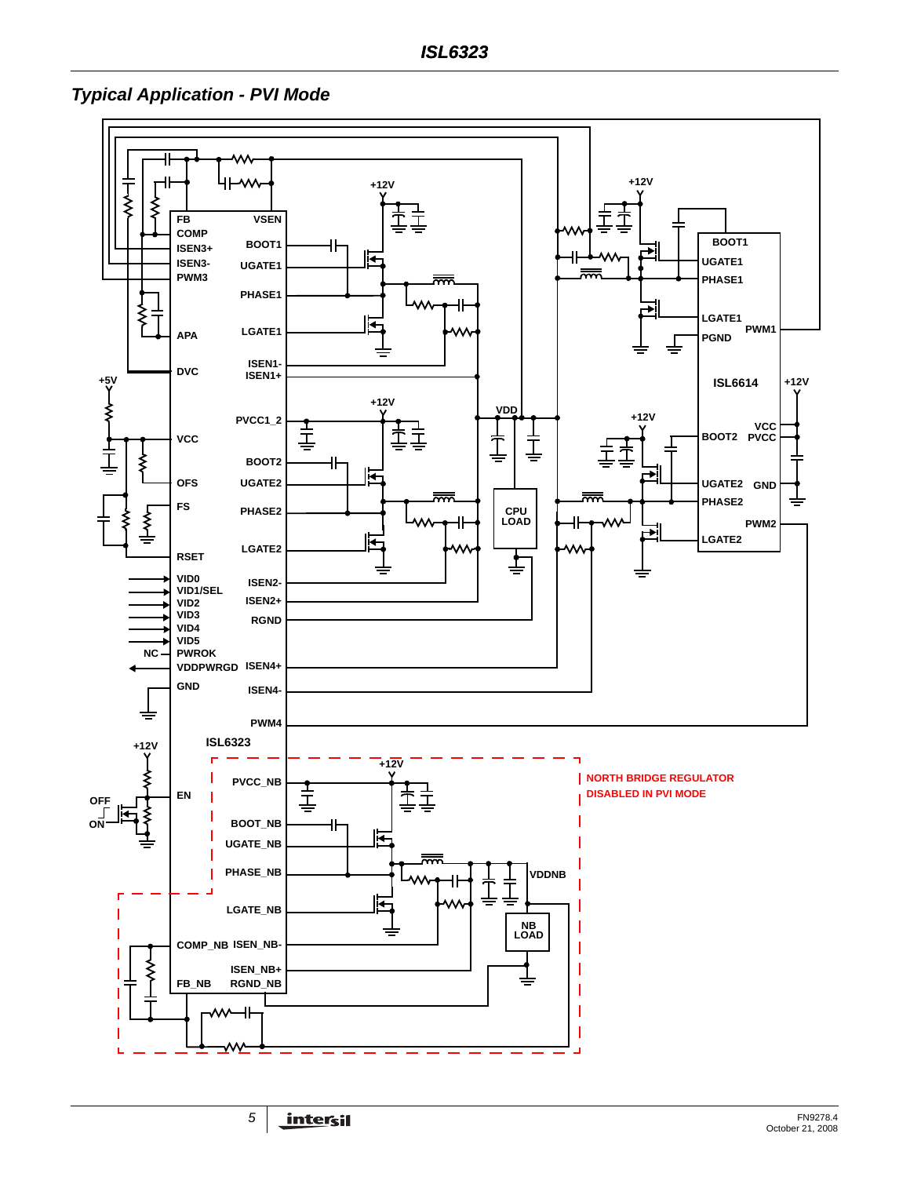## Typical Application - PVI Mode

FB
COMP
ISEN3+
ISEN3-
PWM3
APA
DVC
VCC
OFS
FS
RSET
VID0
VID1/SEL
VID2
VID3
VID4
VID5
PWROK
VDDPWRGD
GND
VSEN
BOOT1
UGATE1
PHASE1
LGATE1
ISEN1-
ISEN1+
PVCC1_2
BOOT2
UGATE2
PHASE2
LGATE2
ISEN2-
ISEN2+
RGND
ISEN4+
ISEN4-
PWM4
ISL6323
EN
PVCC_NB
BOOT_NB
UGATE_NB
PHASE_NB
LGATE_NB
COMP_NB
ISEN_NB-
ISEN_NB+
FB_NB
RGND_NB

+12V
+5V
NC
OFF
ON
VDD
CPU LOAD
VDDNB
NB LOAD

BOOT1
UGATE1
PHASE1
LGATE1
PGND
PWM1
ISL6614
BOOT2
VCC
PVCC
UGATE2
GND
PHASE2
PWM2
LGATE2

NORTH BRIDGE REGULATOR DISABLED IN PVI MODE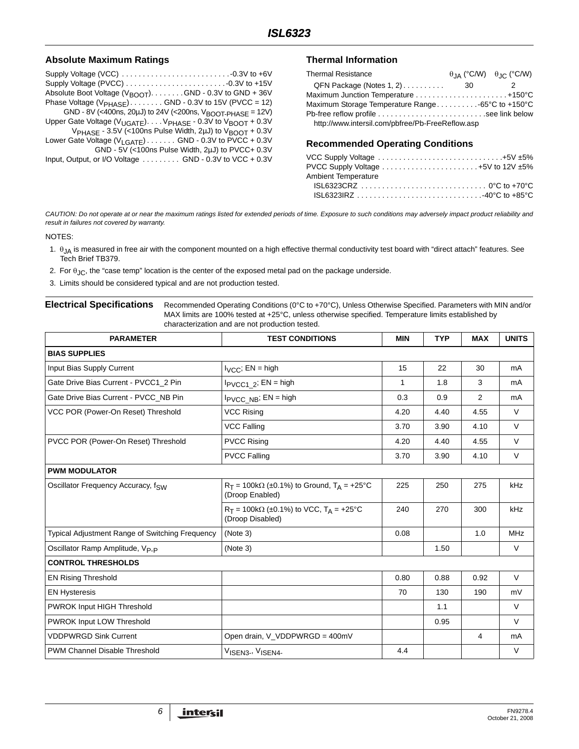## Absolute Maximum Ratings

Supply Voltage (VCC) . . . . . . . . . . . . . . . . . . . . . . . . . . -0.3V to +6V
Supply Voltage (PVCC) . . . . . . . . . . . . . . . . . . . . . . . . -0.3V to +15V
Absolute Boot Voltage ($V_{BOOT}$) . . . . . . . . GND - 0.3V to GND + 36V
Phase Voltage ($V_{PHASE}$) . . . . . . . . GND - 0.3V to 15V (PVCC = 12)
GND - 8V (<400ns, 20µJ) to 24V (<200ns, $V_{BOOT-PHASE}$ = 12V)
Upper Gate Voltage ($V_{UGATE}$) . . . . $V_{PHASE}$ - 0.3V to $V_{BOOT}$ + 0.3V
$V_{PHASE}$ - 3.5V (<100ns Pulse Width, 2µJ) to $V_{BOOT}$ + 0.3V
Lower Gate Voltage ($V_{LGATE}$) . . . . . . . GND - 0.3V to PVCC + 0.3V
GND - 5V (<100ns Pulse Width, 2µJ) to PVCC+ 0.3V
Input, Output, or I/O Voltage . . . . . . . . . GND - 0.3V to VCC + 0.3V

## Thermal Information

| Thermal Resistance | $\theta_{JA}$ (°C/W) | $\theta_{JC}$ (°C/W) |
|---|---|---|
| QFN Package (Notes 1, 2) | 30 | 2 |

Maximum Junction Temperature . . . . . . . . . . . . . . . . . . . . . . +150°C
Maximum Storage Temperature Range . . . . . . . . . . -65°C to +150°C
Pb-free reflow profile . . . . . . . . . . . . . . . . . . . . . . . . . see link below
http://www.intersil.com/pbfree/Pb-FreeReflow.asp

## Recommended Operating Conditions

VCC Supply Voltage . . . . . . . . . . . . . . . . . . . . . . . . . . . . . +5V ±5%
PVCC Supply Voltage . . . . . . . . . . . . . . . . . . . . . . . +5V to 12V ±5%
Ambient Temperature
ISL6323CRZ . . . . . . . . . . . . . . . . . . . . . . . . . . . . . . 0°C to +70°C
ISL6323IRZ . . . . . . . . . . . . . . . . . . . . . . . . . . . . . . -40°C to +85°C

*CAUTION: Do not operate at or near the maximum ratings listed for extended periods of time. Exposure to such conditions may adversely impact product reliability and result in failures not covered by warranty.*

NOTES:

1. $\theta_{JA}$ is measured in free air with the component mounted on a high effective thermal conductivity test board with "direct attach" features. See Tech Brief TB379.
2. For $\theta_{JC}$, the "case temp" location is the center of the exposed metal pad on the package underside.
3. Limits should be considered typical and are not production tested.

**Electrical Specifications** Recommended Operating Conditions (0°C to +70°C), Unless Otherwise Specified. Parameters with MIN and/or MAX limits are 100% tested at +25°C, unless otherwise specified. Temperature limits established by characterization and are not production tested.

| PARAMETER | TEST CONDITIONS | MIN | TYP | MAX | UNITS |
|---|---|---|---|---|---|
| **BIAS SUPPLIES** | | | | | |
| Input Bias Supply Current | $I_{VCC}$; EN = high | 15 | 22 | 30 | mA |
| Gate Drive Bias Current - PVCC1_2 Pin | $I_{PVCC1\_2}$; EN = high | 1 | 1.8 | 3 | mA |
| Gate Drive Bias Current - PVCC_NB Pin | $I_{PVCC\_NB}$; EN = high | 0.3 | 0.9 | 2 | mA |
| VCC POR (Power-On Reset) Threshold | VCC Rising | 4.20 | 4.40 | 4.55 | V |
| | VCC Falling | 3.70 | 3.90 | 4.10 | V |
| PVCC POR (Power-On Reset) Threshold | PVCC Rising | 4.20 | 4.40 | 4.55 | V |
| | PVCC Falling | 3.70 | 3.90 | 4.10 | V |
| **PWM MODULATOR** | | | | | |
| Oscillator Frequency Accuracy, $f_{SW}$ | $R_T$ = 100kΩ (±0.1%) to Ground, $T_A$ = +25°C (Droop Enabled) | 225 | 250 | 275 | kHz |
| | $R_T$ = 100kΩ (±0.1%) to VCC, $T_A$ = +25°C (Droop Disabled) | 240 | 270 | 300 | kHz |
| Typical Adjustment Range of Switching Frequency | (Note 3) | 0.08 | | 1.0 | MHz |
| Oscillator Ramp Amplitude, $V_{P-P}$ | (Note 3) | | 1.50 | | V |
| **CONTROL THRESHOLDS** | | | | | |
| EN Rising Threshold | | 0.80 | 0.88 | 0.92 | V |
| EN Hysteresis | | 70 | 130 | 190 | mV |
| PWROK Input HIGH Threshold | | | 1.1 | | V |
| PWROK Input LOW Threshold | | | 0.95 | | V |
| VDDPWRGD Sink Current | Open drain, V_VDDPWRGD = 400mV | | | 4 | mA |
| PWM Channel Disable Threshold | $V_{ISEN3-}$, $V_{ISEN4-}$ | 4.4 | | | V |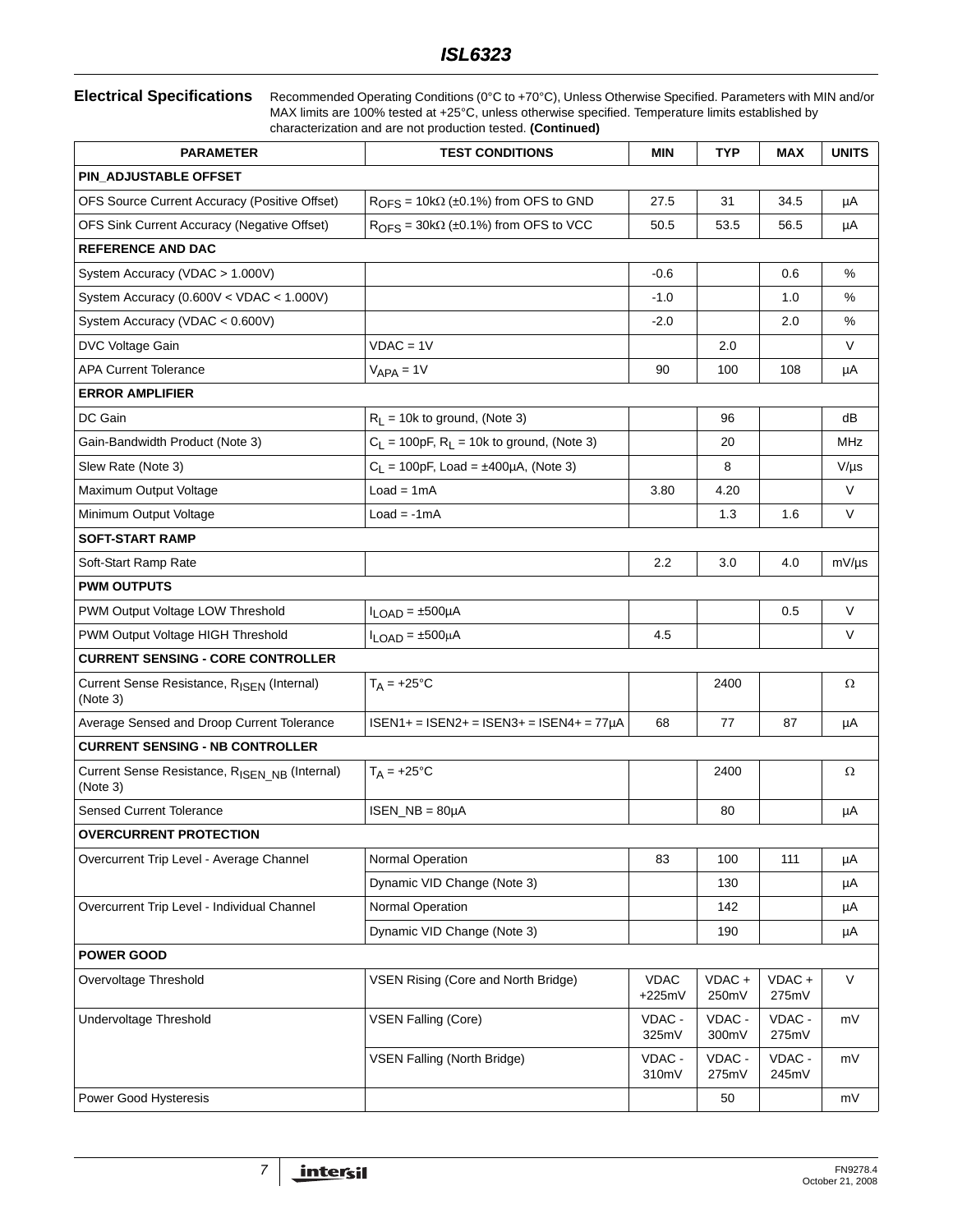**Electrical Specifications** Recommended Operating Conditions (0°C to +70°C), Unless Otherwise Specified. Parameters with MIN and/or MAX limits are 100% tested at +25°C, unless otherwise specified. Temperature limits established by characterization and are not production tested. **(Continued)**

| PARAMETER | TEST CONDITIONS | MIN | TYP | MAX | UNITS |
|---|---|---|---|---|---|
| **PIN_ADJUSTABLE OFFSET** | | | | | |
| OFS Source Current Accuracy (Positive Offset) | $R_{OFS}$ = 10kΩ (±0.1%) from OFS to GND | 27.5 | 31 | 34.5 | µA |
| OFS Sink Current Accuracy (Negative Offset) | $R_{OFS}$ = 30kΩ (±0.1%) from OFS to VCC | 50.5 | 53.5 | 56.5 | µA |
| **REFERENCE AND DAC** | | | | | |
| System Accuracy (VDAC > 1.000V) | | -0.6 | | 0.6 | % |
| System Accuracy (0.600V < VDAC < 1.000V) | | -1.0 | | 1.0 | % |
| System Accuracy (VDAC < 0.600V) | | -2.0 | | 2.0 | % |
| DVC Voltage Gain | VDAC = 1V | | 2.0 | | V |
| APA Current Tolerance | $V_{APA}$ = 1V | 90 | 100 | 108 | µA |
| **ERROR AMPLIFIER** | | | | | |
| DC Gain | $R_L$ = 10k to ground, (Note 3) | | 96 | | dB |
| Gain-Bandwidth Product (Note 3) | $C_L$ = 100pF, $R_L$ = 10k to ground, (Note 3) | | 20 | | MHz |
| Slew Rate (Note 3) | $C_L$ = 100pF, Load = ±400µA, (Note 3) | | 8 | | V/µs |
| Maximum Output Voltage | Load = 1mA | 3.80 | 4.20 | | V |
| Minimum Output Voltage | Load = -1mA | | 1.3 | 1.6 | V |
| **SOFT-START RAMP** | | | | | |
| Soft-Start Ramp Rate | | 2.2 | 3.0 | 4.0 | mV/µs |
| **PWM OUTPUTS** | | | | | |
| PWM Output Voltage LOW Threshold | $I_{LOAD}$ = ±500µA | | | 0.5 | V |
| PWM Output Voltage HIGH Threshold | $I_{LOAD}$ = ±500µA | 4.5 | | | V |
| **CURRENT SENSING - CORE CONTROLLER** | | | | | |
| Current Sense Resistance, $R_{ISEN}$ (Internal) (Note 3) | $T_A$ = +25°C | | 2400 | | Ω |
| Average Sensed and Droop Current Tolerance | ISEN1+ = ISEN2+ = ISEN3+ = ISEN4+ = 77µA | 68 | 77 | 87 | µA |
| **CURRENT SENSING - NB CONTROLLER** | | | | | |
| Current Sense Resistance, $R_{ISEN\_NB}$ (Internal) (Note 3) | $T_A$ = +25°C | | 2400 | | Ω |
| Sensed Current Tolerance | ISEN_NB = 80µA | | 80 | | µA |
| **OVERCURRENT PROTECTION** | | | | | |
| Overcurrent Trip Level - Average Channel | Normal Operation | 83 | 100 | 111 | µA |
| | Dynamic VID Change (Note 3) | | 130 | | µA |
| Overcurrent Trip Level - Individual Channel | Normal Operation | | 142 | | µA |
| | Dynamic VID Change (Note 3) | | 190 | | µA |
| **POWER GOOD** | | | | | |
| Overvoltage Threshold | VSEN Rising (Core and North Bridge) | VDAC +225mV | VDAC + 250mV | VDAC + 275mV | V |
| Undervoltage Threshold | VSEN Falling (Core) | VDAC - 325mV | VDAC - 300mV | VDAC - 275mV | mV |
| | VSEN Falling (North Bridge) | VDAC - 310mV | VDAC - 275mV | VDAC - 245mV | mV |
| Power Good Hysteresis | | | 50 | | mV |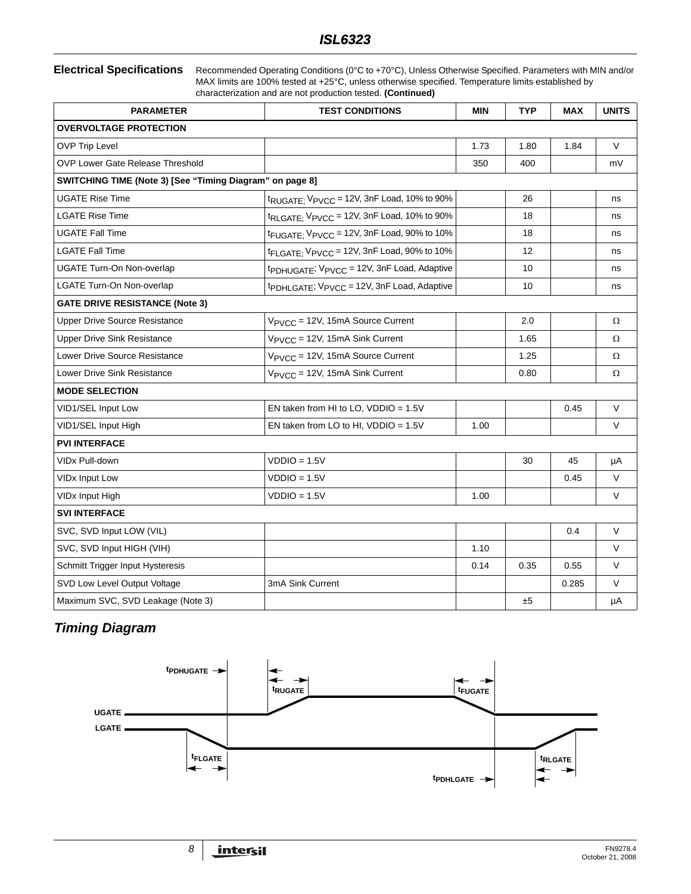**Electrical Specifications** Recommended Operating Conditions (0°C to +70°C), Unless Otherwise Specified. Parameters with MIN and/or MAX limits are 100% tested at +25°C, unless otherwise specified. Temperature limits established by characterization and are not production tested. **(Continued)**

| PARAMETER | TEST CONDITIONS | MIN | TYP | MAX | UNITS |
|---|---|---|---|---|---|
| **OVERVOLTAGE PROTECTION** | | | | | |
| OVP Trip Level | | 1.73 | 1.80 | 1.84 | V |
| OVP Lower Gate Release Threshold | | 350 | 400 | | mV |
| **SWITCHING TIME (Note 3) [See “Timing Diagram” on page 8]** | | | | | |
| UGATE Rise Time | $t_{RUGATE}$; $V_{PVCC}$ = 12V, 3nF Load, 10% to 90% | | 26 | | ns |
| LGATE Rise Time | $t_{RLGATE}$; $V_{PVCC}$ = 12V, 3nF Load, 10% to 90% | | 18 | | ns |
| UGATE Fall Time | $t_{FUGATE}$; $V_{PVCC}$ = 12V, 3nF Load, 90% to 10% | | 18 | | ns |
| LGATE Fall Time | $t_{FLGATE}$; $V_{PVCC}$ = 12V, 3nF Load, 90% to 10% | | 12 | | ns |
| UGATE Turn-On Non-overlap | $t_{PDHUGATE}$; $V_{PVCC}$ = 12V, 3nF Load, Adaptive | | 10 | | ns |
| LGATE Turn-On Non-overlap | $t_{PDHLGATE}$; $V_{PVCC}$ = 12V, 3nF Load, Adaptive | | 10 | | ns |
| **GATE DRIVE RESISTANCE (Note 3)** | | | | | |
| Upper Drive Source Resistance | $V_{PVCC}$ = 12V, 15mA Source Current | | 2.0 | | Ω |
| Upper Drive Sink Resistance | $V_{PVCC}$ = 12V, 15mA Sink Current | | 1.65 | | Ω |
| Lower Drive Source Resistance | $V_{PVCC}$ = 12V, 15mA Source Current | | 1.25 | | Ω |
| Lower Drive Sink Resistance | $V_{PVCC}$ = 12V, 15mA Sink Current | | 0.80 | | Ω |
| **MODE SELECTION** | | | | | |
| VID1/SEL Input Low | EN taken from HI to LO, VDDIO = 1.5V | | | 0.45 | V |
| VID1/SEL Input High | EN taken from LO to HI, VDDIO = 1.5V | 1.00 | | | V |
| **PVI INTERFACE** | | | | | |
| VIDx Pull-down | VDDIO = 1.5V | | 30 | 45 | µA |
| VIDx Input Low | VDDIO = 1.5V | | | 0.45 | V |
| VIDx Input High | VDDIO = 1.5V | 1.00 | | | V |
| **SVI INTERFACE** | | | | | |
| SVC, SVD Input LOW (VIL) | | | | 0.4 | V |
| SVC, SVD Input HIGH (VIH) | | 1.10 | | | V |
| Schmitt Trigger Input Hysteresis | | 0.14 | 0.35 | 0.55 | V |
| SVD Low Level Output Voltage | 3mA Sink Current | | | 0.285 | V |
| Maximum SVC, SVD Leakage (Note 3) | | | ±5 | | µA |

## Timing Diagram

$t_{PDHUGATE}$, $t_{RUGATE}$, $t_{FUGATE}$, UGATE, LGATE, $t_{FLGATE}$, $t_{RLGATE}$, $t_{PDHLGATE}$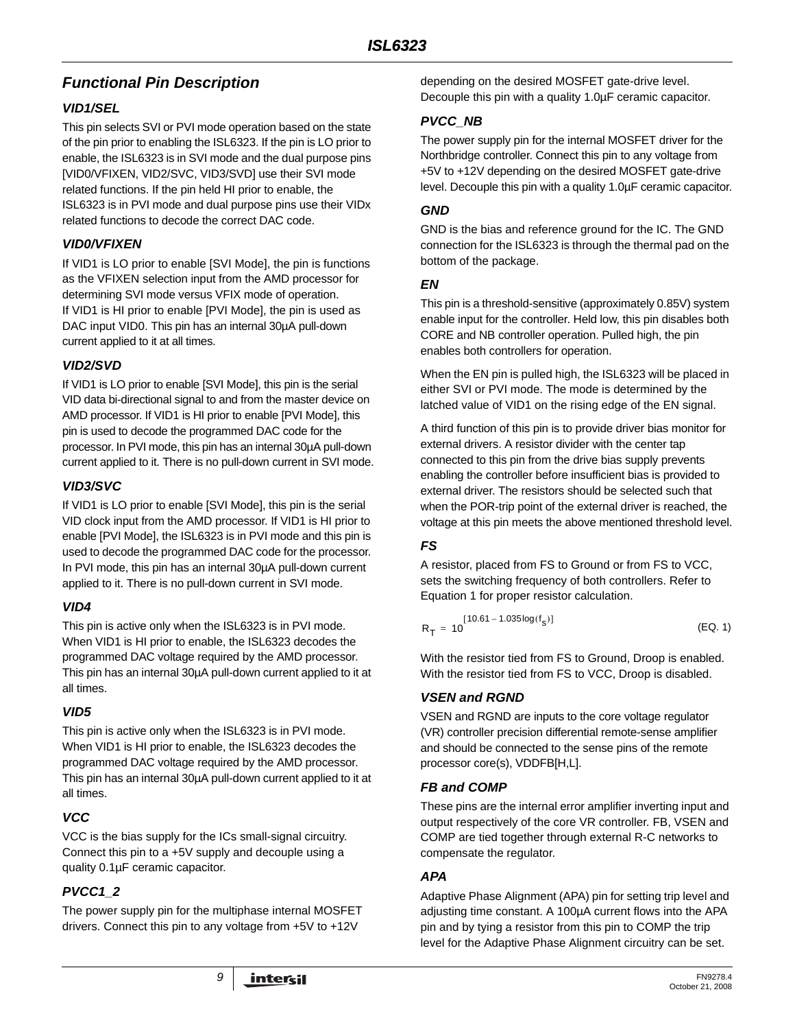## *Functional Pin Description*

### *VID1/SEL*

This pin selects SVI or PVI mode operation based on the state of the pin prior to enabling the ISL6323. If the pin is LO prior to enable, the ISL6323 is in SVI mode and the dual purpose pins [VID0/VFIXEN, VID2/SVC, VID3/SVD] use their SVI mode related functions. If the pin held HI prior to enable, the ISL6323 is in PVI mode and dual purpose pins use their VIDx related functions to decode the correct DAC code.

### *VID0/VFIXEN*

If VID1 is LO prior to enable [SVI Mode], the pin is functions as the VFIXEN selection input from the AMD processor for determining SVI mode versus VFIX mode of operation. If VID1 is HI prior to enable [PVI Mode], the pin is used as DAC input VID0. This pin has an internal 30µA pull-down current applied to it at all times.

### *VID2/SVD*

If VID1 is LO prior to enable [SVI Mode], this pin is the serial VID data bi-directional signal to and from the master device on AMD processor. If VID1 is HI prior to enable [PVI Mode], this pin is used to decode the programmed DAC code for the processor. In PVI mode, this pin has an internal 30µA pull-down current applied to it. There is no pull-down current in SVI mode.

### *VID3/SVC*

If VID1 is LO prior to enable [SVI Mode], this pin is the serial VID clock input from the AMD processor. If VID1 is HI prior to enable [PVI Mode], the ISL6323 is in PVI mode and this pin is used to decode the programmed DAC code for the processor. In PVI mode, this pin has an internal 30µA pull-down current applied to it. There is no pull-down current in SVI mode.

### *VID4*

This pin is active only when the ISL6323 is in PVI mode. When VID1 is HI prior to enable, the ISL6323 decodes the programmed DAC voltage required by the AMD processor. This pin has an internal 30µA pull-down current applied to it at all times.

### *VID5*

This pin is active only when the ISL6323 is in PVI mode. When VID1 is HI prior to enable, the ISL6323 decodes the programmed DAC voltage required by the AMD processor. This pin has an internal 30µA pull-down current applied to it at all times.

### *VCC*

VCC is the bias supply for the ICs small-signal circuitry. Connect this pin to a +5V supply and decouple using a quality 0.1µF ceramic capacitor.

### *PVCC1_2*

The power supply pin for the multiphase internal MOSFET drivers. Connect this pin to any voltage from +5V to +12V depending on the desired MOSFET gate-drive level. Decouple this pin with a quality 1.0µF ceramic capacitor.

### *PVCC_NB*

The power supply pin for the internal MOSFET driver for the Northbridge controller. Connect this pin to any voltage from +5V to +12V depending on the desired MOSFET gate-drive level. Decouple this pin with a quality 1.0µF ceramic capacitor.

### *GND*

GND is the bias and reference ground for the IC. The GND connection for the ISL6323 is through the thermal pad on the bottom of the package.

### *EN*

This pin is a threshold-sensitive (approximately 0.85V) system enable input for the controller. Held low, this pin disables both CORE and NB controller operation. Pulled high, the pin enables both controllers for operation.

When the EN pin is pulled high, the ISL6323 will be placed in either SVI or PVI mode. The mode is determined by the latched value of VID1 on the rising edge of the EN signal.

A third function of this pin is to provide driver bias monitor for external drivers. A resistor divider with the center tap connected to this pin from the drive bias supply prevents enabling the controller before insufficient bias is provided to external driver. The resistors should be selected such that when the POR-trip point of the external driver is reached, the voltage at this pin meets the above mentioned threshold level.

### *FS*

A resistor, placed from FS to Ground or from FS to VCC, sets the switching frequency of both controllers. Refer to Equation 1 for proper resistor calculation.

$$R_T = 10^{[10.61 - 1.035\log(f_S)]} \qquad \text{(EQ. 1)}$$

With the resistor tied from FS to Ground, Droop is enabled. With the resistor tied from FS to VCC, Droop is disabled.

### *VSEN and RGND*

VSEN and RGND are inputs to the core voltage regulator (VR) controller precision differential remote-sense amplifier and should be connected to the sense pins of the remote processor core(s), VDDFB[H,L].

### *FB and COMP*

These pins are the internal error amplifier inverting input and output respectively of the core VR controller. FB, VSEN and COMP are tied together through external R-C networks to compensate the regulator.

### *APA*

Adaptive Phase Alignment (APA) pin for setting trip level and adjusting time constant. A 100µA current flows into the APA pin and by tying a resistor from this pin to COMP the trip level for the Adaptive Phase Alignment circuitry can be set.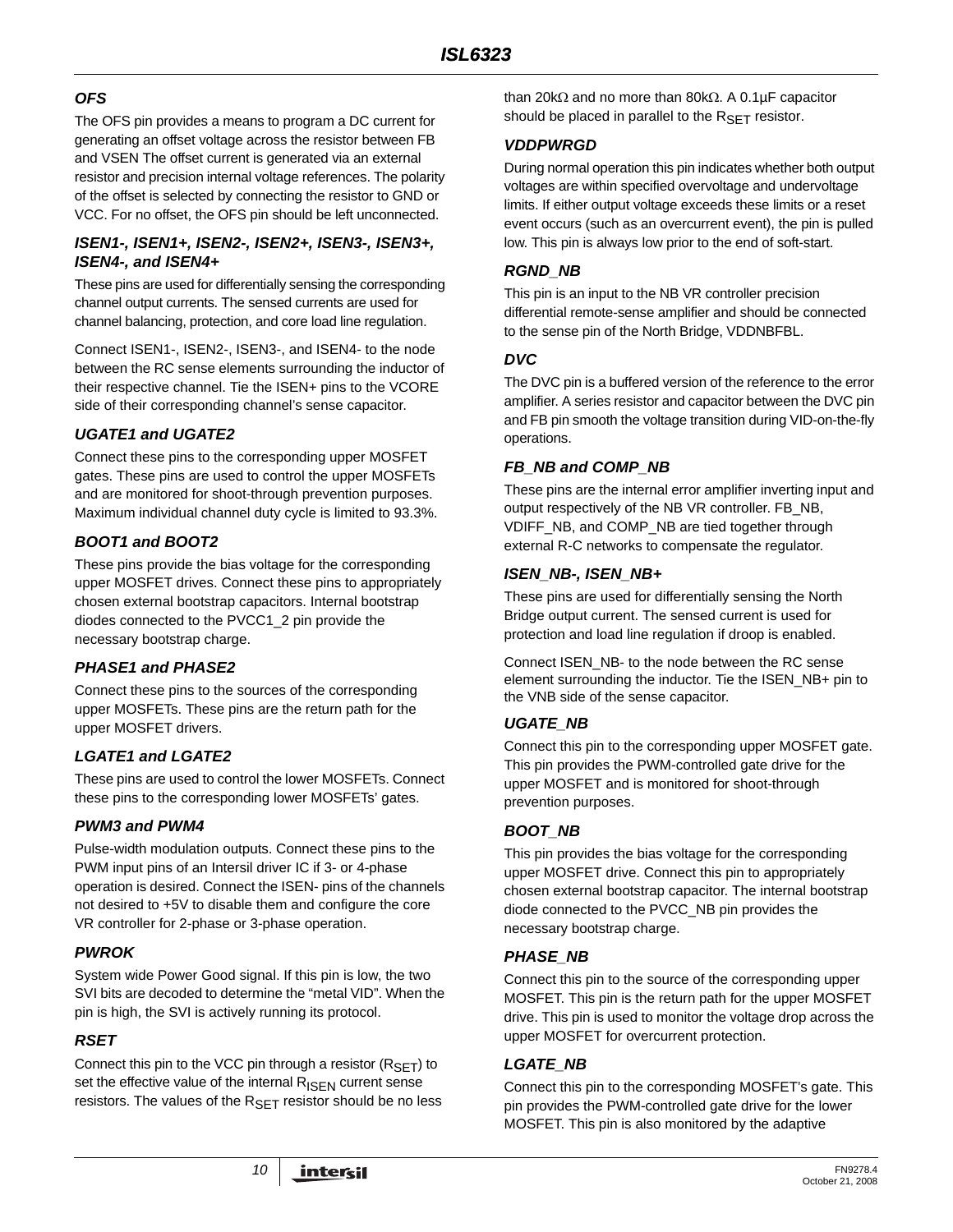### OFS

The OFS pin provides a means to program a DC current for generating an offset voltage across the resistor between FB and VSEN The offset current is generated via an external resistor and precision internal voltage references. The polarity of the offset is selected by connecting the resistor to GND or VCC. For no offset, the OFS pin should be left unconnected.

### ISEN1-, ISEN1+, ISEN2-, ISEN2+, ISEN3-, ISEN3+, ISEN4-, and ISEN4+

These pins are used for differentially sensing the corresponding channel output currents. The sensed currents are used for channel balancing, protection, and core load line regulation.

Connect ISEN1-, ISEN2-, ISEN3-, and ISEN4- to the node between the RC sense elements surrounding the inductor of their respective channel. Tie the ISEN+ pins to the VCORE side of their corresponding channel's sense capacitor.

### UGATE1 and UGATE2

Connect these pins to the corresponding upper MOSFET gates. These pins are used to control the upper MOSFETs and are monitored for shoot-through prevention purposes. Maximum individual channel duty cycle is limited to 93.3%.

### BOOT1 and BOOT2

These pins provide the bias voltage for the corresponding upper MOSFET drives. Connect these pins to appropriately chosen external bootstrap capacitors. Internal bootstrap diodes connected to the PVCC1_2 pin provide the necessary bootstrap charge.

### PHASE1 and PHASE2

Connect these pins to the sources of the corresponding upper MOSFETs. These pins are the return path for the upper MOSFET drivers.

### LGATE1 and LGATE2

These pins are used to control the lower MOSFETs. Connect these pins to the corresponding lower MOSFETs' gates.

### PWM3 and PWM4

Pulse-width modulation outputs. Connect these pins to the PWM input pins of an Intersil driver IC if 3- or 4-phase operation is desired. Connect the ISEN- pins of the channels not desired to +5V to disable them and configure the core VR controller for 2-phase or 3-phase operation.

### PWROK

System wide Power Good signal. If this pin is low, the two SVI bits are decoded to determine the "metal VID". When the pin is high, the SVI is actively running its protocol.

### RSET

Connect this pin to the VCC pin through a resistor ($R_{SET}$) to set the effective value of the internal $R_{ISEN}$ current sense resistors. The values of the $R_{SET}$ resistor should be no less than 20kΩ and no more than 80kΩ. A 0.1µF capacitor should be placed in parallel to the $R_{SET}$ resistor.

### VDDPWRGD

During normal operation this pin indicates whether both output voltages are within specified overvoltage and undervoltage limits. If either output voltage exceeds these limits or a reset event occurs (such as an overcurrent event), the pin is pulled low. This pin is always low prior to the end of soft-start.

### RGND_NB

This pin is an input to the NB VR controller precision differential remote-sense amplifier and should be connected to the sense pin of the North Bridge, VDDNBFBL.

### DVC

The DVC pin is a buffered version of the reference to the error amplifier. A series resistor and capacitor between the DVC pin and FB pin smooth the voltage transition during VID-on-the-fly operations.

### FB_NB and COMP_NB

These pins are the internal error amplifier inverting input and output respectively of the NB VR controller. FB_NB, VDIFF_NB, and COMP_NB are tied together through external R-C networks to compensate the regulator.

### ISEN_NB-, ISEN_NB+

These pins are used for differentially sensing the North Bridge output current. The sensed current is used for protection and load line regulation if droop is enabled.

Connect ISEN_NB- to the node between the RC sense element surrounding the inductor. Tie the ISEN_NB+ pin to the VNB side of the sense capacitor.

### UGATE_NB

Connect this pin to the corresponding upper MOSFET gate. This pin provides the PWM-controlled gate drive for the upper MOSFET and is monitored for shoot-through prevention purposes.

### BOOT_NB

This pin provides the bias voltage for the corresponding upper MOSFET drive. Connect this pin to appropriately chosen external bootstrap capacitor. The internal bootstrap diode connected to the PVCC_NB pin provides the necessary bootstrap charge.

### PHASE_NB

Connect this pin to the source of the corresponding upper MOSFET. This pin is the return path for the upper MOSFET drive. This pin is used to monitor the voltage drop across the upper MOSFET for overcurrent protection.

### LGATE_NB

Connect this pin to the corresponding MOSFET's gate. This pin provides the PWM-controlled gate drive for the lower MOSFET. This pin is also monitored by the adaptive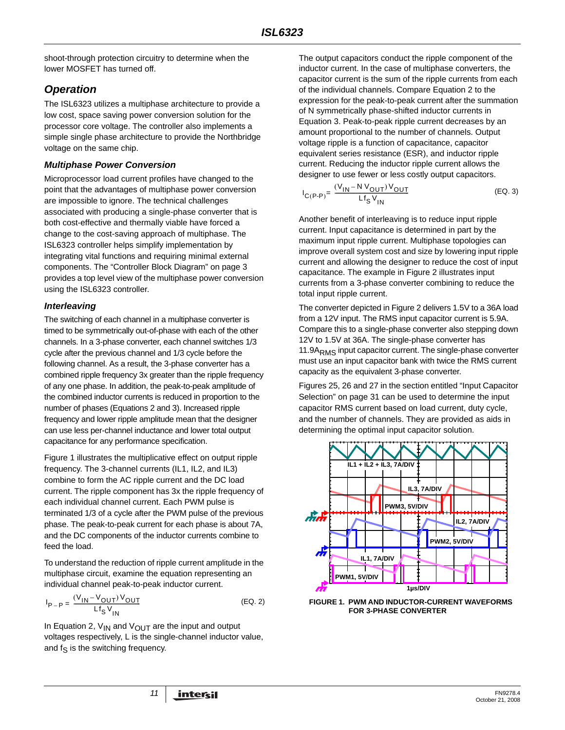shoot-through protection circuitry to determine when the lower MOSFET has turned off.

## Operation

The ISL6323 utilizes a multiphase architecture to provide a low cost, space saving power conversion solution for the processor core voltage. The controller also implements a simple single phase architecture to provide the Northbridge voltage on the same chip.

### Multiphase Power Conversion

Microprocessor load current profiles have changed to the point that the advantages of multiphase power conversion are impossible to ignore. The technical challenges associated with producing a single-phase converter that is both cost-effective and thermally viable have forced a change to the cost-saving approach of multiphase. The ISL6323 controller helps simplify implementation by integrating vital functions and requiring minimal external components. The “Controller Block Diagram” on page 3 provides a top level view of the multiphase power conversion using the ISL6323 controller.

### Interleaving

The switching of each channel in a multiphase converter is timed to be symmetrically out-of-phase with each of the other channels. In a 3-phase converter, each channel switches 1/3 cycle after the previous channel and 1/3 cycle before the following channel. As a result, the 3-phase converter has a combined ripple frequency 3x greater than the ripple frequency of any one phase. In addition, the peak-to-peak amplitude of the combined inductor currents is reduced in proportion to the number of phases (Equations 2 and 3). Increased ripple frequency and lower ripple amplitude mean that the designer can use less per-channel inductance and lower total output capacitance for any performance specification.

Figure 1 illustrates the multiplicative effect on output ripple frequency. The 3-channel currents (IL1, IL2, and IL3) combine to form the AC ripple current and the DC load current. The ripple component has 3x the ripple frequency of each individual channel current. Each PWM pulse is terminated 1/3 of a cycle after the PWM pulse of the previous phase. The peak-to-peak current for each phase is about 7A, and the DC components of the inductor currents combine to feed the load.

To understand the reduction of ripple current amplitude in the multiphase circuit, examine the equation representing an individual channel peak-to-peak inductor current.

$$I_{P-P} = \frac{(V_{IN} - V_{OUT})\, V_{OUT}}{L f_S V_{IN}} \qquad \text{(EQ. 2)}$$

In Equation 2, $V_{IN}$ and $V_{OUT}$ are the input and output voltages respectively, L is the single-channel inductor value, and $f_S$ is the switching frequency.

The output capacitors conduct the ripple component of the inductor current. In the case of multiphase converters, the capacitor current is the sum of the ripple currents from each of the individual channels. Compare Equation 2 to the expression for the peak-to-peak current after the summation of N symmetrically phase-shifted inductor currents in Equation 3. Peak-to-peak ripple current decreases by an amount proportional to the number of channels. Output voltage ripple is a function of capacitance, capacitor equivalent series resistance (ESR), and inductor ripple current. Reducing the inductor ripple current allows the designer to use fewer or less costly output capacitors.

$$I_{C(P-P)} = \frac{(V_{IN} - N\, V_{OUT})\, V_{OUT}}{L f_S V_{IN}} \qquad \text{(EQ. 3)}$$

Another benefit of interleaving is to reduce input ripple current. Input capacitance is determined in part by the maximum input ripple current. Multiphase topologies can improve overall system cost and size by lowering input ripple current and allowing the designer to reduce the cost of input capacitance. The example in Figure 2 illustrates input currents from a 3-phase converter combining to reduce the total input ripple current.

The converter depicted in Figure 2 delivers 1.5V to a 36A load from a 12V input. The RMS input capacitor current is 5.9A. Compare this to a single-phase converter also stepping down 12V to 1.5V at 36A. The single-phase converter has $11.9A_{RMS}$ input capacitor current. The single-phase converter must use an input capacitor bank with twice the RMS current capacity as the equivalent 3-phase converter.

Figures 25, 26 and 27 in the section entitled “Input Capacitor Selection” on page 31 can be used to determine the input capacitor RMS current based on load current, duty cycle, and the number of channels. They are provided as aids in determining the optimal input capacitor solution.

IL1 + IL2 + IL3, 7A/DIV
IL3, 7A/DIV
PWM3, 5V/DIV
IL2, 7A/DIV
PWM2, 5V/DIV
IL1, 7A/DIV
PWM1, 5V/DIV
1μs/DIV

**FIGURE 1. PWM AND INDUCTOR-CURRENT WAVEFORMS FOR 3-PHASE CONVERTER**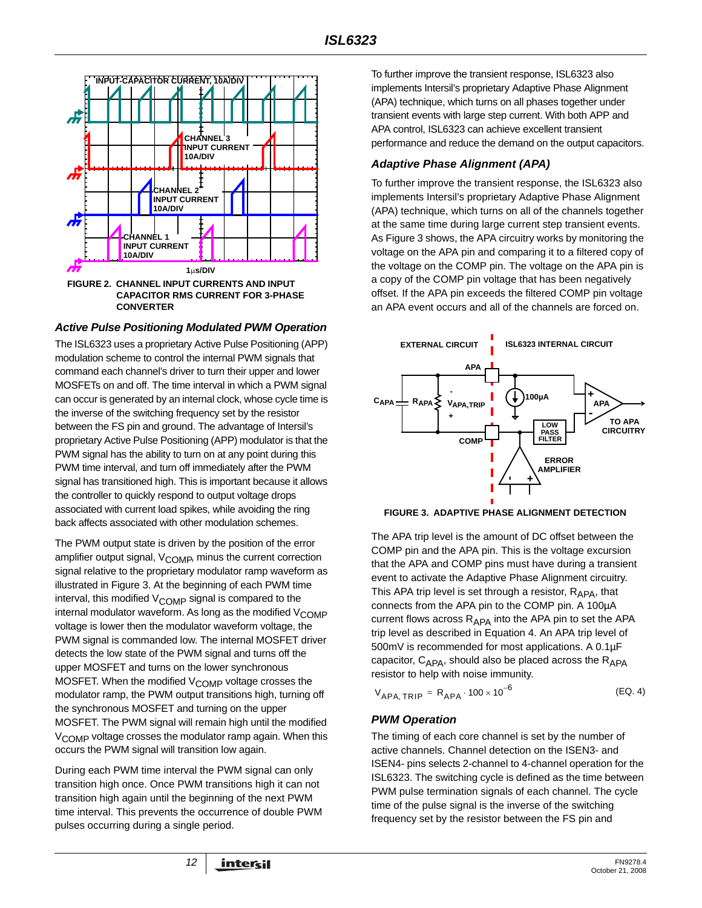FIGURE 2. CHANNEL INPUT CURRENTS AND INPUT CAPACITOR RMS CURRENT FOR 3-PHASE CONVERTER

### Active Pulse Positioning Modulated PWM Operation

The ISL6323 uses a proprietary Active Pulse Positioning (APP) modulation scheme to control the internal PWM signals that command each channel's driver to turn their upper and lower MOSFETs on and off. The time interval in which a PWM signal can occur is generated by an internal clock, whose cycle time is the inverse of the switching frequency set by the resistor between the FS pin and ground. The advantage of Intersil's proprietary Active Pulse Positioning (APP) modulator is that the PWM signal has the ability to turn on at any point during this PWM time interval, and turn off immediately after the PWM signal has transitioned high. This is important because it allows the controller to quickly respond to output voltage drops associated with current load spikes, while avoiding the ring back affects associated with other modulation schemes.

The PWM output state is driven by the position of the error amplifier output signal, $V_{COMP}$, minus the current correction signal relative to the proprietary modulator ramp waveform as illustrated in Figure 3. At the beginning of each PWM time interval, this modified $V_{COMP}$ signal is compared to the internal modulator waveform. As long as the modified $V_{COMP}$ voltage is lower then the modulator waveform voltage, the PWM signal is commanded low. The internal MOSFET driver detects the low state of the PWM signal and turns off the upper MOSFET and turns on the lower synchronous MOSFET. When the modified $V_{COMP}$ voltage crosses the modulator ramp, the PWM output transitions high, turning off the synchronous MOSFET and turning on the upper MOSFET. The PWM signal will remain high until the modified $V_{COMP}$ voltage crosses the modulator ramp again. When this occurs the PWM signal will transition low again.

During each PWM time interval the PWM signal can only transition high once. Once PWM transitions high it can not transition high again until the beginning of the next PWM time interval. This prevents the occurrence of double PWM pulses occurring during a single period.

To further improve the transient response, ISL6323 also implements Intersil's proprietary Adaptive Phase Alignment (APA) technique, which turns on all phases together under transient events with large step current. With both APP and APA control, ISL6323 can achieve excellent transient performance and reduce the demand on the output capacitors.

### Adaptive Phase Alignment (APA)

To further improve the transient response, the ISL6323 also implements Intersil's proprietary Adaptive Phase Alignment (APA) technique, which turns on all of the channels together at the same time during large current step transient events. As Figure 3 shows, the APA circuitry works by monitoring the voltage on the APA pin and comparing it to a filtered copy of the voltage on the COMP pin. The voltage on the APA pin is a copy of the COMP pin voltage that has been negatively offset. If the APA pin exceeds the filtered COMP pin voltage an APA event occurs and all of the channels are forced on.

FIGURE 3. ADAPTIVE PHASE ALIGNMENT DETECTION

The APA trip level is the amount of DC offset between the COMP pin and the APA pin. This is the voltage excursion that the APA and COMP pins must have during a transient event to activate the Adaptive Phase Alignment circuitry. This APA trip level is set through a resistor, $R_{APA}$, that connects from the APA pin to the COMP pin. A 100µA current flows across $R_{APA}$ into the APA pin to set the APA trip level as described in Equation 4. An APA trip level of 500mV is recommended for most applications. A 0.1µF capacitor, $C_{APA}$, should also be placed across the $R_{APA}$ resistor to help with noise immunity.

$$V_{APA,TRIP} = R_{APA} \cdot 100 \times 10^{-6} \quad \text{(EQ. 4)}$$

### PWM Operation

The timing of each core channel is set by the number of active channels. Channel detection on the ISEN3- and ISEN4- pins selects 2-channel to 4-channel operation for the ISL6323. The switching cycle is defined as the time between PWM pulse termination signals of each channel. The cycle time of the pulse signal is the inverse of the switching frequency set by the resistor between the FS pin and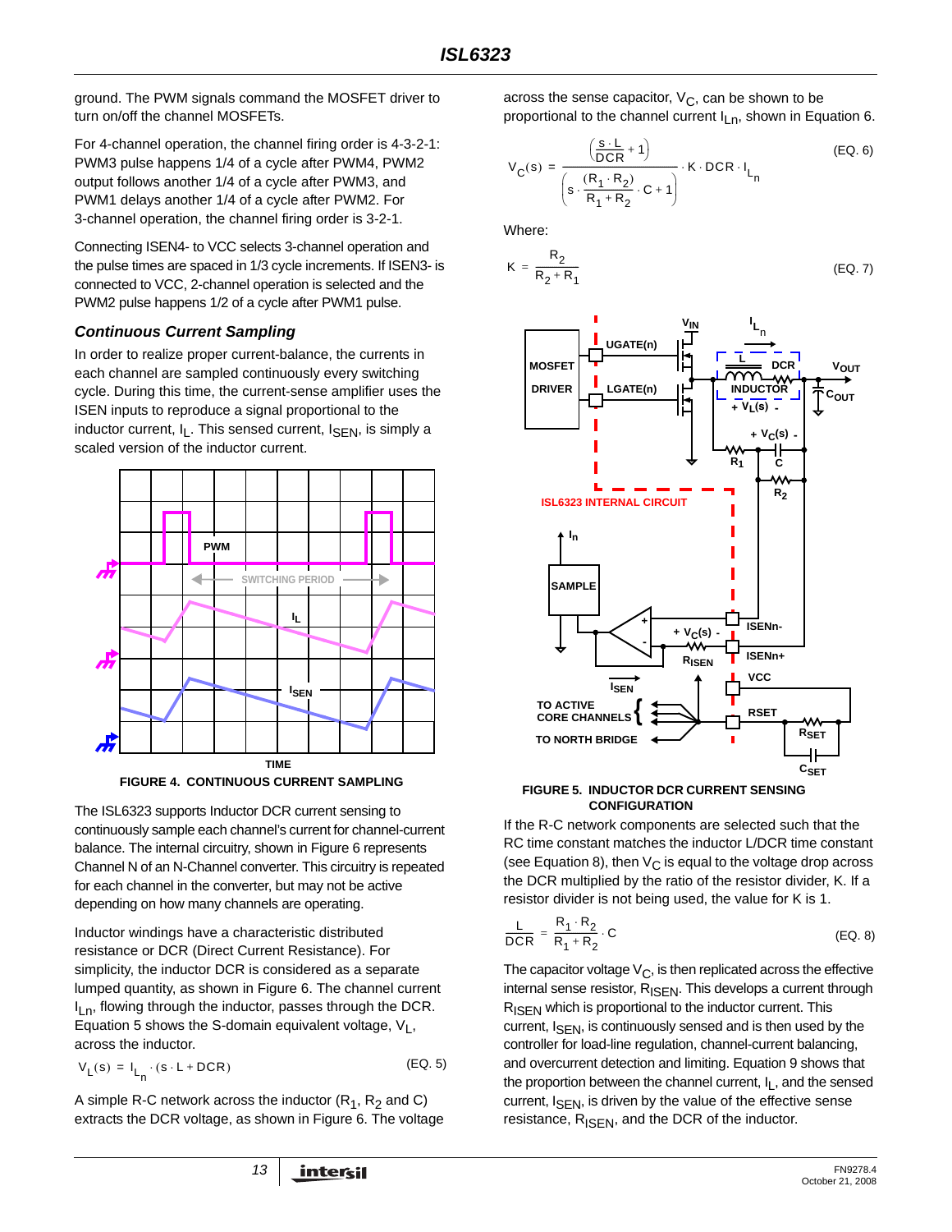ground. The PWM signals command the MOSFET driver to turn on/off the channel MOSFETs.

For 4-channel operation, the channel firing order is 4-3-2-1: PWM3 pulse happens 1/4 of a cycle after PWM4, PWM2 output follows another 1/4 of a cycle after PWM3, and PWM1 delays another 1/4 of a cycle after PWM2. For 3-channel operation, the channel firing order is 3-2-1.

Connecting ISEN4- to VCC selects 3-channel operation and the pulse times are spaced in 1/3 cycle increments. If ISEN3- is connected to VCC, 2-channel operation is selected and the PWM2 pulse happens 1/2 of a cycle after PWM1 pulse.

### *Continuous Current Sampling*

In order to realize proper current-balance, the currents in each channel are sampled continuously every switching cycle. During this time, the current-sense amplifier uses the ISEN inputs to reproduce a signal proportional to the inductor current, $I_L$. This sensed current, $I_{SEN}$, is simply a scaled version of the inductor current.

**FIGURE 4. CONTINUOUS CURRENT SAMPLING**

The ISL6323 supports Inductor DCR current sensing to continuously sample each channel's current for channel-current balance. The internal circuitry, shown in Figure 6 represents Channel N of an N-Channel converter. This circuitry is repeated for each channel in the converter, but may not be active depending on how many channels are operating.

Inductor windings have a characteristic distributed resistance or DCR (Direct Current Resistance). For simplicity, the inductor DCR is considered as a separate lumped quantity, as shown in Figure 6. The channel current $I_{Ln}$, flowing through the inductor, passes through the DCR. Equation 5 shows the S-domain equivalent voltage, $V_L$, across the inductor.

$$V_L(s) = I_{L_n} \cdot (s \cdot L + DCR) \quad \text{(EQ. 5)}$$

A simple R-C network across the inductor ($R_1$, $R_2$ and C) extracts the DCR voltage, as shown in Figure 6. The voltage across the sense capacitor, $V_C$, can be shown to be proportional to the channel current $I_{Ln}$, shown in Equation 6.

$$V_C(s) = \frac{\left(\frac{s \cdot L}{DCR} + 1\right)}{\left(s \cdot \frac{(R_1 \cdot R_2)}{R_1 + R_2} \cdot C + 1\right)} \cdot K \cdot DCR \cdot I_{L_n} \quad \text{(EQ. 6)}$$

Where:

$$K = \frac{R_2}{R_2 + R_1} \quad \text{(EQ. 7)}$$

**FIGURE 5. INDUCTOR DCR CURRENT SENSING CONFIGURATION**

If the R-C network components are selected such that the RC time constant matches the inductor L/DCR time constant (see Equation 8), then $V_C$ is equal to the voltage drop across the DCR multiplied by the ratio of the resistor divider, K. If a resistor divider is not being used, the value for K is 1.

$$\frac{L}{DCR} = \frac{R_1 \cdot R_2}{R_1 + R_2} \cdot C \quad \text{(EQ. 8)}$$

The capacitor voltage $V_C$, is then replicated across the effective internal sense resistor, $R_{ISEN}$. This develops a current through $R_{ISEN}$ which is proportional to the inductor current. This current, $I_{SEN}$, is continuously sensed and is then used by the controller for load-line regulation, channel-current balancing, and overcurrent detection and limiting. Equation 9 shows that the proportion between the channel current, $I_L$, and the sensed current, $I_{SEN}$, is driven by the value of the effective sense resistance, $R_{ISEN}$, and the DCR of the inductor.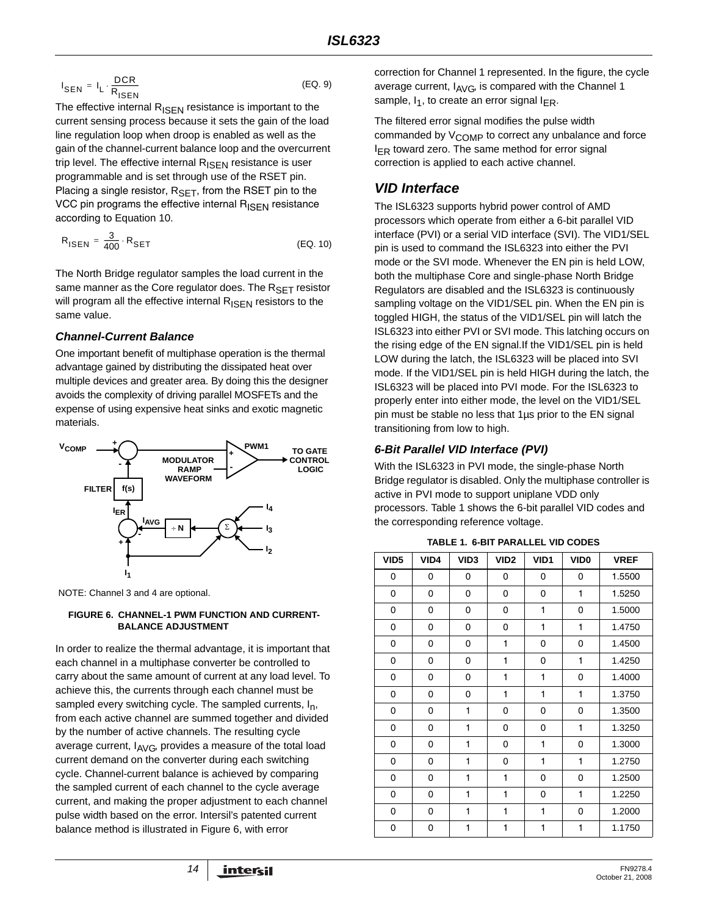$$I_{SEN} = I_L \cdot \frac{DCR}{R_{ISEN}} \qquad \text{(EQ. 9)}$$

The effective internal $R_{ISEN}$ resistance is important to the current sensing process because it sets the gain of the load line regulation loop when droop is enabled as well as the gain of the channel-current balance loop and the overcurrent trip level. The effective internal $R_{ISEN}$ resistance is user programmable and is set through use of the RSET pin. Placing a single resistor, $R_{SET}$, from the RSET pin to the VCC pin programs the effective internal $R_{ISEN}$ resistance according to Equation 10.

$$R_{ISEN} = \frac{3}{400} \cdot R_{SET} \qquad \text{(EQ. 10)}$$

The North Bridge regulator samples the load current in the same manner as the Core regulator does. The $R_{SET}$ resistor will program all the effective internal $R_{ISEN}$ resistors to the same value.

### *Channel-Current Balance*

One important benefit of multiphase operation is the thermal advantage gained by distributing the dissipated heat over multiple devices and greater area. By doing this the designer avoids the complexity of driving parallel MOSFETs and the expense of using expensive heat sinks and exotic magnetic materials.

NOTE: Channel 3 and 4 are optional.

**FIGURE 6. CHANNEL-1 PWM FUNCTION AND CURRENT-BALANCE ADJUSTMENT**

In order to realize the thermal advantage, it is important that each channel in a multiphase converter be controlled to carry about the same amount of current at any load level. To achieve this, the currents through each channel must be sampled every switching cycle. The sampled currents, $I_n$, from each active channel are summed together and divided by the number of active channels. The resulting cycle average current, $I_{AVG}$, provides a measure of the total load current demand on the converter during each switching cycle. Channel-current balance is achieved by comparing the sampled current of each channel to the cycle average current, and making the proper adjustment to each channel pulse width based on the error. Intersil's patented current balance method is illustrated in Figure 6, with error correction for Channel 1 represented. In the figure, the cycle average current, $I_{AVG}$, is compared with the Channel 1 sample, $I_1$, to create an error signal $I_{ER}$.

The filtered error signal modifies the pulse width commanded by $V_{COMP}$ to correct any unbalance and force $I_{ER}$ toward zero. The same method for error signal correction is applied to each active channel.

## *VID Interface*

The ISL6323 supports hybrid power control of AMD processors which operate from either a 6-bit parallel VID interface (PVI) or a serial VID interface (SVI). The VID1/SEL pin is used to command the ISL6323 into either the PVI mode or the SVI mode. Whenever the EN pin is held LOW, both the multiphase Core and single-phase North Bridge Regulators are disabled and the ISL6323 is continuously sampling voltage on the VID1/SEL pin. When the EN pin is toggled HIGH, the status of the VID1/SEL pin will latch the ISL6323 into either PVI or SVI mode. This latching occurs on the rising edge of the EN signal.If the VID1/SEL pin is held LOW during the latch, the ISL6323 will be placed into SVI mode. If the VID1/SEL pin is held HIGH during the latch, the ISL6323 will be placed into PVI mode. For the ISL6323 to properly enter into either mode, the level on the VID1/SEL pin must be stable no less that 1µs prior to the EN signal transitioning from low to high.

### *6-Bit Parallel VID Interface (PVI)*

With the ISL6323 in PVI mode, the single-phase North Bridge regulator is disabled. Only the multiphase controller is active in PVI mode to support uniplane VDD only processors. Table 1 shows the 6-bit parallel VID codes and the corresponding reference voltage.

**TABLE 1. 6-BIT PARALLEL VID CODES**

| VID5 | VID4 | VID3 | VID2 | VID1 | VID0 | VREF |
|---|---|---|---|---|---|---|
| 0 | 0 | 0 | 0 | 0 | 0 | 1.5500 |
| 0 | 0 | 0 | 0 | 0 | 1 | 1.5250 |
| 0 | 0 | 0 | 0 | 1 | 0 | 1.5000 |
| 0 | 0 | 0 | 0 | 1 | 1 | 1.4750 |
| 0 | 0 | 0 | 1 | 0 | 0 | 1.4500 |
| 0 | 0 | 0 | 1 | 0 | 1 | 1.4250 |
| 0 | 0 | 0 | 1 | 1 | 0 | 1.4000 |
| 0 | 0 | 0 | 1 | 1 | 1 | 1.3750 |
| 0 | 0 | 1 | 0 | 0 | 0 | 1.3500 |
| 0 | 0 | 1 | 0 | 0 | 1 | 1.3250 |
| 0 | 0 | 1 | 0 | 1 | 0 | 1.3000 |
| 0 | 0 | 1 | 0 | 1 | 1 | 1.2750 |
| 0 | 0 | 1 | 1 | 0 | 0 | 1.2500 |
| 0 | 0 | 1 | 1 | 0 | 1 | 1.2250 |
| 0 | 0 | 1 | 1 | 1 | 0 | 1.2000 |
| 0 | 0 | 1 | 1 | 1 | 1 | 1.1750 |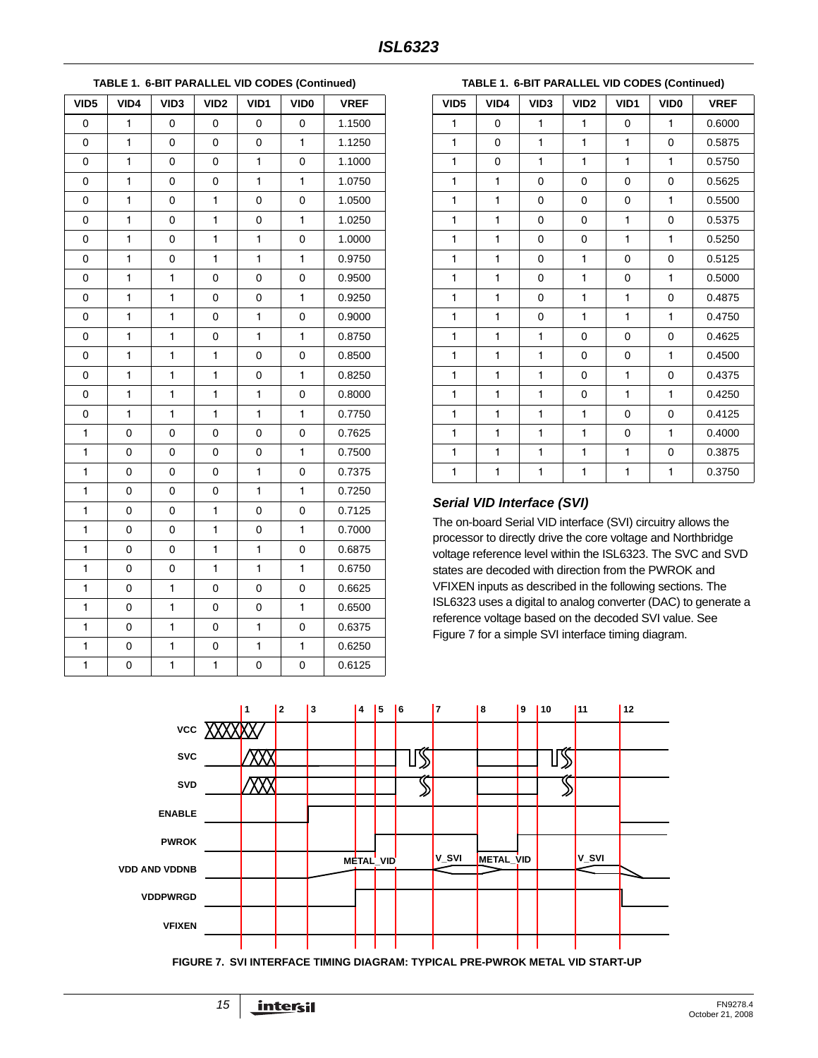**TABLE 1. 6-BIT PARALLEL VID CODES (Continued)**

| VID5 | VID4 | VID3 | VID2 | VID1 | VID0 | VREF |
|---|---|---|---|---|---|---|
| 0 | 1 | 0 | 0 | 0 | 0 | 1.1500 |
| 0 | 1 | 0 | 0 | 0 | 1 | 1.1250 |
| 0 | 1 | 0 | 0 | 1 | 0 | 1.1000 |
| 0 | 1 | 0 | 0 | 1 | 1 | 1.0750 |
| 0 | 1 | 0 | 1 | 0 | 0 | 1.0500 |
| 0 | 1 | 0 | 1 | 0 | 1 | 1.0250 |
| 0 | 1 | 0 | 1 | 1 | 0 | 1.0000 |
| 0 | 1 | 0 | 1 | 1 | 1 | 0.9750 |
| 0 | 1 | 1 | 0 | 0 | 0 | 0.9500 |
| 0 | 1 | 1 | 0 | 0 | 1 | 0.9250 |
| 0 | 1 | 1 | 0 | 1 | 0 | 0.9000 |
| 0 | 1 | 1 | 0 | 1 | 1 | 0.8750 |
| 0 | 1 | 1 | 1 | 0 | 0 | 0.8500 |
| 0 | 1 | 1 | 1 | 0 | 1 | 0.8250 |
| 0 | 1 | 1 | 1 | 1 | 0 | 0.8000 |
| 0 | 1 | 1 | 1 | 1 | 1 | 0.7750 |
| 1 | 0 | 0 | 0 | 0 | 0 | 0.7625 |
| 1 | 0 | 0 | 0 | 0 | 1 | 0.7500 |
| 1 | 0 | 0 | 0 | 1 | 0 | 0.7375 |
| 1 | 0 | 0 | 0 | 1 | 1 | 0.7250 |
| 1 | 0 | 0 | 1 | 0 | 0 | 0.7125 |
| 1 | 0 | 0 | 1 | 0 | 1 | 0.7000 |
| 1 | 0 | 0 | 1 | 1 | 0 | 0.6875 |
| 1 | 0 | 0 | 1 | 1 | 1 | 0.6750 |
| 1 | 0 | 1 | 0 | 0 | 0 | 0.6625 |
| 1 | 0 | 1 | 0 | 0 | 1 | 0.6500 |
| 1 | 0 | 1 | 0 | 1 | 0 | 0.6375 |
| 1 | 0 | 1 | 0 | 1 | 1 | 0.6250 |
| 1 | 0 | 1 | 1 | 0 | 0 | 0.6125 |
| 1 | 0 | 1 | 1 | 0 | 1 | 0.6000 |
| 1 | 0 | 1 | 1 | 1 | 0 | 0.5875 |
| 1 | 0 | 1 | 1 | 1 | 1 | 0.5750 |
| 1 | 1 | 0 | 0 | 0 | 0 | 0.5625 |
| 1 | 1 | 0 | 0 | 0 | 1 | 0.5500 |
| 1 | 1 | 0 | 0 | 1 | 0 | 0.5375 |
| 1 | 1 | 0 | 0 | 1 | 1 | 0.5250 |
| 1 | 1 | 0 | 1 | 0 | 0 | 0.5125 |
| 1 | 1 | 0 | 1 | 0 | 1 | 0.5000 |
| 1 | 1 | 0 | 1 | 1 | 0 | 0.4875 |
| 1 | 1 | 0 | 1 | 1 | 1 | 0.4750 |
| 1 | 1 | 1 | 0 | 0 | 0 | 0.4625 |
| 1 | 1 | 1 | 0 | 0 | 1 | 0.4500 |
| 1 | 1 | 1 | 0 | 1 | 0 | 0.4375 |
| 1 | 1 | 1 | 0 | 1 | 1 | 0.4250 |
| 1 | 1 | 1 | 1 | 0 | 0 | 0.4125 |
| 1 | 1 | 1 | 1 | 0 | 1 | 0.4000 |
| 1 | 1 | 1 | 1 | 1 | 0 | 0.3875 |
| 1 | 1 | 1 | 1 | 1 | 1 | 0.3750 |

### *Serial VID Interface (SVI)*

The on-board Serial VID interface (SVI) circuitry allows the processor to directly drive the core voltage and Northbridge voltage reference level within the ISL6323. The SVC and SVD states are decoded with direction from the PWROK and VFIXEN inputs as described in the following sections. The ISL6323 uses a digital to analog converter (DAC) to generate a reference voltage based on the decoded SVI value. See Figure 7 for a simple SVI interface timing diagram.

**FIGURE 7. SVI INTERFACE TIMING DIAGRAM: TYPICAL PRE-PWROK METAL VID START-UP**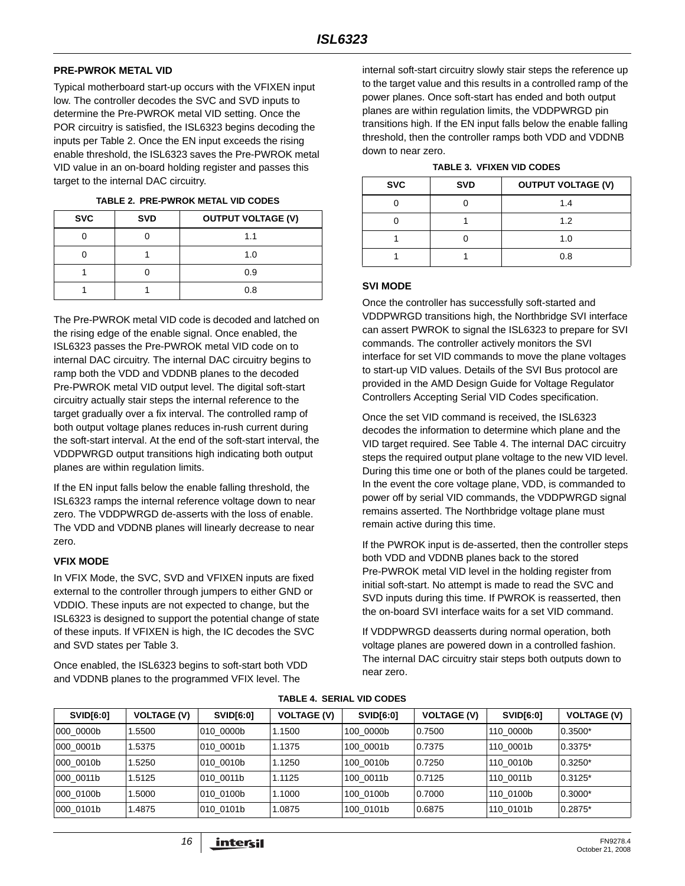### PRE-PWROK METAL VID

Typical motherboard start-up occurs with the VFIXEN input low. The controller decodes the SVC and SVD inputs to determine the Pre-PWROK metal VID setting. Once the POR circuitry is satisfied, the ISL6323 begins decoding the inputs per Table 2. Once the EN input exceeds the rising enable threshold, the ISL6323 saves the Pre-PWROK metal VID value in an on-board holding register and passes this target to the internal DAC circuitry.

**TABLE 2. PRE-PWROK METAL VID CODES**

| SVC | SVD | OUTPUT VOLTAGE (V) |
|---|---|---|
| 0 | 0 | 1.1 |
| 0 | 1 | 1.0 |
| 1 | 0 | 0.9 |
| 1 | 1 | 0.8 |

The Pre-PWROK metal VID code is decoded and latched on the rising edge of the enable signal. Once enabled, the ISL6323 passes the Pre-PWROK metal VID code on to internal DAC circuitry. The internal DAC circuitry begins to ramp both the VDD and VDDNB planes to the decoded Pre-PWROK metal VID output level. The digital soft-start circuitry actually stair steps the internal reference to the target gradually over a fix interval. The controlled ramp of both output voltage planes reduces in-rush current during the soft-start interval. At the end of the soft-start interval, the VDDPWRGD output transitions high indicating both output planes are within regulation limits.

If the EN input falls below the enable falling threshold, the ISL6323 ramps the internal reference voltage down to near zero. The VDDPWRGD de-asserts with the loss of enable. The VDD and VDDNB planes will linearly decrease to near zero.

### VFIX MODE

In VFIX Mode, the SVC, SVD and VFIXEN inputs are fixed external to the controller through jumpers to either GND or VDDIO. These inputs are not expected to change, but the ISL6323 is designed to support the potential change of state of these inputs. If VFIXEN is high, the IC decodes the SVC and SVD states per Table 3.

Once enabled, the ISL6323 begins to soft-start both VDD and VDDNB planes to the programmed VFIX level. The internal soft-start circuitry slowly stair steps the reference up to the target value and this results in a controlled ramp of the power planes. Once soft-start has ended and both output planes are within regulation limits, the VDDPWRGD pin transitions high. If the EN input falls below the enable falling threshold, then the controller ramps both VDD and VDDNB down to near zero.

**TABLE 3. VFIXEN VID CODES**

| SVC | SVD | OUTPUT VOLTAGE (V) |
|---|---|---|
| 0 | 0 | 1.4 |
| 0 | 1 | 1.2 |
| 1 | 0 | 1.0 |
| 1 | 1 | 0.8 |

### SVI MODE

Once the controller has successfully soft-started and VDDPWRGD transitions high, the Northbridge SVI interface can assert PWROK to signal the ISL6323 to prepare for SVI commands. The controller actively monitors the SVI interface for set VID commands to move the plane voltages to start-up VID values. Details of the SVI Bus protocol are provided in the AMD Design Guide for Voltage Regulator Controllers Accepting Serial VID Codes specification.

Once the set VID command is received, the ISL6323 decodes the information to determine which plane and the VID target required. See Table 4. The internal DAC circuitry steps the required output plane voltage to the new VID level. During this time one or both of the planes could be targeted. In the event the core voltage plane, VDD, is commanded to power off by serial VID commands, the VDDPWRGD signal remains asserted. The Northbridge voltage plane must remain active during this time.

If the PWROK input is de-asserted, then the controller steps both VDD and VDDNB planes back to the stored Pre-PWROK metal VID level in the holding register from initial soft-start. No attempt is made to read the SVC and SVD inputs during this time. If PWROK is reasserted, then the on-board SVI interface waits for a set VID command.

If VDDPWRGD deasserts during normal operation, both voltage planes are powered down in a controlled fashion. The internal DAC circuitry stair steps both outputs down to near zero.

**TABLE 4. SERIAL VID CODES**

| SVID[6:0] | VOLTAGE (V) | SVID[6:0] | VOLTAGE (V) | SVID[6:0] | VOLTAGE (V) | SVID[6:0] | VOLTAGE (V) |
|---|---|---|---|---|---|---|---|
| 000_0000b | 1.5500 | 010_0000b | 1.1500 | 100_0000b | 0.7500 | 110_0000b | 0.3500* |
| 000_0001b | 1.5375 | 010_0001b | 1.1375 | 100_0001b | 0.7375 | 110_0001b | 0.3375* |
| 000_0010b | 1.5250 | 010_0010b | 1.1250 | 100_0010b | 0.7250 | 110_0010b | 0.3250* |
| 000_0011b | 1.5125 | 010_0011b | 1.1125 | 100_0011b | 0.7125 | 110_0011b | 0.3125* |
| 000_0100b | 1.5000 | 010_0100b | 1.1000 | 100_0100b | 0.7000 | 110_0100b | 0.3000* |
| 000_0101b | 1.4875 | 010_0101b | 1.0875 | 100_0101b | 0.6875 | 110_0101b | 0.2875* |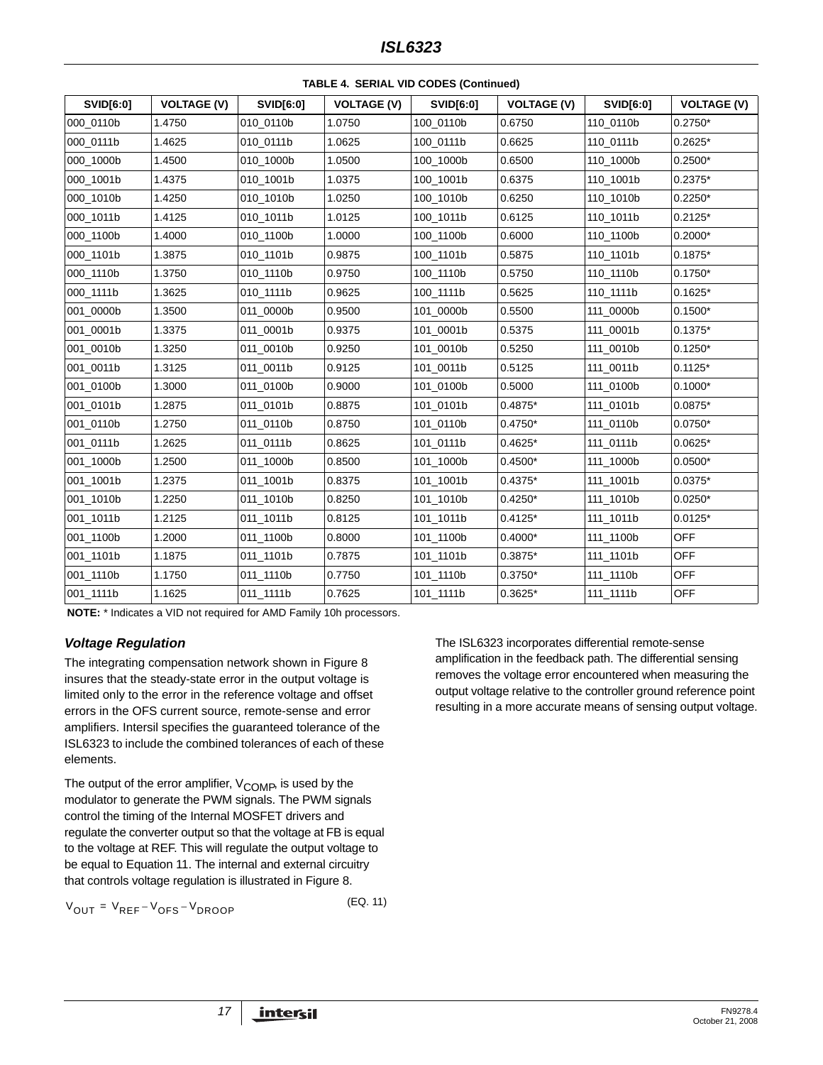**TABLE 4. SERIAL VID CODES (Continued)**

| SVID[6:0] | VOLTAGE (V) | SVID[6:0] | VOLTAGE (V) | SVID[6:0] | VOLTAGE (V) | SVID[6:0] | VOLTAGE (V) |
|---|---|---|---|---|---|---|---|
| 000_0110b | 1.4750 | 010_0110b | 1.0750 | 100_0110b | 0.6750 | 110_0110b | 0.2750* |
| 000_0111b | 1.4625 | 010_0111b | 1.0625 | 100_0111b | 0.6625 | 110_0111b | 0.2625* |
| 000_1000b | 1.4500 | 010_1000b | 1.0500 | 100_1000b | 0.6500 | 110_1000b | 0.2500* |
| 000_1001b | 1.4375 | 010_1001b | 1.0375 | 100_1001b | 0.6375 | 110_1001b | 0.2375* |
| 000_1010b | 1.4250 | 010_1010b | 1.0250 | 100_1010b | 0.6250 | 110_1010b | 0.2250* |
| 000_1011b | 1.4125 | 010_1011b | 1.0125 | 100_1011b | 0.6125 | 110_1011b | 0.2125* |
| 000_1100b | 1.4000 | 010_1100b | 1.0000 | 100_1100b | 0.6000 | 110_1100b | 0.2000* |
| 000_1101b | 1.3875 | 010_1101b | 0.9875 | 100_1101b | 0.5875 | 110_1101b | 0.1875* |
| 000_1110b | 1.3750 | 010_1110b | 0.9750 | 100_1110b | 0.5750 | 110_1110b | 0.1750* |
| 000_1111b | 1.3625 | 010_1111b | 0.9625 | 100_1111b | 0.5625 | 110_1111b | 0.1625* |
| 001_0000b | 1.3500 | 011_0000b | 0.9500 | 101_0000b | 0.5500 | 111_0000b | 0.1500* |
| 001_0001b | 1.3375 | 011_0001b | 0.9375 | 101_0001b | 0.5375 | 111_0001b | 0.1375* |
| 001_0010b | 1.3250 | 011_0010b | 0.9250 | 101_0010b | 0.5250 | 111_0010b | 0.1250* |
| 001_0011b | 1.3125 | 011_0011b | 0.9125 | 101_0011b | 0.5125 | 111_0011b | 0.1125* |
| 001_0100b | 1.3000 | 011_0100b | 0.9000 | 101_0100b | 0.5000 | 111_0100b | 0.1000* |
| 001_0101b | 1.2875 | 011_0101b | 0.8875 | 101_0101b | 0.4875* | 111_0101b | 0.0875* |
| 001_0110b | 1.2750 | 011_0110b | 0.8750 | 101_0110b | 0.4750* | 111_0110b | 0.0750* |
| 001_0111b | 1.2625 | 011_0111b | 0.8625 | 101_0111b | 0.4625* | 111_0111b | 0.0625* |
| 001_1000b | 1.2500 | 011_1000b | 0.8500 | 101_1000b | 0.4500* | 111_1000b | 0.0500* |
| 001_1001b | 1.2375 | 011_1001b | 0.8375 | 101_1001b | 0.4375* | 111_1001b | 0.0375* |
| 001_1010b | 1.2250 | 011_1010b | 0.8250 | 101_1010b | 0.4250* | 111_1010b | 0.0250* |
| 001_1011b | 1.2125 | 011_1011b | 0.8125 | 101_1011b | 0.4125* | 111_1011b | 0.0125* |
| 001_1100b | 1.2000 | 011_1100b | 0.8000 | 101_1100b | 0.4000* | 111_1100b | OFF |
| 001_1101b | 1.1875 | 011_1101b | 0.7875 | 101_1101b | 0.3875* | 111_1101b | OFF |
| 001_1110b | 1.1750 | 011_1110b | 0.7750 | 101_1110b | 0.3750* | 111_1110b | OFF |
| 001_1111b | 1.1625 | 011_1111b | 0.7625 | 101_1111b | 0.3625* | 111_1111b | OFF |

**NOTE:** * Indicates a VID not required for AMD Family 10h processors.

### *Voltage Regulation*

The integrating compensation network shown in Figure 8 insures that the steady-state error in the output voltage is limited only to the error in the reference voltage and offset errors in the OFS current source, remote-sense and error amplifiers. Intersil specifies the guaranteed tolerance of the ISL6323 to include the combined tolerances of each of these elements.

The output of the error amplifier, $V_{COMP}$, is used by the modulator to generate the PWM signals. The PWM signals control the timing of the Internal MOSFET drivers and regulate the converter output so that the voltage at FB is equal to the voltage at REF. This will regulate the output voltage to be equal to Equation 11. The internal and external circuitry that controls voltage regulation is illustrated in Figure 8.

$$V_{OUT} = V_{REF} - V_{OFS} - V_{DROOP} \quad \text{(EQ. 11)}$$

The ISL6323 incorporates differential remote-sense amplification in the feedback path. The differential sensing removes the voltage error encountered when measuring the output voltage relative to the controller ground reference point resulting in a more accurate means of sensing output voltage.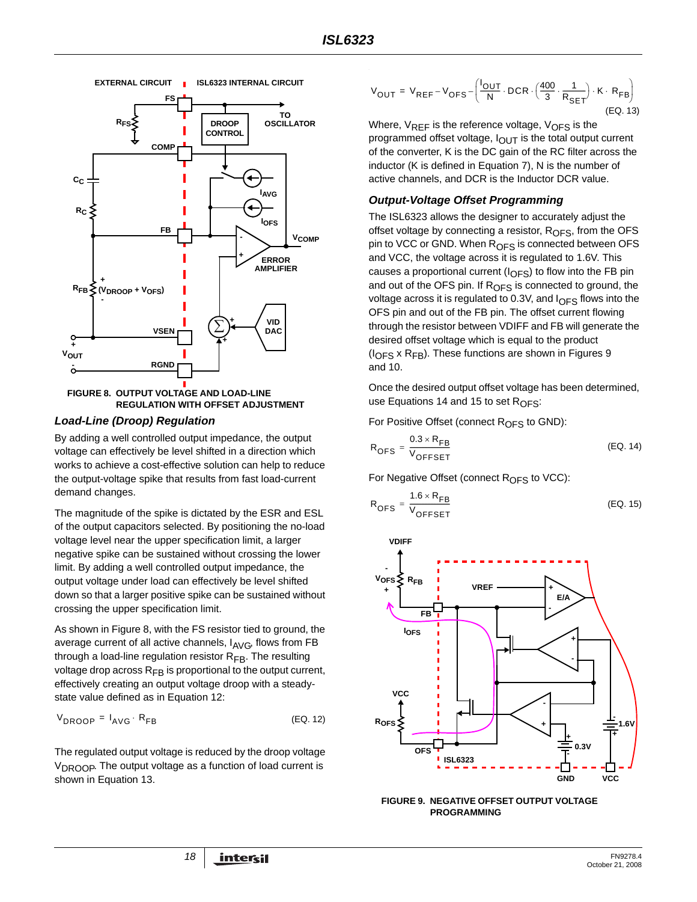FIGURE 8. OUTPUT VOLTAGE AND LOAD-LINE REGULATION WITH OFFSET ADJUSTMENT

### Load-Line (Droop) Regulation

By adding a well controlled output impedance, the output voltage can effectively be level shifted in a direction which works to achieve a cost-effective solution can help to reduce the output-voltage spike that results from fast load-current demand changes.

The magnitude of the spike is dictated by the ESR and ESL of the output capacitors selected. By positioning the no-load voltage level near the upper specification limit, a larger negative spike can be sustained without crossing the lower limit. By adding a well controlled output impedance, the output voltage under load can effectively be level shifted down so that a larger positive spike can be sustained without crossing the upper specification limit.

As shown in Figure 8, with the FS resistor tied to ground, the average current of all active channels, $I_{AVG}$, flows from FB through a load-line regulation resistor $R_{FB}$. The resulting voltage drop across $R_{FB}$ is proportional to the output current, effectively creating an output voltage droop with a steady-state value defined as in Equation 12:

$$V_{DROOP} = I_{AVG} \cdot R_{FB} \quad \text{(EQ. 12)}$$

The regulated output voltage is reduced by the droop voltage $V_{DROOP}$. The output voltage as a function of load current is shown in Equation 13.

$$V_{OUT} = V_{REF} - V_{OFS} - \left(\frac{I_{OUT}}{N} \cdot DCR \cdot \left(\frac{400}{3} \cdot \frac{1}{R_{SET}}\right) \cdot K \cdot R_{FB}\right) \quad \text{(EQ. 13)}$$

Where, $V_{REF}$ is the reference voltage, $V_{OFS}$ is the programmed offset voltage, $I_{OUT}$ is the total output current of the converter, K is the DC gain of the RC filter across the inductor (K is defined in Equation 7), N is the number of active channels, and DCR is the Inductor DCR value.

### Output-Voltage Offset Programming

The ISL6323 allows the designer to accurately adjust the offset voltage by connecting a resistor, $R_{OFS}$, from the OFS pin to VCC or GND. When $R_{OFS}$ is connected between OFS and VCC, the voltage across it is regulated to 1.6V. This causes a proportional current ($I_{OFS}$) to flow into the FB pin and out of the OFS pin. If $R_{OFS}$ is connected to ground, the voltage across it is regulated to 0.3V, and $I_{OFS}$ flows into the OFS pin and out of the FB pin. The offset current flowing through the resistor between VDIFF and FB will generate the desired offset voltage which is equal to the product ($I_{OFS}$ x $R_{FB}$). These functions are shown in Figures 9 and 10.

Once the desired output offset voltage has been determined, use Equations 14 and 15 to set $R_{OFS}$:

For Positive Offset (connect $R_{OFS}$ to GND):

$$R_{OFS} = \frac{0.3 \times R_{FB}}{V_{OFFSET}} \quad \text{(EQ. 14)}$$

For Negative Offset (connect $R_{OFS}$ to VCC):

$$R_{OFS} = \frac{1.6 \times R_{FB}}{V_{OFFSET}} \quad \text{(EQ. 15)}$$

FIGURE 9. NEGATIVE OFFSET OUTPUT VOLTAGE PROGRAMMING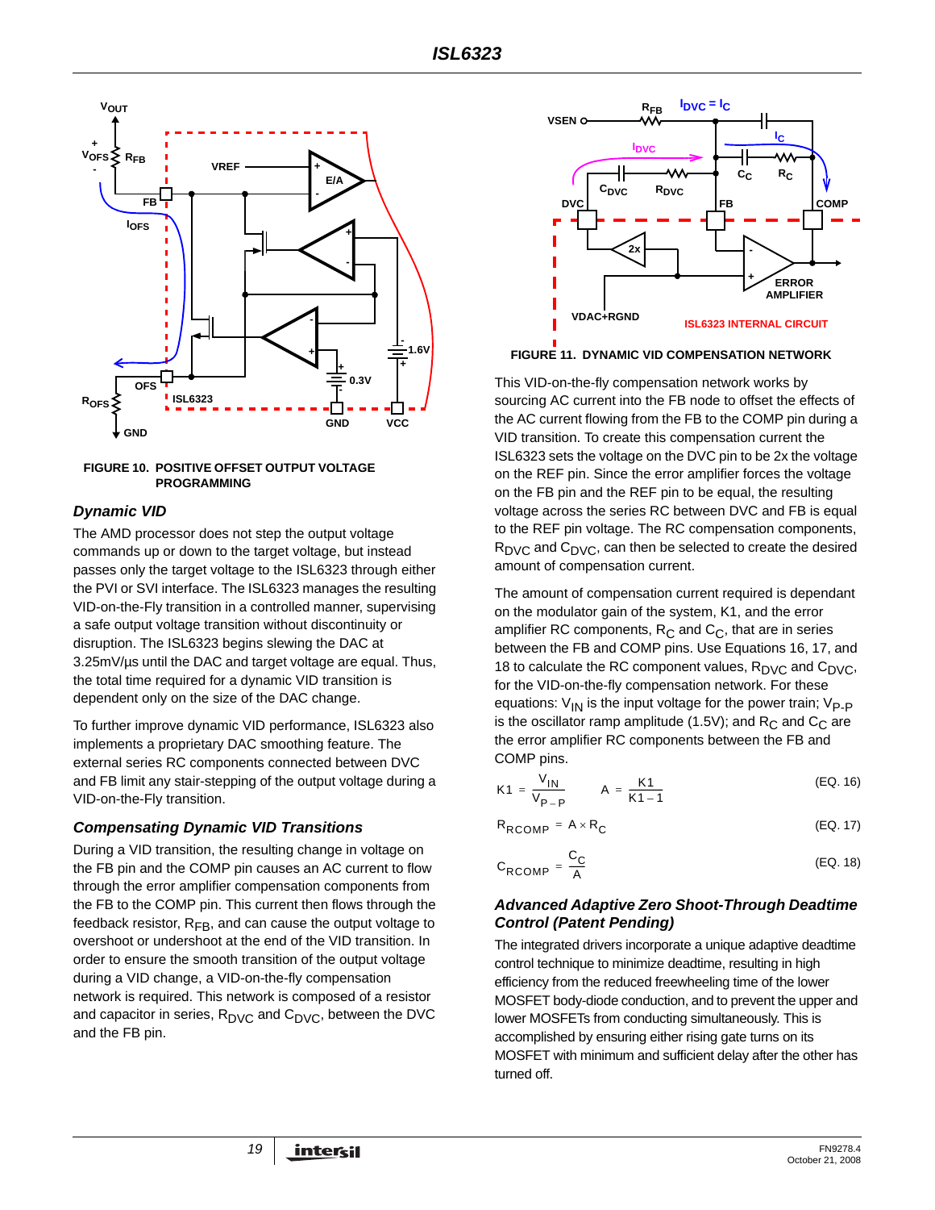FIGURE 10. POSITIVE OFFSET OUTPUT VOLTAGE PROGRAMMING

### *Dynamic VID*

The AMD processor does not step the output voltage commands up or down to the target voltage, but instead passes only the target voltage to the ISL6323 through either the PVI or SVI interface. The ISL6323 manages the resulting VID-on-the-Fly transition in a controlled manner, supervising a safe output voltage transition without discontinuity or disruption. The ISL6323 begins slewing the DAC at 3.25mV/µs until the DAC and target voltage are equal. Thus, the total time required for a dynamic VID transition is dependent only on the size of the DAC change.

To further improve dynamic VID performance, ISL6323 also implements a proprietary DAC smoothing feature. The external series RC components connected between DVC and FB limit any stair-stepping of the output voltage during a VID-on-the-Fly transition.

### *Compensating Dynamic VID Transitions*

During a VID transition, the resulting change in voltage on the FB pin and the COMP pin causes an AC current to flow through the error amplifier compensation components from the FB to the COMP pin. This current then flows through the feedback resistor, $R_{FB}$, and can cause the output voltage to overshoot or undershoot at the end of the VID transition. In order to ensure the smooth transition of the output voltage during a VID change, a VID-on-the-fly compensation network is required. This network is composed of a resistor and capacitor in series, $R_{DVC}$ and $C_{DVC}$, between the DVC and the FB pin.

FIGURE 11. DYNAMIC VID COMPENSATION NETWORK

This VID-on-the-fly compensation network works by sourcing AC current into the FB node to offset the effects of the AC current flowing from the FB to the COMP pin during a VID transition. To create this compensation current the ISL6323 sets the voltage on the DVC pin to be 2x the voltage on the REF pin. Since the error amplifier forces the voltage on the FB pin and the REF pin to be equal, the resulting voltage across the series RC between DVC and FB is equal to the REF pin voltage. The RC compensation components, $R_{DVC}$ and $C_{DVC}$, can then be selected to create the desired amount of compensation current.

The amount of compensation current required is dependant on the modulator gain of the system, K1, and the error amplifier RC components, $R_C$ and $C_C$, that are in series between the FB and COMP pins. Use Equations 16, 17, and 18 to calculate the RC component values, $R_{DVC}$ and $C_{DVC}$, for the VID-on-the-fly compensation network. For these equations: $V_{IN}$ is the input voltage for the power train; $V_{P-P}$ is the oscillator ramp amplitude (1.5V); and $R_C$ and $C_C$ are the error amplifier RC components between the FB and COMP pins.

$$K1 = \frac{V_{IN}}{V_{P-P}} \qquad A = \frac{K1}{K1-1} \qquad \text{(EQ. 16)}$$

$$R_{RCOMP} = A \times R_C \qquad \text{(EQ. 17)}$$

$$C_{RCOMP} = \frac{C_C}{A} \qquad \text{(EQ. 18)}$$

### *Advanced Adaptive Zero Shoot-Through Deadtime Control (Patent Pending)*

The integrated drivers incorporate a unique adaptive deadtime control technique to minimize deadtime, resulting in high efficiency from the reduced freewheeling time of the lower MOSFET body-diode conduction, and to prevent the upper and lower MOSFETs from conducting simultaneously. This is accomplished by ensuring either rising gate turns on its MOSFET with minimum and sufficient delay after the other has turned off.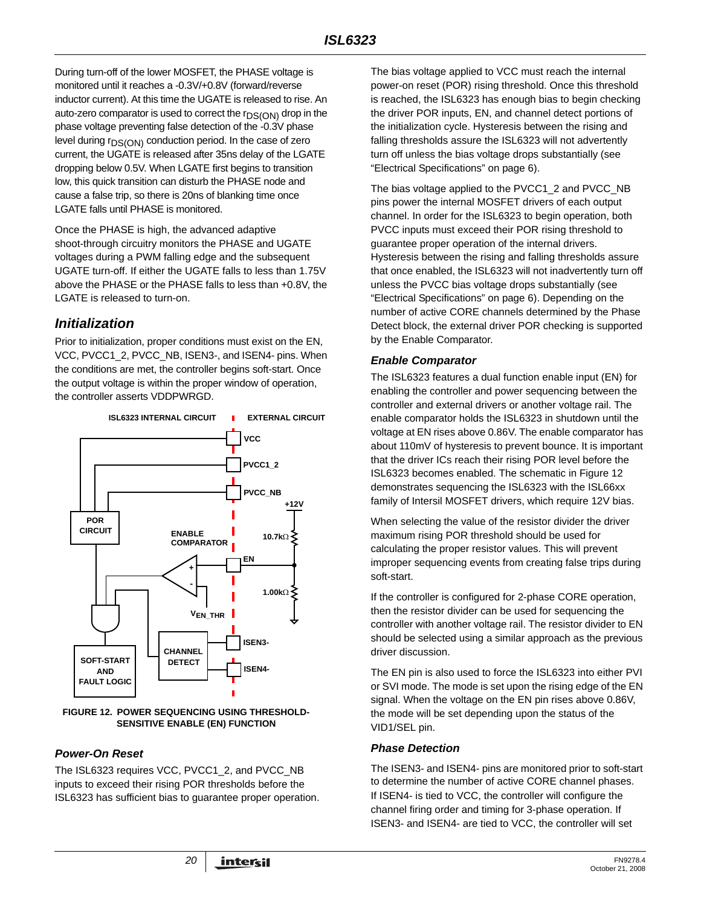During turn-off of the lower MOSFET, the PHASE voltage is monitored until it reaches a -0.3V/+0.8V (forward/reverse inductor current). At this time the UGATE is released to rise. An auto-zero comparator is used to correct the $r_{DS(ON)}$ drop in the phase voltage preventing false detection of the -0.3V phase level during $r_{DS(ON)}$ conduction period. In the case of zero current, the UGATE is released after 35ns delay of the LGATE dropping below 0.5V. When LGATE first begins to transition low, this quick transition can disturb the PHASE node and cause a false trip, so there is 20ns of blanking time once LGATE falls until PHASE is monitored.

Once the PHASE is high, the advanced adaptive shoot-through circuitry monitors the PHASE and UGATE voltages during a PWM falling edge and the subsequent UGATE turn-off. If either the UGATE falls to less than 1.75V above the PHASE or the PHASE falls to less than +0.8V, the LGATE is released to turn-on.

## Initialization

Prior to initialization, proper conditions must exist on the EN, VCC, PVCC1_2, PVCC_NB, ISEN3-, and ISEN4- pins. When the conditions are met, the controller begins soft-start. Once the output voltage is within the proper window of operation, the controller asserts VDDPWRGD.

FIGURE 12. POWER SEQUENCING USING THRESHOLD-SENSITIVE ENABLE (EN) FUNCTION

### Power-On Reset

The ISL6323 requires VCC, PVCC1_2, and PVCC_NB inputs to exceed their rising POR thresholds before the ISL6323 has sufficient bias to guarantee proper operation.

The bias voltage applied to VCC must reach the internal power-on reset (POR) rising threshold. Once this threshold is reached, the ISL6323 has enough bias to begin checking the driver POR inputs, EN, and channel detect portions of the initialization cycle. Hysteresis between the rising and falling thresholds assure the ISL6323 will not advertently turn off unless the bias voltage drops substantially (see "Electrical Specifications" on page 6).

The bias voltage applied to the PVCC1_2 and PVCC_NB pins power the internal MOSFET drivers of each output channel. In order for the ISL6323 to begin operation, both PVCC inputs must exceed their POR rising threshold to guarantee proper operation of the internal drivers. Hysteresis between the rising and falling thresholds assure that once enabled, the ISL6323 will not inadvertently turn off unless the PVCC bias voltage drops substantially (see "Electrical Specifications" on page 6). Depending on the number of active CORE channels determined by the Phase Detect block, the external driver POR checking is supported by the Enable Comparator.

### Enable Comparator

The ISL6323 features a dual function enable input (EN) for enabling the controller and power sequencing between the controller and external drivers or another voltage rail. The enable comparator holds the ISL6323 in shutdown until the voltage at EN rises above 0.86V. The enable comparator has about 110mV of hysteresis to prevent bounce. It is important that the driver ICs reach their rising POR level before the ISL6323 becomes enabled. The schematic in Figure 12 demonstrates sequencing the ISL6323 with the ISL66xx family of Intersil MOSFET drivers, which require 12V bias.

When selecting the value of the resistor divider the driver maximum rising POR threshold should be used for calculating the proper resistor values. This will prevent improper sequencing events from creating false trips during soft-start.

If the controller is configured for 2-phase CORE operation, then the resistor divider can be used for sequencing the controller with another voltage rail. The resistor divider to EN should be selected using a similar approach as the previous driver discussion.

The EN pin is also used to force the ISL6323 into either PVI or SVI mode. The mode is set upon the rising edge of the EN signal. When the voltage on the EN pin rises above 0.86V, the mode will be set depending upon the status of the VID1/SEL pin.

### Phase Detection

The ISEN3- and ISEN4- pins are monitored prior to soft-start to determine the number of active CORE channel phases. If ISEN4- is tied to VCC, the controller will configure the channel firing order and timing for 3-phase operation. If ISEN3- and ISEN4- are tied to VCC, the controller will set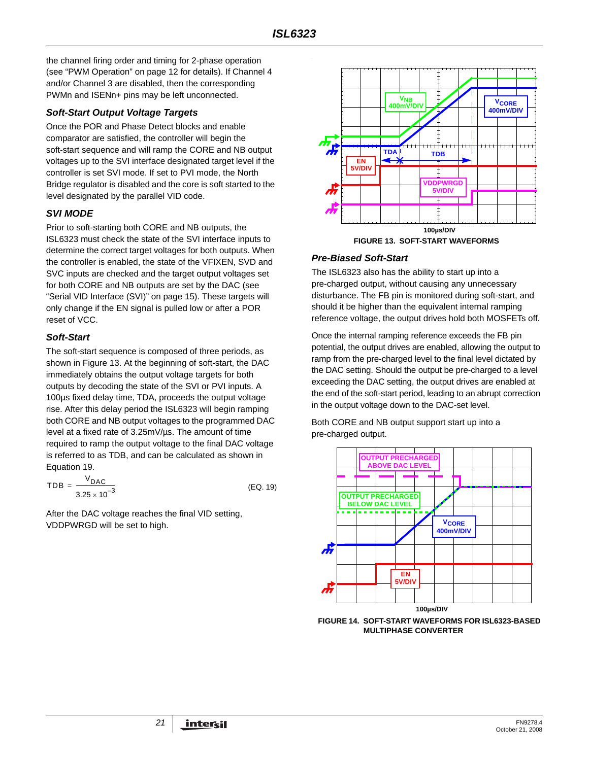the channel firing order and timing for 2-phase operation (see "PWM Operation" on page 12 for details). If Channel 4 and/or Channel 3 are disabled, then the corresponding PWMn and ISENn+ pins may be left unconnected.

### Soft-Start Output Voltage Targets

Once the POR and Phase Detect blocks and enable comparator are satisfied, the controller will begin the soft-start sequence and will ramp the CORE and NB output voltages up to the SVI interface designated target level if the controller is set SVI mode. If set to PVI mode, the North Bridge regulator is disabled and the core is soft started to the level designated by the parallel VID code.

### SVI MODE

Prior to soft-starting both CORE and NB outputs, the ISL6323 must check the state of the SVI interface inputs to determine the correct target voltages for both outputs. When the controller is enabled, the state of the VFIXEN, SVD and SVC inputs are checked and the target output voltages set for both CORE and NB outputs are set by the DAC (see "Serial VID Interface (SVI)" on page 15). These targets will only change if the EN signal is pulled low or after a POR reset of VCC.

### Soft-Start

The soft-start sequence is composed of three periods, as shown in Figure 13. At the beginning of soft-start, the DAC immediately obtains the output voltage targets for both outputs by decoding the state of the SVI or PVI inputs. A 100µs fixed delay time, TDA, proceeds the output voltage rise. After this delay period the ISL6323 will begin ramping both CORE and NB output voltages to the programmed DAC level at a fixed rate of 3.25mV/µs. The amount of time required to ramp the output voltage to the final DAC voltage is referred to as TDB, and can be calculated as shown in Equation 19.

$$TDB = \frac{V_{DAC}}{3.25 \times 10^{-3}} \qquad \text{(EQ. 19)}$$

After the DAC voltage reaches the final VID setting, VDDPWRGD will be set to high.

FIGURE 13. SOFT-START WAVEFORMS

### Pre-Biased Soft-Start

The ISL6323 also has the ability to start up into a pre-charged output, without causing any unnecessary disturbance. The FB pin is monitored during soft-start, and should it be higher than the equivalent internal ramping reference voltage, the output drives hold both MOSFETs off.

Once the internal ramping reference exceeds the FB pin potential, the output drives are enabled, allowing the output to ramp from the pre-charged level to the final level dictated by the DAC setting. Should the output be pre-charged to a level exceeding the DAC setting, the output drives are enabled at the end of the soft-start period, leading to an abrupt correction in the output voltage down to the DAC-set level.

Both CORE and NB output support start up into a pre-charged output.

FIGURE 14. SOFT-START WAVEFORMS FOR ISL6323-BASED MULTIPHASE CONVERTER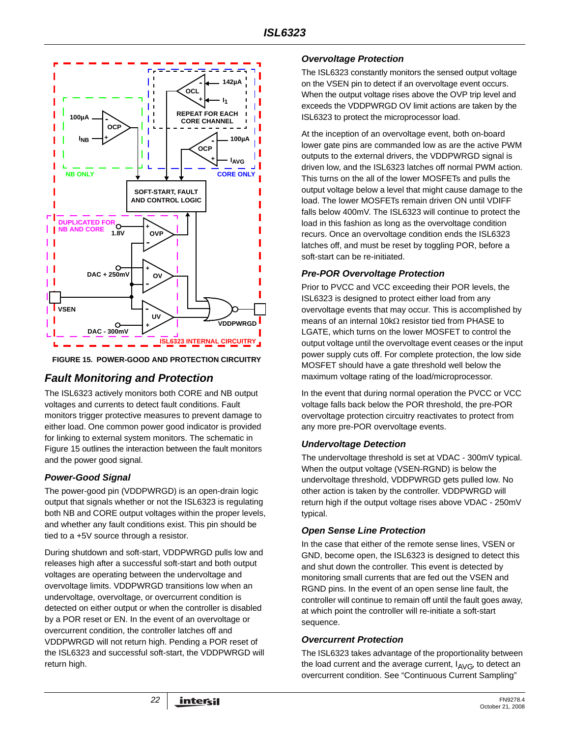FIGURE 15. POWER-GOOD AND PROTECTION CIRCUITRY

## Fault Monitoring and Protection

The ISL6323 actively monitors both CORE and NB output voltages and currents to detect fault conditions. Fault monitors trigger protective measures to prevent damage to either load. One common power good indicator is provided for linking to external system monitors. The schematic in Figure 15 outlines the interaction between the fault monitors and the power good signal.

### Power-Good Signal

The power-good pin (VDDPWRGD) is an open-drain logic output that signals whether or not the ISL6323 is regulating both NB and CORE output voltages within the proper levels, and whether any fault conditions exist. This pin should be tied to a +5V source through a resistor.

During shutdown and soft-start, VDDPWRGD pulls low and releases high after a successful soft-start and both output voltages are operating between the undervoltage and overvoltage limits. VDDPWRGD transitions low when an undervoltage, overvoltage, or overcurrent condition is detected on either output or when the controller is disabled by a POR reset or EN. In the event of an overvoltage or overcurrent condition, the controller latches off and VDDPWRGD will not return high. Pending a POR reset of the ISL6323 and successful soft-start, the VDDPWRGD will return high.

### Overvoltage Protection

The ISL6323 constantly monitors the sensed output voltage on the VSEN pin to detect if an overvoltage event occurs. When the output voltage rises above the OVP trip level and exceeds the VDDPWRGD OV limit actions are taken by the ISL6323 to protect the microprocessor load.

At the inception of an overvoltage event, both on-board lower gate pins are commanded low as are the active PWM outputs to the external drivers, the VDDPWRGD signal is driven low, and the ISL6323 latches off normal PWM action. This turns on the all of the lower MOSFETs and pulls the output voltage below a level that might cause damage to the load. The lower MOSFETs remain driven ON until VDIFF falls below 400mV. The ISL6323 will continue to protect the load in this fashion as long as the overvoltage condition recurs. Once an overvoltage condition ends the ISL6323 latches off, and must be reset by toggling POR, before a soft-start can be re-initiated.

### Pre-POR Overvoltage Protection

Prior to PVCC and VCC exceeding their POR levels, the ISL6323 is designed to protect either load from any overvoltage events that may occur. This is accomplished by means of an internal 10kΩ resistor tied from PHASE to LGATE, which turns on the lower MOSFET to control the output voltage until the overvoltage event ceases or the input power supply cuts off. For complete protection, the low side MOSFET should have a gate threshold well below the maximum voltage rating of the load/microprocessor.

In the event that during normal operation the PVCC or VCC voltage falls back below the POR threshold, the pre-POR overvoltage protection circuitry reactivates to protect from any more pre-POR overvoltage events.

### Undervoltage Detection

The undervoltage threshold is set at VDAC - 300mV typical. When the output voltage (VSEN-RGND) is below the undervoltage threshold, VDDPWRGD gets pulled low. No other action is taken by the controller. VDDPWRGD will return high if the output voltage rises above VDAC - 250mV typical.

### Open Sense Line Protection

In the case that either of the remote sense lines, VSEN or GND, become open, the ISL6323 is designed to detect this and shut down the controller. This event is detected by monitoring small currents that are fed out the VSEN and RGND pins. In the event of an open sense line fault, the controller will continue to remain off until the fault goes away, at which point the controller will re-initiate a soft-start sequence.

### Overcurrent Protection

The ISL6323 takes advantage of the proportionality between the load current and the average current, $I_{AVG}$, to detect an overcurrent condition. See “Continuous Current Sampling”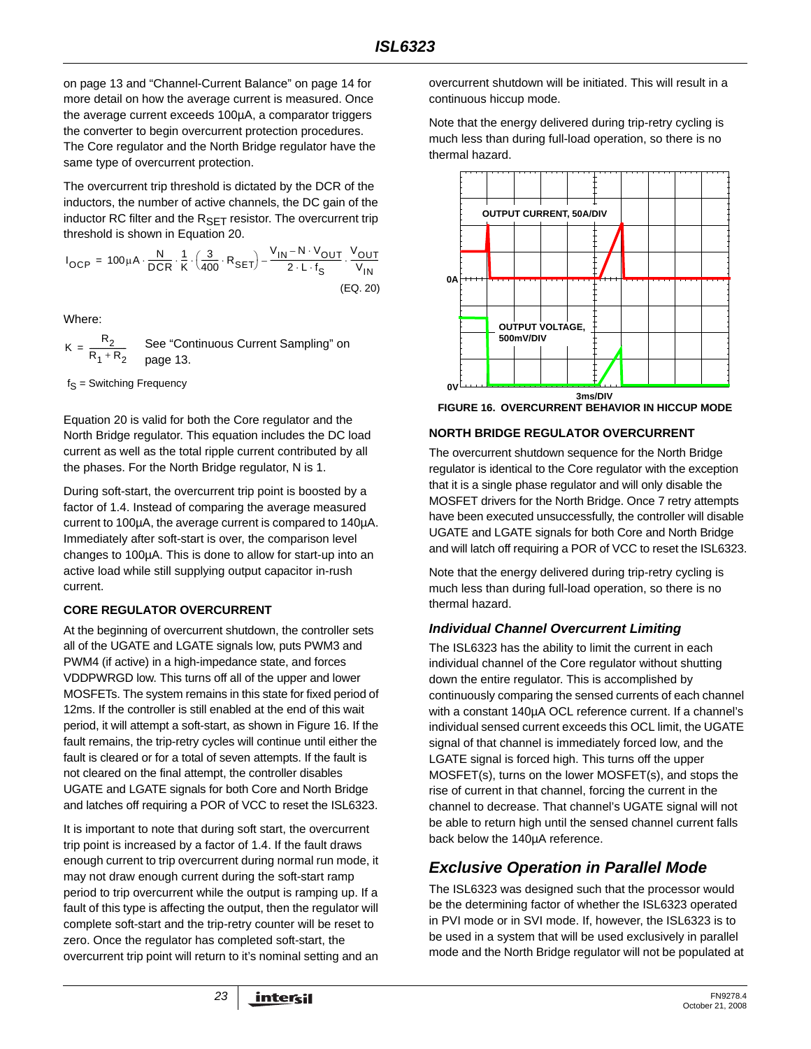on page 13 and "Channel-Current Balance" on page 14 for more detail on how the average current is measured. Once the average current exceeds 100µA, a comparator triggers the converter to begin overcurrent protection procedures. The Core regulator and the North Bridge regulator have the same type of overcurrent protection.

The overcurrent trip threshold is dictated by the DCR of the inductors, the number of active channels, the DC gain of the inductor RC filter and the $R_{SET}$ resistor. The overcurrent trip threshold is shown in Equation 20.

$$I_{OCP} = 100\mu A \cdot \frac{N}{DCR} \cdot \frac{1}{K} \cdot \left(\frac{3}{400} \cdot R_{SET}\right) - \frac{V_{IN} - N \cdot V_{OUT}}{2 \cdot L \cdot f_S} \cdot \frac{V_{OUT}}{V_{IN}} \quad \text{(EQ. 20)}$$

Where:

$K = \frac{R_2}{R_1 + R_2}$ See "Continuous Current Sampling" on page 13.

$f_S$ = Switching Frequency

Equation 20 is valid for both the Core regulator and the North Bridge regulator. This equation includes the DC load current as well as the total ripple current contributed by all the phases. For the North Bridge regulator, N is 1.

During soft-start, the overcurrent trip point is boosted by a factor of 1.4. Instead of comparing the average measured current to 100µA, the average current is compared to 140µA. Immediately after soft-start is over, the comparison level changes to 100µA. This is done to allow for start-up into an active load while still supplying output capacitor in-rush current.

**CORE REGULATOR OVERCURRENT**

At the beginning of overcurrent shutdown, the controller sets all of the UGATE and LGATE signals low, puts PWM3 and PWM4 (if active) in a high-impedance state, and forces VDDPWRGD low. This turns off all of the upper and lower MOSFETs. The system remains in this state for fixed period of 12ms. If the controller is still enabled at the end of this wait period, it will attempt a soft-start, as shown in Figure 16. If the fault remains, the trip-retry cycles will continue until either the fault is cleared or for a total of seven attempts. If the fault is not cleared on the final attempt, the controller disables UGATE and LGATE signals for both Core and North Bridge and latches off requiring a POR of VCC to reset the ISL6323.

It is important to note that during soft start, the overcurrent trip point is increased by a factor of 1.4. If the fault draws enough current to trip overcurrent during normal run mode, it may not draw enough current during the soft-start ramp period to trip overcurrent while the output is ramping up. If a fault of this type is affecting the output, then the regulator will complete soft-start and the trip-retry counter will be reset to zero. Once the regulator has completed soft-start, the overcurrent trip point will return to it's nominal setting and an overcurrent shutdown will be initiated. This will result in a continuous hiccup mode.

Note that the energy delivered during trip-retry cycling is much less than during full-load operation, so there is no thermal hazard.

OUTPUT CURRENT, 50A/DIV

0A

OUTPUT VOLTAGE, 500mV/DIV

0V

3ms/DIV

**FIGURE 16. OVERCURRENT BEHAVIOR IN HICCUP MODE**

**NORTH BRIDGE REGULATOR OVERCURRENT**

The overcurrent shutdown sequence for the North Bridge regulator is identical to the Core regulator with the exception that it is a single phase regulator and will only disable the MOSFET drivers for the North Bridge. Once 7 retry attempts have been executed unsuccessfully, the controller will disable UGATE and LGATE signals for both Core and North Bridge and will latch off requiring a POR of VCC to reset the ISL6323.

Note that the energy delivered during trip-retry cycling is much less than during full-load operation, so there is no thermal hazard.

### *Individual Channel Overcurrent Limiting*

The ISL6323 has the ability to limit the current in each individual channel of the Core regulator without shutting down the entire regulator. This is accomplished by continuously comparing the sensed currents of each channel with a constant 140µA OCL reference current. If a channel's individual sensed current exceeds this OCL limit, the UGATE signal of that channel is immediately forced low, and the LGATE signal is forced high. This turns off the upper MOSFET(s), turns on the lower MOSFET(s), and stops the rise of current in that channel, forcing the current in the channel to decrease. That channel's UGATE signal will not be able to return high until the sensed channel current falls back below the 140µA reference.

## *Exclusive Operation in Parallel Mode*

The ISL6323 was designed such that the processor would be the determining factor of whether the ISL6323 operated in PVI mode or in SVI mode. If, however, the ISL6323 is to be used in a system that will be used exclusively in parallel mode and the North Bridge regulator will not be populated at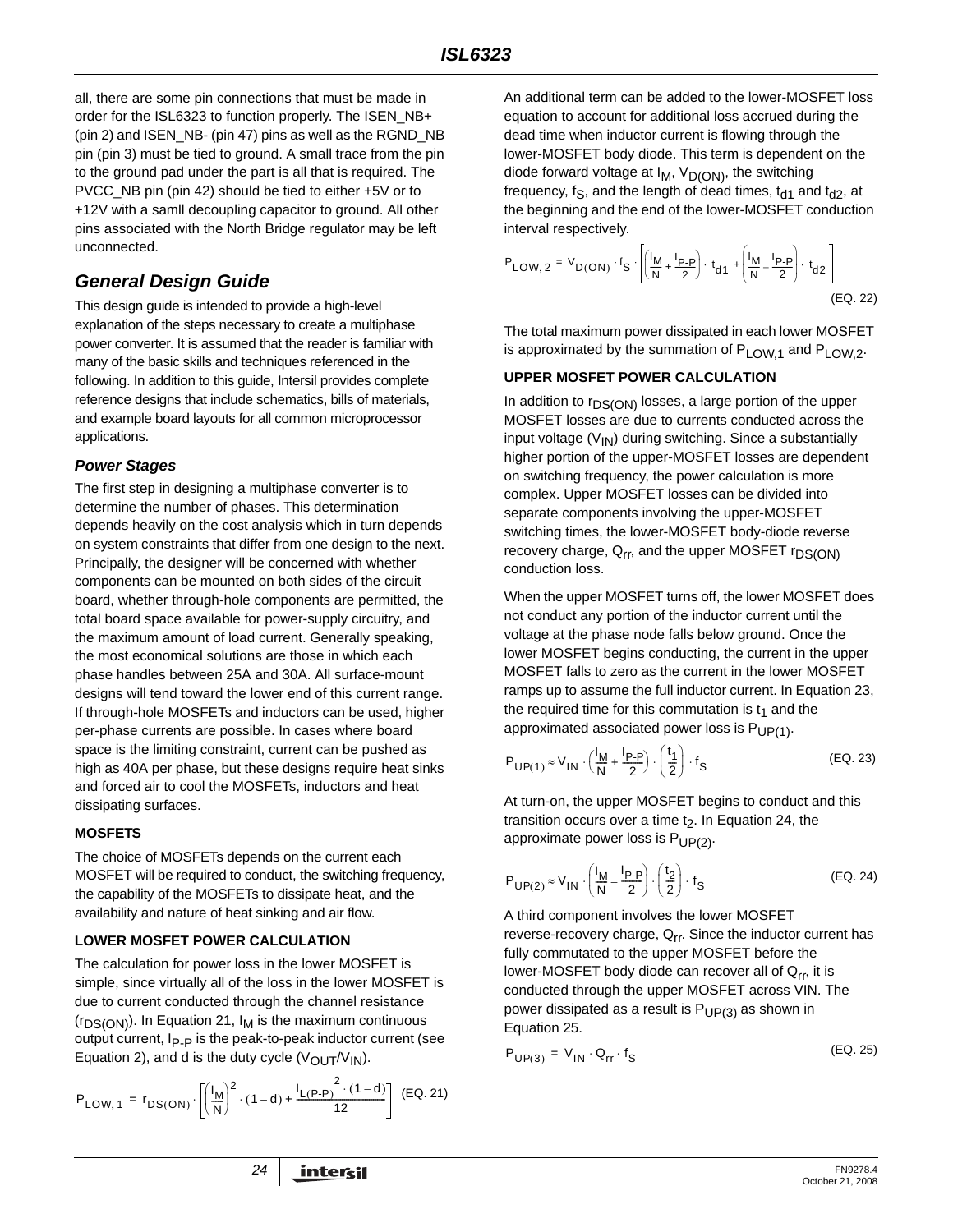all, there are some pin connections that must be made in order for the ISL6323 to function properly. The ISEN_NB+ (pin 2) and ISEN_NB- (pin 47) pins as well as the RGND_NB pin (pin 3) must be tied to ground. A small trace from the pin to the ground pad under the part is all that is required. The PVCC_NB pin (pin 42) should be tied to either +5V or to +12V with a samll decoupling capacitor to ground. All other pins associated with the North Bridge regulator may be left unconnected.

## General Design Guide

This design guide is intended to provide a high-level explanation of the steps necessary to create a multiphase power converter. It is assumed that the reader is familiar with many of the basic skills and techniques referenced in the following. In addition to this guide, Intersil provides complete reference designs that include schematics, bills of materials, and example board layouts for all common microprocessor applications.

### Power Stages

The first step in designing a multiphase converter is to determine the number of phases. This determination depends heavily on the cost analysis which in turn depends on system constraints that differ from one design to the next. Principally, the designer will be concerned with whether components can be mounted on both sides of the circuit board, whether through-hole components are permitted, the total board space available for power-supply circuitry, and the maximum amount of load current. Generally speaking, the most economical solutions are those in which each phase handles between 25A and 30A. All surface-mount designs will tend toward the lower end of this current range. If through-hole MOSFETs and inductors can be used, higher per-phase currents are possible. In cases where board space is the limiting constraint, current can be pushed as high as 40A per phase, but these designs require heat sinks and forced air to cool the MOSFETs, inductors and heat dissipating surfaces.

**MOSFETS**

The choice of MOSFETs depends on the current each MOSFET will be required to conduct, the switching frequency, the capability of the MOSFETs to dissipate heat, and the availability and nature of heat sinking and air flow.

**LOWER MOSFET POWER CALCULATION**

The calculation for power loss in the lower MOSFET is simple, since virtually all of the loss in the lower MOSFET is due to current conducted through the channel resistance ($r_{DS(ON)}$). In Equation 21, $I_M$ is the maximum continuous output current, $I_{P-P}$ is the peak-to-peak inductor current (see Equation 2), and d is the duty cycle ($V_{OUT}/V_{IN}$).

$$P_{LOW,1} = r_{DS(ON)} \cdot \left[\left(\frac{I_M}{N}\right)^2 \cdot (1-d) + \frac{I_{L(P-P)}^{\;2} \cdot (1-d)}{12}\right] \quad \text{(EQ. 21)}$$

An additional term can be added to the lower-MOSFET loss equation to account for additional loss accrued during the dead time when inductor current is flowing through the lower-MOSFET body diode. This term is dependent on the diode forward voltage at $I_M$, $V_{D(ON)}$, the switching frequency, $f_S$, and the length of dead times, $t_{d1}$ and $t_{d2}$, at the beginning and the end of the lower-MOSFET conduction interval respectively.

$$P_{LOW,2} = V_{D(ON)} \cdot f_S \cdot \left[\left(\frac{I_M}{N} + \frac{I_{P-P}}{2}\right) \cdot t_{d1} + \left(\frac{I_M}{N} - \frac{I_{P-P}}{2}\right) \cdot t_{d2}\right] \quad \text{(EQ. 22)}$$

The total maximum power dissipated in each lower MOSFET is approximated by the summation of $P_{LOW,1}$ and $P_{LOW,2}$.

**UPPER MOSFET POWER CALCULATION**

In addition to $r_{DS(ON)}$ losses, a large portion of the upper MOSFET losses are due to currents conducted across the input voltage ($V_{IN}$) during switching. Since a substantially higher portion of the upper-MOSFET losses are dependent on switching frequency, the power calculation is more complex. Upper MOSFET losses can be divided into separate components involving the upper-MOSFET switching times, the lower-MOSFET body-diode reverse recovery charge, $Q_{rr}$, and the upper MOSFET $r_{DS(ON)}$ conduction loss.

When the upper MOSFET turns off, the lower MOSFET does not conduct any portion of the inductor current until the voltage at the phase node falls below ground. Once the lower MOSFET begins conducting, the current in the upper MOSFET falls to zero as the current in the lower MOSFET ramps up to assume the full inductor current. In Equation 23, the required time for this commutation is $t_1$ and the approximated associated power loss is $P_{UP(1)}$.

$$P_{UP(1)} \approx V_{IN} \cdot \left(\frac{I_M}{N} + \frac{I_{P-P}}{2}\right) \cdot \left(\frac{t_1}{2}\right) \cdot f_S \quad \text{(EQ. 23)}$$

At turn-on, the upper MOSFET begins to conduct and this transition occurs over a time $t_2$. In Equation 24, the approximate power loss is $P_{UP(2)}$.

$$P_{UP(2)} \approx V_{IN} \cdot \left(\frac{I_M}{N} - \frac{I_{P-P}}{2}\right) \cdot \left(\frac{t_2}{2}\right) \cdot f_S \quad \text{(EQ. 24)}$$

A third component involves the lower MOSFET reverse-recovery charge, $Q_{rr}$. Since the inductor current has fully commutated to the upper MOSFET before the lower-MOSFET body diode can recover all of $Q_{rr}$, it is conducted through the upper MOSFET across VIN. The power dissipated as a result is $P_{UP(3)}$ as shown in Equation 25.

$$P_{UP(3)} = V_{IN} \cdot Q_{rr} \cdot f_S \quad \text{(EQ. 25)}$$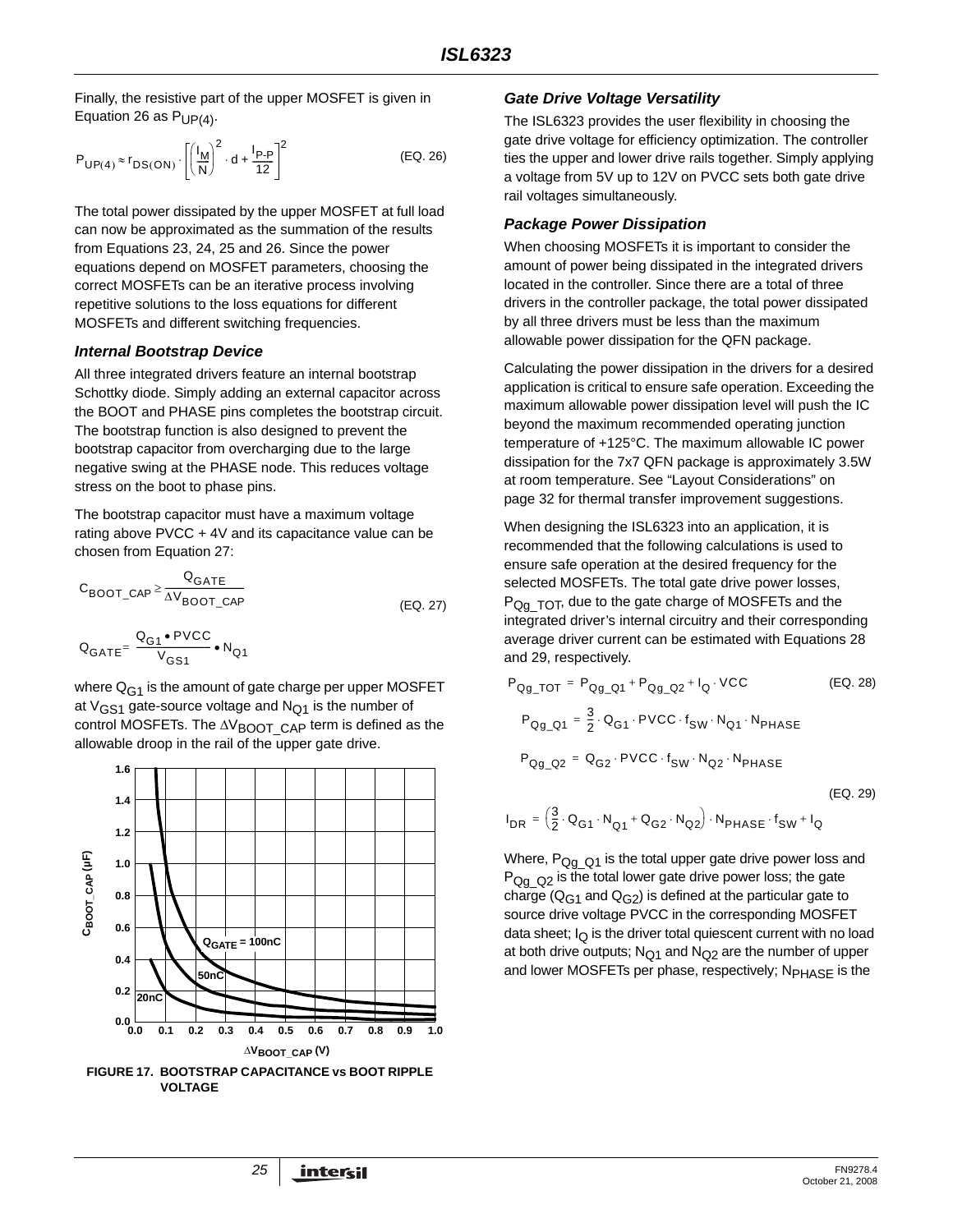Finally, the resistive part of the upper MOSFET is given in Equation 26 as $P_{UP(4)}$.

$$P_{UP(4)} \approx r_{DS(ON)} \cdot \left[ \left( \frac{I_M}{N} \right)^2 \cdot d + \frac{I_{P-P}}{12} \right]^2 \quad \text{(EQ. 26)}$$

The total power dissipated by the upper MOSFET at full load can now be approximated as the summation of the results from Equations 23, 24, 25 and 26. Since the power equations depend on MOSFET parameters, choosing the correct MOSFETs can be an iterative process involving repetitive solutions to the loss equations for different MOSFETs and different switching frequencies.

### *Internal Bootstrap Device*

All three integrated drivers feature an internal bootstrap Schottky diode. Simply adding an external capacitor across the BOOT and PHASE pins completes the bootstrap circuit. The bootstrap function is also designed to prevent the bootstrap capacitor from overcharging due to the large negative swing at the PHASE node. This reduces voltage stress on the boot to phase pins.

The bootstrap capacitor must have a maximum voltage rating above PVCC + 4V and its capacitance value can be chosen from Equation 27:

$$C_{BOOT\_CAP} \geq \frac{Q_{GATE}}{\Delta V_{BOOT\_CAP}} \quad \text{(EQ. 27)}$$

$$Q_{GATE} = \frac{Q_{G1} \bullet PVCC}{V_{GS1}} \bullet N_{Q1}$$

where $Q_{G1}$ is the amount of gate charge per upper MOSFET at $V_{GS1}$ gate-source voltage and $N_{Q1}$ is the number of control MOSFETs. The $\Delta V_{BOOT\_CAP}$ term is defined as the allowable droop in the rail of the upper gate drive.

**FIGURE 17. BOOTSTRAP CAPACITANCE vs BOOT RIPPLE VOLTAGE**

### *Gate Drive Voltage Versatility*

The ISL6323 provides the user flexibility in choosing the gate drive voltage for efficiency optimization. The controller ties the upper and lower drive rails together. Simply applying a voltage from 5V up to 12V on PVCC sets both gate drive rail voltages simultaneously.

### *Package Power Dissipation*

When choosing MOSFETs it is important to consider the amount of power being dissipated in the integrated drivers located in the controller. Since there are a total of three drivers in the controller package, the total power dissipated by all three drivers must be less than the maximum allowable power dissipation for the QFN package.

Calculating the power dissipation in the drivers for a desired application is critical to ensure safe operation. Exceeding the maximum allowable power dissipation level will push the IC beyond the maximum recommended operating junction temperature of +125°C. The maximum allowable IC power dissipation for the 7x7 QFN package is approximately 3.5W at room temperature. See "Layout Considerations" on page 32 for thermal transfer improvement suggestions.

When designing the ISL6323 into an application, it is recommended that the following calculations is used to ensure safe operation at the desired frequency for the selected MOSFETs. The total gate drive power losses, $P_{Qg\_TOT}$, due to the gate charge of MOSFETs and the integrated driver's internal circuitry and their corresponding average driver current can be estimated with Equations 28 and 29, respectively.

$$P_{Qg\_TOT} = P_{Qg\_Q1} + P_{Qg\_Q2} + I_Q \cdot VCC \quad \text{(EQ. 28)}$$

$$P_{Qg\_Q1} = \frac{3}{2} \cdot Q_{G1} \cdot PVCC \cdot f_{SW} \cdot N_{Q1} \cdot N_{PHASE}$$

$$P_{Qg\_Q2} = Q_{G2} \cdot PVCC \cdot f_{SW} \cdot N_{Q2} \cdot N_{PHASE}$$

$$I_{DR} = \left( \frac{3}{2} \cdot Q_{G1} \cdot N_{Q1} + Q_{G2} \cdot N_{Q2} \right) \cdot N_{PHASE} \cdot f_{SW} + I_Q \quad \text{(EQ. 29)}$$

Where, $P_{Qg\_Q1}$ is the total upper gate drive power loss and $P_{Qg\_Q2}$ is the total lower gate drive power loss; the gate charge ($Q_{G1}$ and $Q_{G2}$) is defined at the particular gate to source drive voltage PVCC in the corresponding MOSFET data sheet; $I_Q$ is the driver total quiescent current with no load at both drive outputs; $N_{Q1}$ and $N_{Q2}$ are the number of upper and lower MOSFETs per phase, respectively; $N_{PHASE}$ is the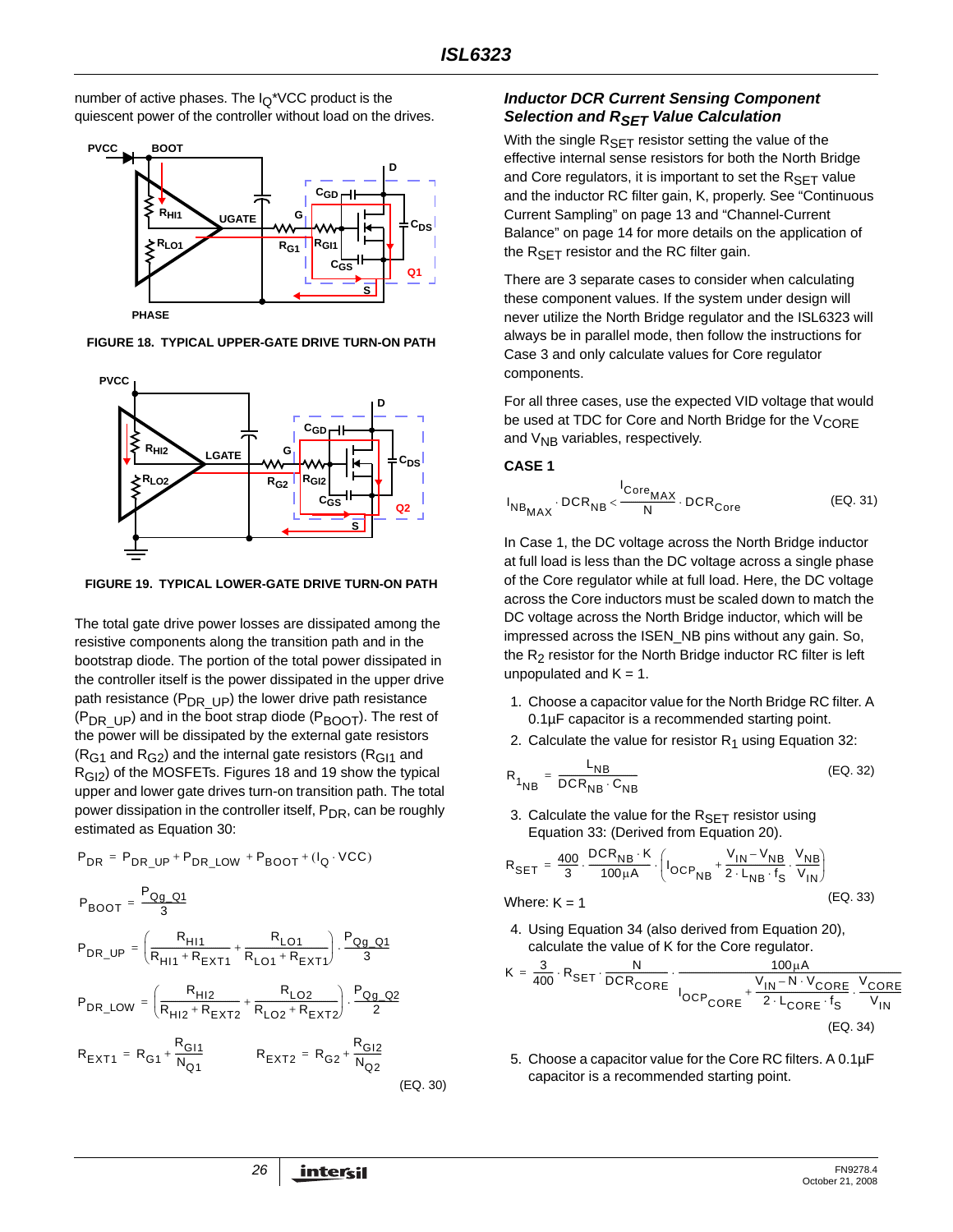number of active phases. The $I_Q$*VCC product is the quiescent power of the controller without load on the drives.

FIGURE 18. TYPICAL UPPER-GATE DRIVE TURN-ON PATH

FIGURE 19. TYPICAL LOWER-GATE DRIVE TURN-ON PATH

The total gate drive power losses are dissipated among the resistive components along the transition path and in the bootstrap diode. The portion of the total power dissipated in the controller itself is the power dissipated in the upper drive path resistance ($P_{DR\_UP}$) the lower drive path resistance ($P_{DR\_UP}$) and in the boot strap diode ($P_{BOOT}$). The rest of the power will be dissipated by the external gate resistors ($R_{G1}$ and $R_{G2}$) and the internal gate resistors ($R_{GI1}$ and $R_{GI2}$) of the MOSFETs. Figures 18 and 19 show the typical upper and lower gate drives turn-on transition path. The total power dissipation in the controller itself, $P_{DR}$, can be roughly estimated as Equation 30:

$$P_{DR} = P_{DR\_UP} + P_{DR\_LOW} + P_{BOOT} + (I_Q \cdot VCC)$$

$$P_{BOOT} = \frac{P_{Qg\_Q1}}{3}$$

$$P_{DR\_UP} = \left(\frac{R_{HI1}}{R_{HI1} + R_{EXT1}} + \frac{R_{LO1}}{R_{LO1} + R_{EXT1}}\right) \cdot \frac{P_{Qg\_Q1}}{3}$$

$$P_{DR\_LOW} = \left(\frac{R_{HI2}}{R_{HI2} + R_{EXT2}} + \frac{R_{LO2}}{R_{LO2} + R_{EXT2}}\right) \cdot \frac{P_{Qg\_Q2}}{2}$$

$$R_{EXT1} = R_{G1} + \frac{R_{GI1}}{N_{Q1}} \qquad R_{EXT2} = R_{G2} + \frac{R_{GI2}}{N_{Q2}} \tag{EQ. 30}$$

### *Inductor DCR Current Sensing Component Selection and $R_{SET}$ Value Calculation*

With the single $R_{SET}$ resistor setting the value of the effective internal sense resistors for both the North Bridge and Core regulators, it is important to set the $R_{SET}$ value and the inductor RC filter gain, K, properly. See "Continuous Current Sampling" on page 13 and "Channel-Current Balance" on page 14 for more details on the application of the $R_{SET}$ resistor and the RC filter gain.

There are 3 separate cases to consider when calculating these component values. If the system under design will never utilize the North Bridge regulator and the ISL6323 will always be in parallel mode, then follow the instructions for Case 3 and only calculate values for Core regulator components.

For all three cases, use the expected VID voltage that would be used at TDC for Core and North Bridge for the $V_{CORE}$ and $V_{NB}$ variables, respectively.

**CASE 1**

$$I_{NB_{MAX}} \cdot DCR_{NB} < \frac{I_{Core_{MAX}}}{N} \cdot DCR_{Core} \tag{EQ. 31}$$

In Case 1, the DC voltage across the North Bridge inductor at full load is less than the DC voltage across a single phase of the Core regulator while at full load. Here, the DC voltage across the Core inductors must be scaled down to match the DC voltage across the North Bridge inductor, which will be impressed across the ISEN_NB pins without any gain. So, the $R_2$ resistor for the North Bridge inductor RC filter is left unpopulated and K = 1.

1. Choose a capacitor value for the North Bridge RC filter. A 0.1µF capacitor is a recommended starting point.
2. Calculate the value for resistor $R_1$ using Equation 32:

$$R_{1_{NB}} = \frac{L_{NB}}{DCR_{NB} \cdot C_{NB}} \tag{EQ. 32}$$

3. Calculate the value for the $R_{SET}$ resistor using Equation 33: (Derived from Equation 20).

$$R_{SET} = \frac{400}{3} \cdot \frac{DCR_{NB} \cdot K}{100\mu A} \cdot \left(I_{OCP_{NB}} + \frac{V_{IN} - V_{NB}}{2 \cdot L_{NB} \cdot f_S} \cdot \frac{V_{NB}}{V_{IN}}\right)$$

Where: K = 1 (EQ. 33)

4. Using Equation 34 (also derived from Equation 20), calculate the value of K for the Core regulator.

$$K = \frac{3}{400} \cdot R_{SET} \cdot \frac{N}{DCR_{CORE}} \cdot \frac{100\mu A}{I_{OCP_{CORE}} + \frac{V_{IN} - N \cdot V_{CORE}}{2 \cdot L_{CORE} \cdot f_S} \cdot \frac{V_{CORE}}{V_{IN}}} \tag{EQ. 34}$$

5. Choose a capacitor value for the Core RC filters. A 0.1µF capacitor is a recommended starting point.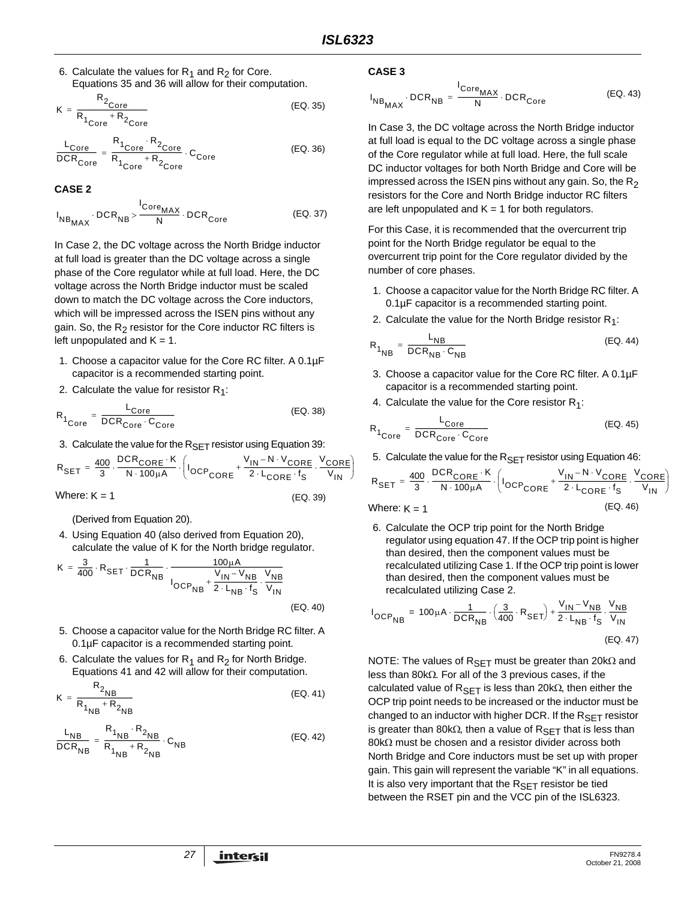6. Calculate the values for $R_1$ and $R_2$ for Core. Equations 35 and 36 will allow for their computation.

$$K = \frac{R_{2_{Core}}}{R_{1_{Core}} + R_{2_{Core}}} \quad \text{(EQ. 35)}$$

$$\frac{L_{Core}}{DCR_{Core}} = \frac{R_{1_{Core}} \cdot R_{2_{Core}}}{R_{1_{Core}} + R_{2_{Core}}} \cdot C_{Core} \quad \text{(EQ. 36)}$$

**CASE 2**

$$I_{NB_{MAX}} \cdot DCR_{NB} > \frac{I_{Core_{MAX}}}{N} \cdot DCR_{Core} \quad \text{(EQ. 37)}$$

In Case 2, the DC voltage across the North Bridge inductor at full load is greater than the DC voltage across a single phase of the Core regulator while at full load. Here, the DC voltage across the North Bridge inductor must be scaled down to match the DC voltage across the Core inductors, which will be impressed across the ISEN pins without any gain. So, the $R_2$ resistor for the Core inductor RC filters is left unpopulated and K = 1.

1. Choose a capacitor value for the Core RC filter. A 0.1µF capacitor is a recommended starting point.
2. Calculate the value for resistor $R_1$:

$$R_{1_{Core}} = \frac{L_{Core}}{DCR_{Core} \cdot C_{Core}} \quad \text{(EQ. 38)}$$

3. Calculate the value for the $R_{SET}$ resistor using Equation 39:

$$R_{SET} = \frac{400}{3} \cdot \frac{DCR_{CORE} \cdot K}{N \cdot 100\mu A} \cdot \left(I_{OCP_{CORE}} + \frac{V_{IN} - N \cdot V_{CORE}}{2 \cdot L_{CORE} \cdot f_S} \cdot \frac{V_{CORE}}{V_{IN}}\right)$$

Where: K = 1 (EQ. 39)

(Derived from Equation 20).

4. Using Equation 40 (also derived from Equation 20), calculate the value of K for the North bridge regulator.

$$K = \frac{3}{400} \cdot R_{SET} \cdot \frac{1}{DCR_{NB}} \cdot \frac{100\mu A}{I_{OCP_{NB}} + \frac{V_{IN} - V_{NB}}{2 \cdot L_{NB} \cdot f_S} \cdot \frac{V_{NB}}{V_{IN}}} \quad \text{(EQ. 40)}$$

5. Choose a capacitor value for the North Bridge RC filter. A 0.1µF capacitor is a recommended starting point.
6. Calculate the values for $R_1$ and $R_2$ for North Bridge. Equations 41 and 42 will allow for their computation.

$$K = \frac{R_{2_{NB}}}{R_{1_{NB}} + R_{2_{NB}}} \quad \text{(EQ. 41)}$$

$$\frac{L_{NB}}{DCR_{NB}} = \frac{R_{1_{NB}} \cdot R_{2_{NB}}}{R_{1_{NB}} + R_{2_{NB}}} \cdot C_{NB} \quad \text{(EQ. 42)}$$

**CASE 3**

$$I_{NB_{MAX}} \cdot DCR_{NB} = \frac{I_{Core_{MAX}}}{N} \cdot DCR_{Core} \quad \text{(EQ. 43)}$$

In Case 3, the DC voltage across the North Bridge inductor at full load is equal to the DC voltage across a single phase of the Core regulator while at full load. Here, the full scale DC inductor voltages for both North Bridge and Core will be impressed across the ISEN pins without any gain. So, the $R_2$ resistors for the Core and North Bridge inductor RC filters are left unpopulated and K = 1 for both regulators.

For this Case, it is recommended that the overcurrent trip point for the North Bridge regulator be equal to the overcurrent trip point for the Core regulator divided by the number of core phases.

1. Choose a capacitor value for the North Bridge RC filter. A 0.1µF capacitor is a recommended starting point.
2. Calculate the value for the North Bridge resistor $R_1$:

$$R_{1_{NB}} = \frac{L_{NB}}{DCR_{NB} \cdot C_{NB}} \quad \text{(EQ. 44)}$$

3. Choose a capacitor value for the Core RC filter. A 0.1µF capacitor is a recommended starting point.
4. Calculate the value for the Core resistor $R_1$:

$$R_{1_{Core}} = \frac{L_{Core}}{DCR_{Core} \cdot C_{Core}} \quad \text{(EQ. 45)}$$

5. Calculate the value for the $R_{SET}$ resistor using Equation 46:

$$R_{SET} = \frac{400}{3} \cdot \frac{DCR_{CORE} \cdot K}{N \cdot 100\mu A} \cdot \left(I_{OCP_{CORE}} + \frac{V_{IN} - N \cdot V_{CORE}}{2 \cdot L_{CORE} \cdot f_S} \cdot \frac{V_{CORE}}{V_{IN}}\right)$$

Where: K = 1 (EQ. 46)

6. Calculate the OCP trip point for the North Bridge regulator using equation 47. If the OCP trip point is higher than desired, then the component values must be recalculated utilizing Case 1. If the OCP trip point is lower than desired, then the component values must be recalculated utilizing Case 2.

$$I_{OCP_{NB}} = 100\mu A \cdot \frac{1}{DCR_{NB}} \cdot \left(\frac{3}{400} \cdot R_{SET}\right) + \frac{V_{IN} - V_{NB}}{2 \cdot L_{NB} \cdot f_S} \cdot \frac{V_{NB}}{V_{IN}} \quad \text{(EQ. 47)}$$

NOTE: The values of $R_{SET}$ must be greater than 20kΩ and less than 80kΩ. For all of the 3 previous cases, if the calculated value of $R_{SET}$ is less than 20kΩ, then either the OCP trip point needs to be increased or the inductor must be changed to an inductor with higher DCR. If the $R_{SET}$ resistor is greater than 80kΩ, then a value of $R_{SET}$ that is less than 80kΩ must be chosen and a resistor divider across both North Bridge and Core inductors must be set up with proper gain. This gain will represent the variable "K" in all equations. It is also very important that the $R_{SET}$ resistor be tied between the RSET pin and the VCC pin of the ISL6323.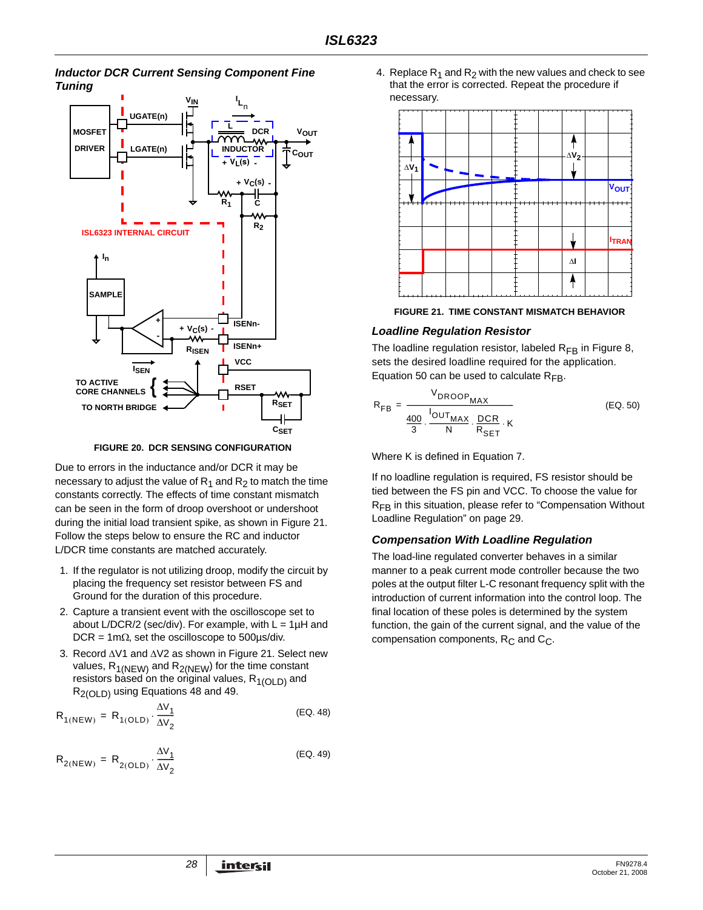### Inductor DCR Current Sensing Component Fine Tuning

FIGURE 20. DCR SENSING CONFIGURATION

Due to errors in the inductance and/or DCR it may be necessary to adjust the value of $R_1$ and $R_2$ to match the time constants correctly. The effects of time constant mismatch can be seen in the form of droop overshoot or undershoot during the initial load transient spike, as shown in Figure 21. Follow the steps below to ensure the RC and inductor L/DCR time constants are matched accurately.

1. If the regulator is not utilizing droop, modify the circuit by placing the frequency set resistor between FS and Ground for the duration of this procedure.
2. Capture a transient event with the oscilloscope set to about L/DCR/2 (sec/div). For example, with L = 1µH and DCR = 1mΩ, set the oscilloscope to 500µs/div.
3. Record ΔV1 and ΔV2 as shown in Figure 21. Select new values, $R_{1(NEW)}$ and $R_{2(NEW)}$ for the time constant resistors based on the original values, $R_{1(OLD)}$ and $R_{2(OLD)}$ using Equations 48 and 49.

$$R_{1(NEW)} = R_{1(OLD)} \cdot \frac{\Delta V_1}{\Delta V_2} \quad \text{(EQ. 48)}$$

$$R_{2(NEW)} = R_{2(OLD)} \cdot \frac{\Delta V_1}{\Delta V_2} \quad \text{(EQ. 49)}$$

4. Replace $R_1$ and $R_2$ with the new values and check to see that the error is corrected. Repeat the procedure if necessary.

FIGURE 21. TIME CONSTANT MISMATCH BEHAVIOR

### Loadline Regulation Resistor

The loadline regulation resistor, labeled $R_{FB}$ in Figure 8, sets the desired loadline required for the application. Equation 50 can be used to calculate $R_{FB}$.

$$R_{FB} = \frac{V_{DROOP_{MAX}}}{\frac{400}{3} \cdot \frac{I_{OUT_{MAX}}}{N} \cdot \frac{DCR}{R_{SET}} \cdot K} \quad \text{(EQ. 50)}$$

Where K is defined in Equation 7.

If no loadline regulation is required, FS resistor should be tied between the FS pin and VCC. To choose the value for $R_{FB}$ in this situation, please refer to “Compensation Without Loadline Regulation” on page 29.

### Compensation With Loadline Regulation

The load-line regulated converter behaves in a similar manner to a peak current mode controller because the two poles at the output filter L-C resonant frequency split with the introduction of current information into the control loop. The final location of these poles is determined by the system function, the gain of the current signal, and the value of the compensation components, $R_C$ and $C_C$.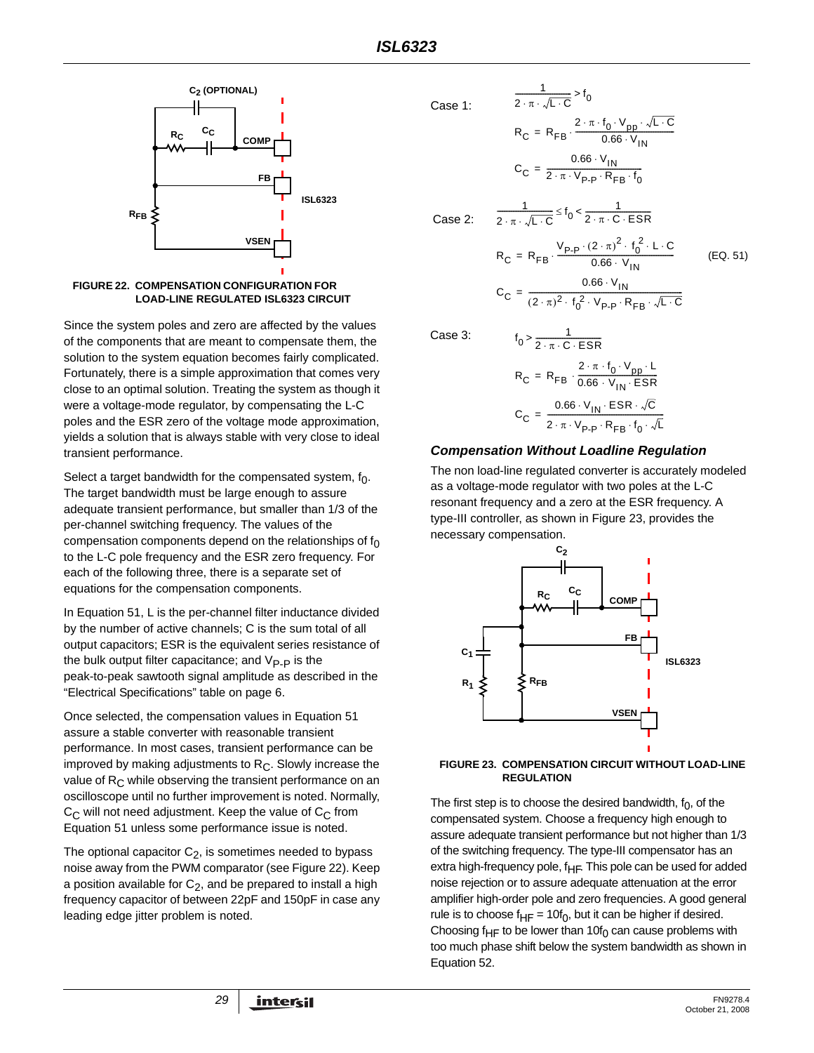FIGURE 22. COMPENSATION CONFIGURATION FOR LOAD-LINE REGULATED ISL6323 CIRCUIT

Since the system poles and zero are affected by the values of the components that are meant to compensate them, the solution to the system equation becomes fairly complicated. Fortunately, there is a simple approximation that comes very close to an optimal solution. Treating the system as though it were a voltage-mode regulator, by compensating the L-C poles and the ESR zero of the voltage mode approximation, yields a solution that is always stable with very close to ideal transient performance.

Select a target bandwidth for the compensated system, $f_0$. The target bandwidth must be large enough to assure adequate transient performance, but smaller than 1/3 of the per-channel switching frequency. The values of the compensation components depend on the relationships of $f_0$ to the L-C pole frequency and the ESR zero frequency. For each of the following three, there is a separate set of equations for the compensation components.

In Equation 51, L is the per-channel filter inductance divided by the number of active channels; C is the sum total of all output capacitors; ESR is the equivalent series resistance of the bulk output filter capacitance; and $V_{P-P}$ is the peak-to-peak sawtooth signal amplitude as described in the "Electrical Specifications" table on page 6.

Once selected, the compensation values in Equation 51 assure a stable converter with reasonable transient performance. In most cases, transient performance can be improved by making adjustments to $R_C$. Slowly increase the value of $R_C$ while observing the transient performance on an oscilloscope until no further improvement is noted. Normally, $C_C$ will not need adjustment. Keep the value of $C_C$ from Equation 51 unless some performance issue is noted.

The optional capacitor $C_2$, is sometimes needed to bypass noise away from the PWM comparator (see Figure 22). Keep a position available for $C_2$, and be prepared to install a high frequency capacitor of between 22pF and 150pF in case any leading edge jitter problem is noted.

Case 1:

$$\frac{1}{2 \cdot \pi \cdot \sqrt{L \cdot C}} > f_0$$

$$R_C = R_{FB} \cdot \frac{2 \cdot \pi \cdot f_0 \cdot V_{pp} \cdot \sqrt{L \cdot C}}{0.66 \cdot V_{IN}}$$

$$C_C = \frac{0.66 \cdot V_{IN}}{2 \cdot \pi \cdot V_{P-P} \cdot R_{FB} \cdot f_0}$$

Case 2:

$$\frac{1}{2 \cdot \pi \cdot \sqrt{L \cdot C}} \leq f_0 < \frac{1}{2 \cdot \pi \cdot C \cdot ESR}$$

$$R_C = R_{FB} \cdot \frac{V_{P-P} \cdot (2 \cdot \pi)^2 \cdot f_0^2 \cdot L \cdot C}{0.66 \cdot V_{IN}} \qquad \text{(EQ. 51)}$$

$$C_C = \frac{0.66 \cdot V_{IN}}{(2 \cdot \pi)^2 \cdot f_0^2 \cdot V_{P-P} \cdot R_{FB} \cdot \sqrt{L \cdot C}}$$

Case 3:

$$f_0 > \frac{1}{2 \cdot \pi \cdot C \cdot ESR}$$

$$R_C = R_{FB} \cdot \frac{2 \cdot \pi \cdot f_0 \cdot V_{pp} \cdot L}{0.66 \cdot V_{IN} \cdot ESR}$$

$$C_C = \frac{0.66 \cdot V_{IN} \cdot ESR \cdot \sqrt{C}}{2 \cdot \pi \cdot V_{P-P} \cdot R_{FB} \cdot f_0 \cdot \sqrt{L}}$$

### *Compensation Without Loadline Regulation*

The non load-line regulated converter is accurately modeled as a voltage-mode regulator with two poles at the L-C resonant frequency and a zero at the ESR frequency. A type-III controller, as shown in Figure 23, provides the necessary compensation.

FIGURE 23. COMPENSATION CIRCUIT WITHOUT LOAD-LINE REGULATION

The first step is to choose the desired bandwidth, $f_0$, of the compensated system. Choose a frequency high enough to assure adequate transient performance but not higher than 1/3 of the switching frequency. The type-III compensator has an extra high-frequency pole, $f_{HF}$. This pole can be used for added noise rejection or to assure adequate attenuation at the error amplifier high-order pole and zero frequencies. A good general rule is to choose $f_{HF} = 10f_0$, but it can be higher if desired. Choosing $f_{HF}$ to be lower than $10f_0$ can cause problems with too much phase shift below the system bandwidth as shown in Equation 52.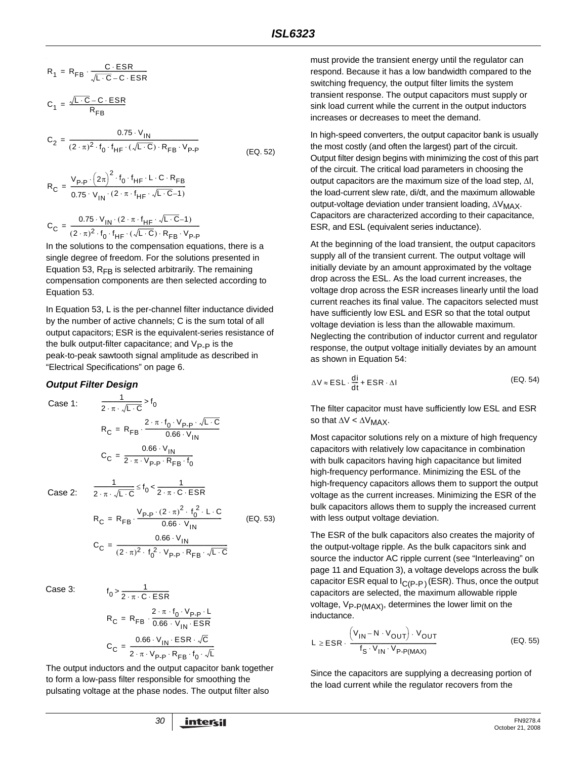$$R_1 = R_{FB} \cdot \frac{C \cdot ESR}{\sqrt{L \cdot C} - C \cdot ESR}$$

$$C_1 = \frac{\sqrt{L \cdot C} - C \cdot ESR}{R_{FB}}$$

$$C_2 = \frac{0.75 \cdot V_{IN}}{(2 \cdot \pi)^2 \cdot f_0 \cdot f_{HF} \cdot (\sqrt{L \cdot C}) \cdot R_{FB} \cdot V_{P-P}} \qquad \text{(EQ. 52)}$$

$$R_C = \frac{V_{P-P} \cdot (2\pi)^2 \cdot f_0 \cdot f_{HF} \cdot L \cdot C \cdot R_{FB}}{0.75 \cdot V_{IN} \cdot (2 \cdot \pi \cdot f_{HF} \cdot \sqrt{L \cdot C} - 1)}$$

$$C_C = \frac{0.75 \cdot V_{IN} \cdot (2 \cdot \pi \cdot f_{HF} \cdot \sqrt{L \cdot C} - 1)}{(2 \cdot \pi)^2 \cdot f_0 \cdot f_{HF} \cdot (\sqrt{L \cdot C}) \cdot R_{FB} \cdot V_{P-P}}$$

In the solutions to the compensation equations, there is a single degree of freedom. For the solutions presented in Equation 53, $R_{FB}$ is selected arbitrarily. The remaining compensation components are then selected according to Equation 53.

In Equation 53, L is the per-channel filter inductance divided by the number of active channels; C is the sum total of all output capacitors; ESR is the equivalent-series resistance of the bulk output-filter capacitance; and $V_{P-P}$ is the peak-to-peak sawtooth signal amplitude as described in "Electrical Specifications" on page 6.

### *Output Filter Design*

Case 1: $\frac{1}{2 \cdot \pi \cdot \sqrt{L \cdot C}} > f_0$

$$R_C = R_{FB} \cdot \frac{2 \cdot \pi \cdot f_0 \cdot V_{P-P} \cdot \sqrt{L \cdot C}}{0.66 \cdot V_{IN}}$$

$$C_C = \frac{0.66 \cdot V_{IN}}{2 \cdot \pi \cdot V_{P-P} \cdot R_{FB} \cdot f_0}$$

Case 2: $\frac{1}{2 \cdot \pi \cdot \sqrt{L \cdot C}} \le f_0 < \frac{1}{2 \cdot \pi \cdot C \cdot ESR}$

$$R_C = R_{FB} \cdot \frac{V_{P-P} \cdot (2 \cdot \pi)^2 \cdot f_0^2 \cdot L \cdot C}{0.66 \cdot V_{IN}} \qquad \text{(EQ. 53)}$$

$$C_C = \frac{0.66 \cdot V_{IN}}{(2 \cdot \pi)^2 \cdot f_0^2 \cdot V_{P-P} \cdot R_{FB} \cdot \sqrt{L \cdot C}}$$

Case 3: $f_0 > \frac{1}{2 \cdot \pi \cdot C \cdot ESR}$

$$R_C = R_{FB} \cdot \frac{2 \cdot \pi \cdot f_0 \cdot V_{P-P} \cdot L}{0.66 \cdot V_{IN} \cdot ESR}$$

$$C_C = \frac{0.66 \cdot V_{IN} \cdot ESR \cdot \sqrt{C}}{2 \cdot \pi \cdot V_{P-P} \cdot R_{FB} \cdot f_0 \cdot \sqrt{L}}$$

The output inductors and the output capacitor bank together to form a low-pass filter responsible for smoothing the pulsating voltage at the phase nodes. The output filter also must provide the transient energy until the regulator can respond. Because it has a low bandwidth compared to the switching frequency, the output filter limits the system transient response. The output capacitors must supply or sink load current while the current in the output inductors increases or decreases to meet the demand.

In high-speed converters, the output capacitor bank is usually the most costly (and often the largest) part of the circuit. Output filter design begins with minimizing the cost of this part of the circuit. The critical load parameters in choosing the output capacitors are the maximum size of the load step, $\Delta I$, the load-current slew rate, di/dt, and the maximum allowable output-voltage deviation under transient loading, $\Delta V_{MAX}$. Capacitors are characterized according to their capacitance, ESR, and ESL (equivalent series inductance).

At the beginning of the load transient, the output capacitors supply all of the transient current. The output voltage will initially deviate by an amount approximated by the voltage drop across the ESL. As the load current increases, the voltage drop across the ESR increases linearly until the load current reaches its final value. The capacitors selected must have sufficiently low ESL and ESR so that the total output voltage deviation is less than the allowable maximum. Neglecting the contribution of inductor current and regulator response, the output voltage initially deviates by an amount as shown in Equation 54:

$$\Delta V \approx ESL \cdot \frac{di}{dt} + ESR \cdot \Delta I \qquad \text{(EQ. 54)}$$

The filter capacitor must have sufficiently low ESL and ESR so that $\Delta V < \Delta V_{MAX}$.

Most capacitor solutions rely on a mixture of high frequency capacitors with relatively low capacitance in combination with bulk capacitors having high capacitance but limited high-frequency performance. Minimizing the ESL of the high-frequency capacitors allows them to support the output voltage as the current increases. Minimizing the ESR of the bulk capacitors allows them to supply the increased current with less output voltage deviation.

The ESR of the bulk capacitors also creates the majority of the output-voltage ripple. As the bulk capacitors sink and source the inductor AC ripple current (see "Interleaving" on page 11 and Equation 3), a voltage develops across the bulk capacitor ESR equal to $I_{C(P-P)}$ (ESR). Thus, once the output capacitors are selected, the maximum allowable ripple voltage, $V_{P-P(MAX)}$, determines the lower limit on the inductance.

$$L \ge ESR \cdot \frac{(V_{IN} - N \cdot V_{OUT}) \cdot V_{OUT}}{f_S \cdot V_{IN} \cdot V_{P-P(MAX)}} \qquad \text{(EQ. 55)}$$

Since the capacitors are supplying a decreasing portion of the load current while the regulator recovers from the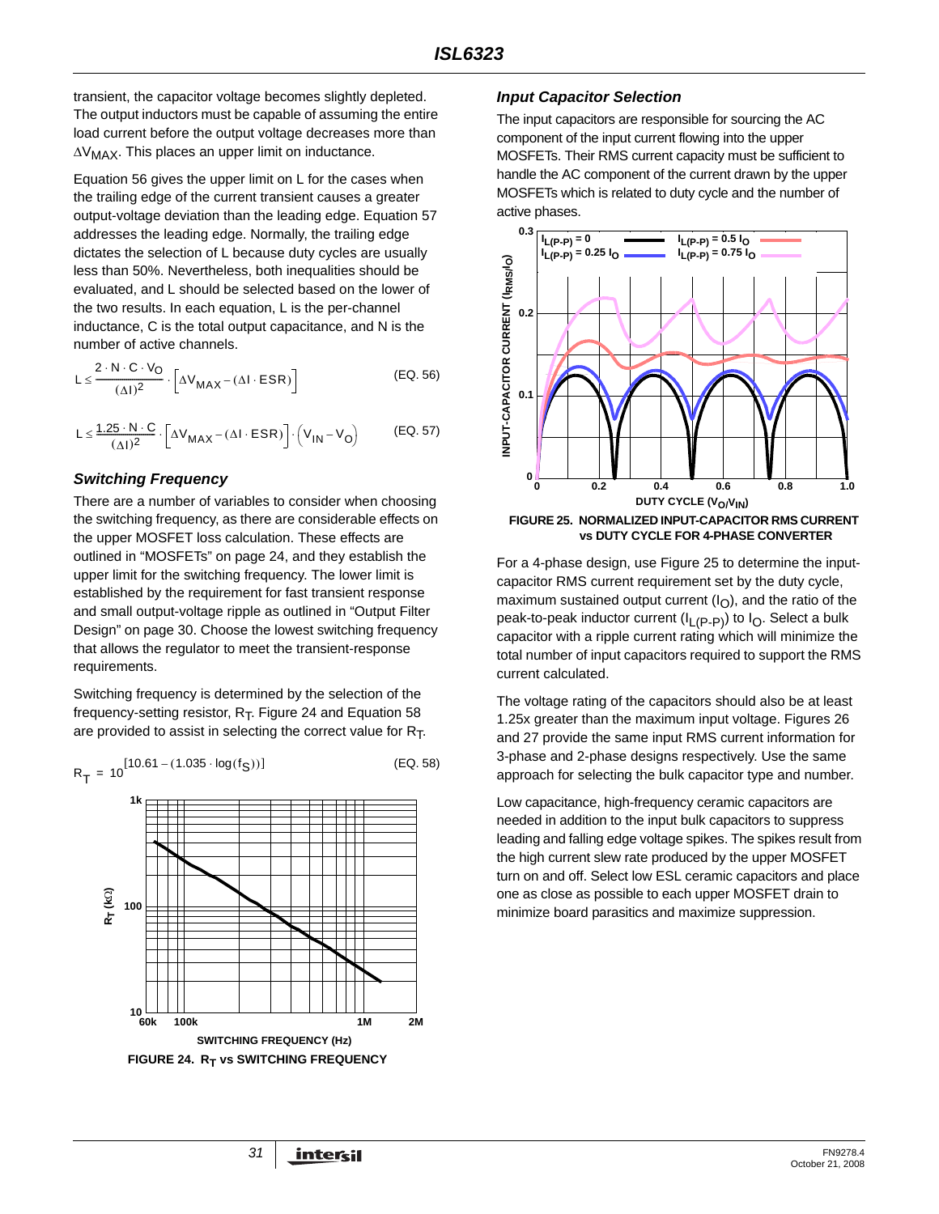transient, the capacitor voltage becomes slightly depleted. The output inductors must be capable of assuming the entire load current before the output voltage decreases more than $\Delta V_{MAX}$. This places an upper limit on inductance.

Equation 56 gives the upper limit on L for the cases when the trailing edge of the current transient causes a greater output-voltage deviation than the leading edge. Equation 57 addresses the leading edge. Normally, the trailing edge dictates the selection of L because duty cycles are usually less than 50%. Nevertheless, both inequalities should be evaluated, and L should be selected based on the lower of the two results. In each equation, L is the per-channel inductance, C is the total output capacitance, and N is the number of active channels.

$$L \le \frac{2 \cdot N \cdot C \cdot V_O}{(\Delta I)^2} \cdot \left[\Delta V_{MAX} - (\Delta I \cdot ESR)\right] \quad \text{(EQ. 56)}$$

$$L \le \frac{1.25 \cdot N \cdot C}{(\Delta I)^2} \cdot \left[\Delta V_{MAX} - (\Delta I \cdot ESR)\right] \cdot \left(V_{IN} - V_O\right) \quad \text{(EQ. 57)}$$

### Switching Frequency

There are a number of variables to consider when choosing the switching frequency, as there are considerable effects on the upper MOSFET loss calculation. These effects are outlined in "MOSFETs" on page 24, and they establish the upper limit for the switching frequency. The lower limit is established by the requirement for fast transient response and small output-voltage ripple as outlined in "Output Filter Design" on page 30. Choose the lowest switching frequency that allows the regulator to meet the transient-response requirements.

Switching frequency is determined by the selection of the frequency-setting resistor, $R_T$. Figure 24 and Equation 58 are provided to assist in selecting the correct value for $R_T$.

$$R_T = 10^{[10.61 - (1.035 \cdot \log(f_S))]} \quad \text{(EQ. 58)}$$

FIGURE 24. $R_T$ vs SWITCHING FREQUENCY

### Input Capacitor Selection

The input capacitors are responsible for sourcing the AC component of the input current flowing into the upper MOSFETs. Their RMS current capacity must be sufficient to handle the AC component of the current drawn by the upper MOSFETs which is related to duty cycle and the number of active phases.

FIGURE 25. NORMALIZED INPUT-CAPACITOR RMS CURRENT vs DUTY CYCLE FOR 4-PHASE CONVERTER

For a 4-phase design, use Figure 25 to determine the input-capacitor RMS current requirement set by the duty cycle, maximum sustained output current ($I_O$), and the ratio of the peak-to-peak inductor current ($I_{L(P-P)}$) to $I_O$. Select a bulk capacitor with a ripple current rating which will minimize the total number of input capacitors required to support the RMS current calculated.

The voltage rating of the capacitors should also be at least 1.25x greater than the maximum input voltage. Figures 26 and 27 provide the same input RMS current information for 3-phase and 2-phase designs respectively. Use the same approach for selecting the bulk capacitor type and number.

Low capacitance, high-frequency ceramic capacitors are needed in addition to the input bulk capacitors to suppress leading and falling edge voltage spikes. The spikes result from the high current slew rate produced by the upper MOSFET turn on and off. Select low ESL ceramic capacitors and place one as close as possible to each upper MOSFET drain to minimize board parasitics and maximize suppression.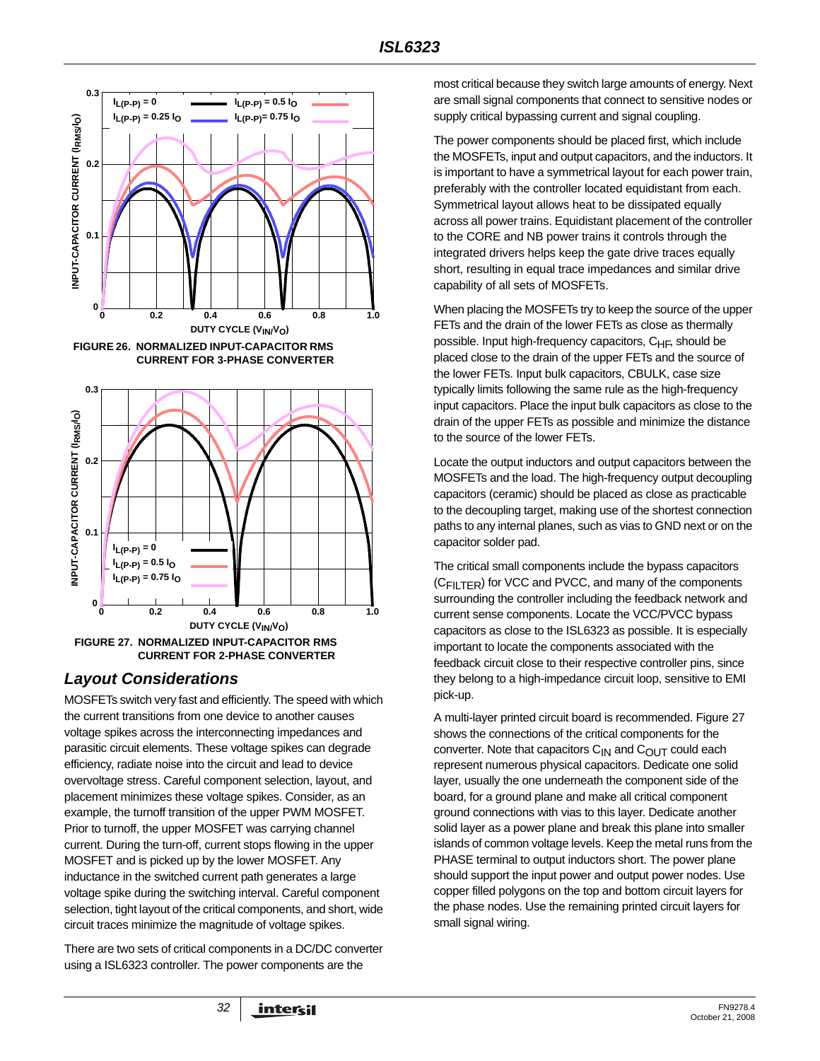FIGURE 26. NORMALIZED INPUT-CAPACITOR RMS CURRENT FOR 3-PHASE CONVERTER

FIGURE 27. NORMALIZED INPUT-CAPACITOR RMS CURRENT FOR 2-PHASE CONVERTER

## *Layout Considerations*

MOSFETs switch very fast and efficiently. The speed with which the current transitions from one device to another causes voltage spikes across the interconnecting impedances and parasitic circuit elements. These voltage spikes can degrade efficiency, radiate noise into the circuit and lead to device overvoltage stress. Careful component selection, layout, and placement minimizes these voltage spikes. Consider, as an example, the turnoff transition of the upper PWM MOSFET. Prior to turnoff, the upper MOSFET was carrying channel current. During the turn-off, current stops flowing in the upper MOSFET and is picked up by the lower MOSFET. Any inductance in the switched current path generates a large voltage spike during the switching interval. Careful component selection, tight layout of the critical components, and short, wide circuit traces minimize the magnitude of voltage spikes.

There are two sets of critical components in a DC/DC converter using a ISL6323 controller. The power components are the most critical because they switch large amounts of energy. Next are small signal components that connect to sensitive nodes or supply critical bypassing current and signal coupling.

The power components should be placed first, which include the MOSFETs, input and output capacitors, and the inductors. It is important to have a symmetrical layout for each power train, preferably with the controller located equidistant from each. Symmetrical layout allows heat to be dissipated equally across all power trains. Equidistant placement of the controller to the CORE and NB power trains it controls through the integrated drivers helps keep the gate drive traces equally short, resulting in equal trace impedances and similar drive capability of all sets of MOSFETs.

When placing the MOSFETs try to keep the source of the upper FETs and the drain of the lower FETs as close as thermally possible. Input high-frequency capacitors, $C_{HF}$, should be placed close to the drain of the upper FETs and the source of the lower FETs. Input bulk capacitors, CBULK, case size typically limits following the same rule as the high-frequency input capacitors. Place the input bulk capacitors as close to the drain of the upper FETs as possible and minimize the distance to the source of the lower FETs.

Locate the output inductors and output capacitors between the MOSFETs and the load. The high-frequency output decoupling capacitors (ceramic) should be placed as close as practicable to the decoupling target, making use of the shortest connection paths to any internal planes, such as vias to GND next or on the capacitor solder pad.

The critical small components include the bypass capacitors ($C_{FILTER}$) for VCC and PVCC, and many of the components surrounding the controller including the feedback network and current sense components. Locate the VCC/PVCC bypass capacitors as close to the ISL6323 as possible. It is especially important to locate the components associated with the feedback circuit close to their respective controller pins, since they belong to a high-impedance circuit loop, sensitive to EMI pick-up.

A multi-layer printed circuit board is recommended. Figure 27 shows the connections of the critical components for the converter. Note that capacitors $C_{IN}$ and $C_{OUT}$ could each represent numerous physical capacitors. Dedicate one solid layer, usually the one underneath the component side of the board, for a ground plane and make all critical component ground connections with vias to this layer. Dedicate another solid layer as a power plane and break this plane into smaller islands of common voltage levels. Keep the metal runs from the PHASE terminal to output inductors short. The power plane should support the input power and output power nodes. Use copper filled polygons on the top and bottom circuit layers for the phase nodes. Use the remaining printed circuit layers for small signal wiring.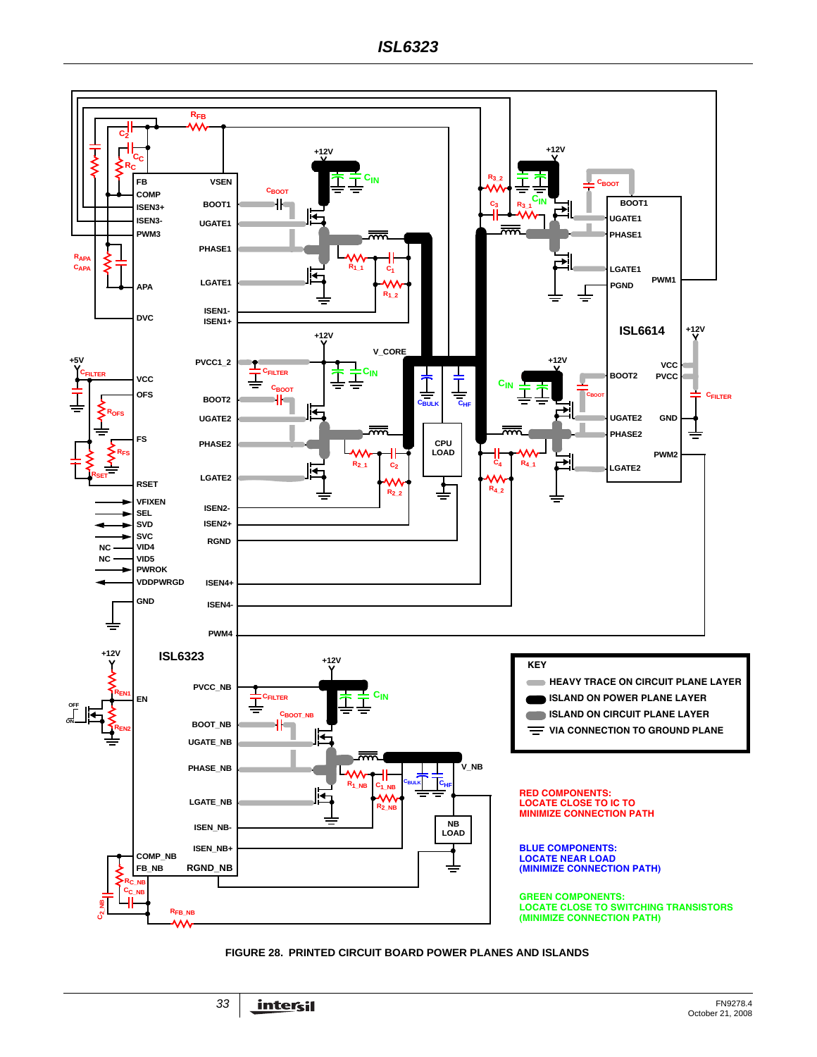FIGURE 28. PRINTED CIRCUIT BOARD POWER PLANES AND ISLANDS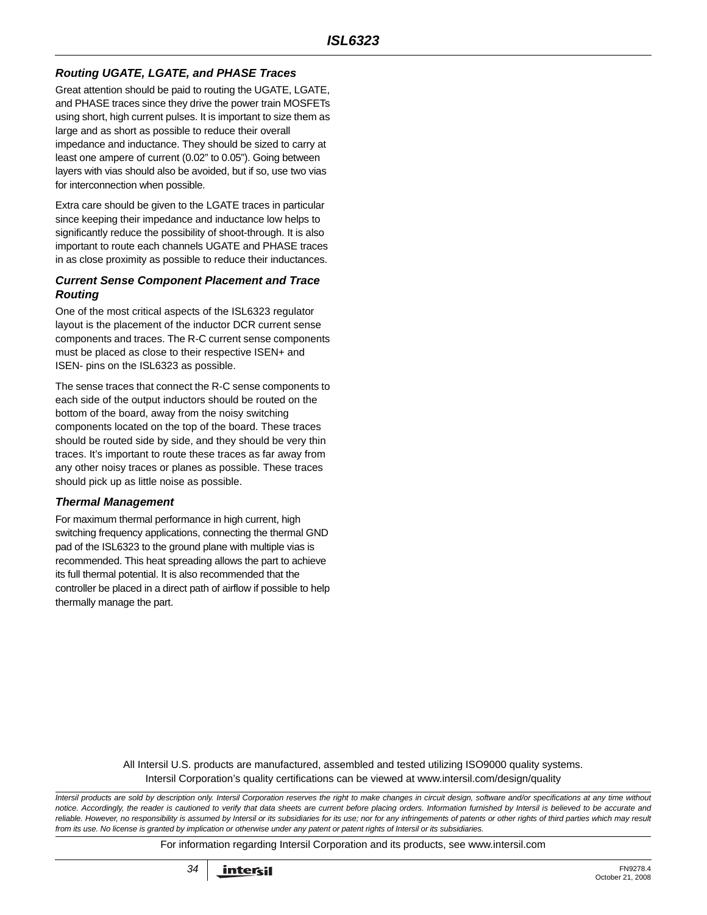### Routing UGATE, LGATE, and PHASE Traces

Great attention should be paid to routing the UGATE, LGATE, and PHASE traces since they drive the power train MOSFETs using short, high current pulses. It is important to size them as large and as short as possible to reduce their overall impedance and inductance. They should be sized to carry at least one ampere of current (0.02" to 0.05"). Going between layers with vias should also be avoided, but if so, use two vias for interconnection when possible.

Extra care should be given to the LGATE traces in particular since keeping their impedance and inductance low helps to significantly reduce the possibility of shoot-through. It is also important to route each channels UGATE and PHASE traces in as close proximity as possible to reduce their inductances.

### Current Sense Component Placement and Trace Routing

One of the most critical aspects of the ISL6323 regulator layout is the placement of the inductor DCR current sense components and traces. The R-C current sense components must be placed as close to their respective ISEN+ and ISEN- pins on the ISL6323 as possible.

The sense traces that connect the R-C sense components to each side of the output inductors should be routed on the bottom of the board, away from the noisy switching components located on the top of the board. These traces should be routed side by side, and they should be very thin traces. It's important to route these traces as far away from any other noisy traces or planes as possible. These traces should pick up as little noise as possible.

### Thermal Management

For maximum thermal performance in high current, high switching frequency applications, connecting the thermal GND pad of the ISL6323 to the ground plane with multiple vias is recommended. This heat spreading allows the part to achieve its full thermal potential. It is also recommended that the controller be placed in a direct path of airflow if possible to help thermally manage the part.

All Intersil U.S. products are manufactured, assembled and tested utilizing ISO9000 quality systems.
Intersil Corporation's quality certifications can be viewed at www.intersil.com/design/quality

*Intersil products are sold by description only. Intersil Corporation reserves the right to make changes in circuit design, software and/or specifications at any time without notice. Accordingly, the reader is cautioned to verify that data sheets are current before placing orders. Information furnished by Intersil is believed to be accurate and reliable. However, no responsibility is assumed by Intersil or its subsidiaries for its use; nor for any infringements of patents or other rights of third parties which may result from its use. No license is granted by implication or otherwise under any patent or patent rights of Intersil or its subsidiaries.*

For information regarding Intersil Corporation and its products, see www.intersil.com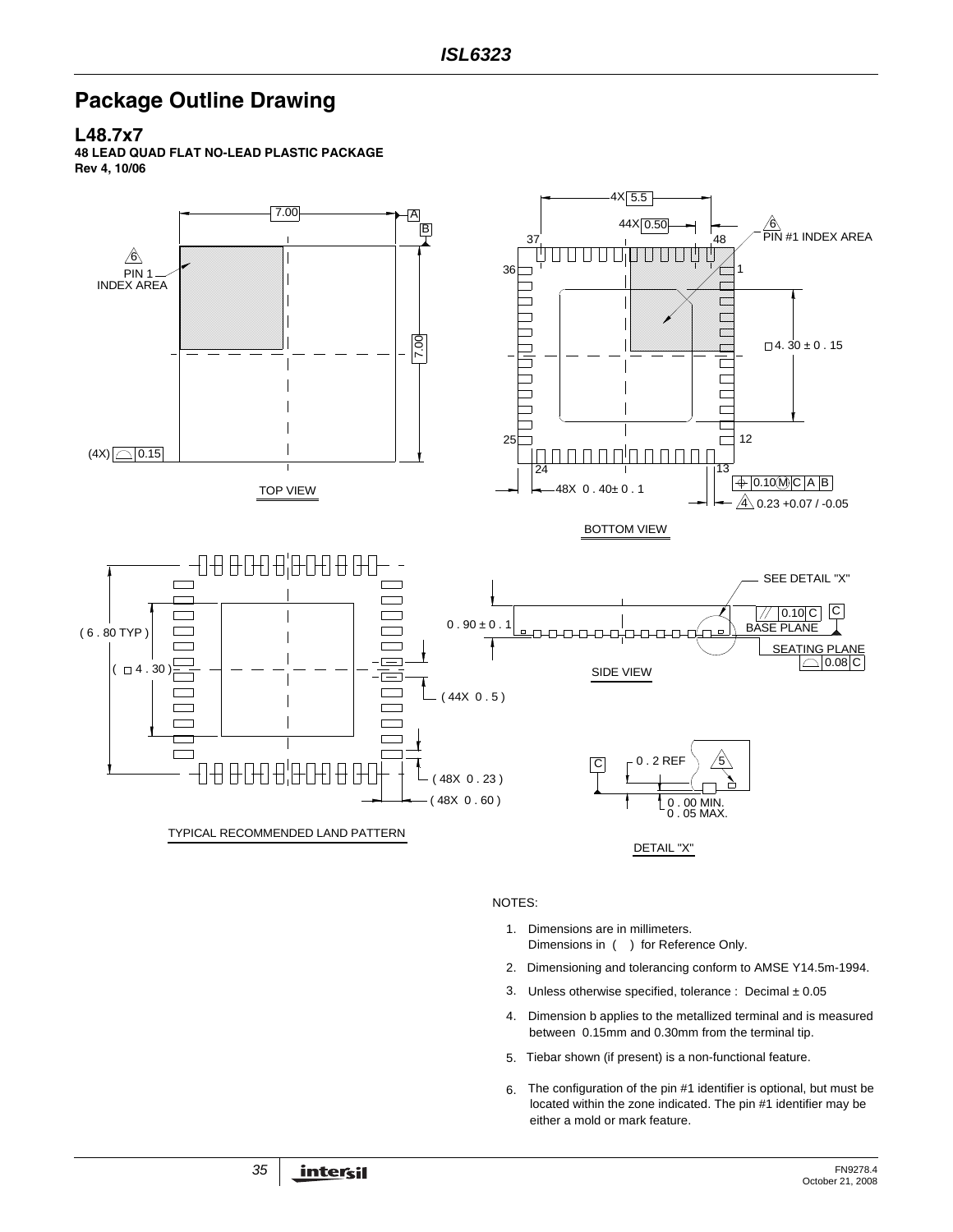# Package Outline Drawing

## L48.7x7

**48 LEAD QUAD FLAT NO-LEAD PLASTIC PACKAGE**
**Rev 4, 10/06**

7.00
A
B
6
PIN 1
INDEX AREA
7.00
(4X) 0.15
TOP VIEW

4X 5.5
44X 0.50
37
48
6
PIN #1 INDEX AREA
36
1
4. 30 ± 0 . 15
25
12
24
13
48X 0 . 40± 0 . 1
0.10 M C A B
4 0.23 +0.07 / -0.05
BOTTOM VIEW

( 6 . 80 TYP )
( 4 . 30 )
( 44X 0 . 5 )
( 48X 0 . 23 )
( 48X 0 . 60 )
TYPICAL RECOMMENDED LAND PATTERN

SEE DETAIL "X"
0 . 90 ± 0 . 1
0.10 C
C
BASE PLANE
SEATING PLANE
0.08 C
SIDE VIEW

C
0 . 2 REF
5
0 . 00 MIN.
0 . 05 MAX.
DETAIL "X"

NOTES:

1. Dimensions are in millimeters.
   Dimensions in ( ) for Reference Only.
2. Dimensioning and tolerancing conform to AMSE Y14.5m-1994.
3. Unless otherwise specified, tolerance : Decimal ± 0.05
4. Dimension b applies to the metallized terminal and is measured between 0.15mm and 0.30mm from the terminal tip.
5. Tiebar shown (if present) is a non-functional feature.
6. The configuration of the pin #1 identifier is optional, but must be located within the zone indicated. The pin #1 identifier may be either a mold or mark feature.